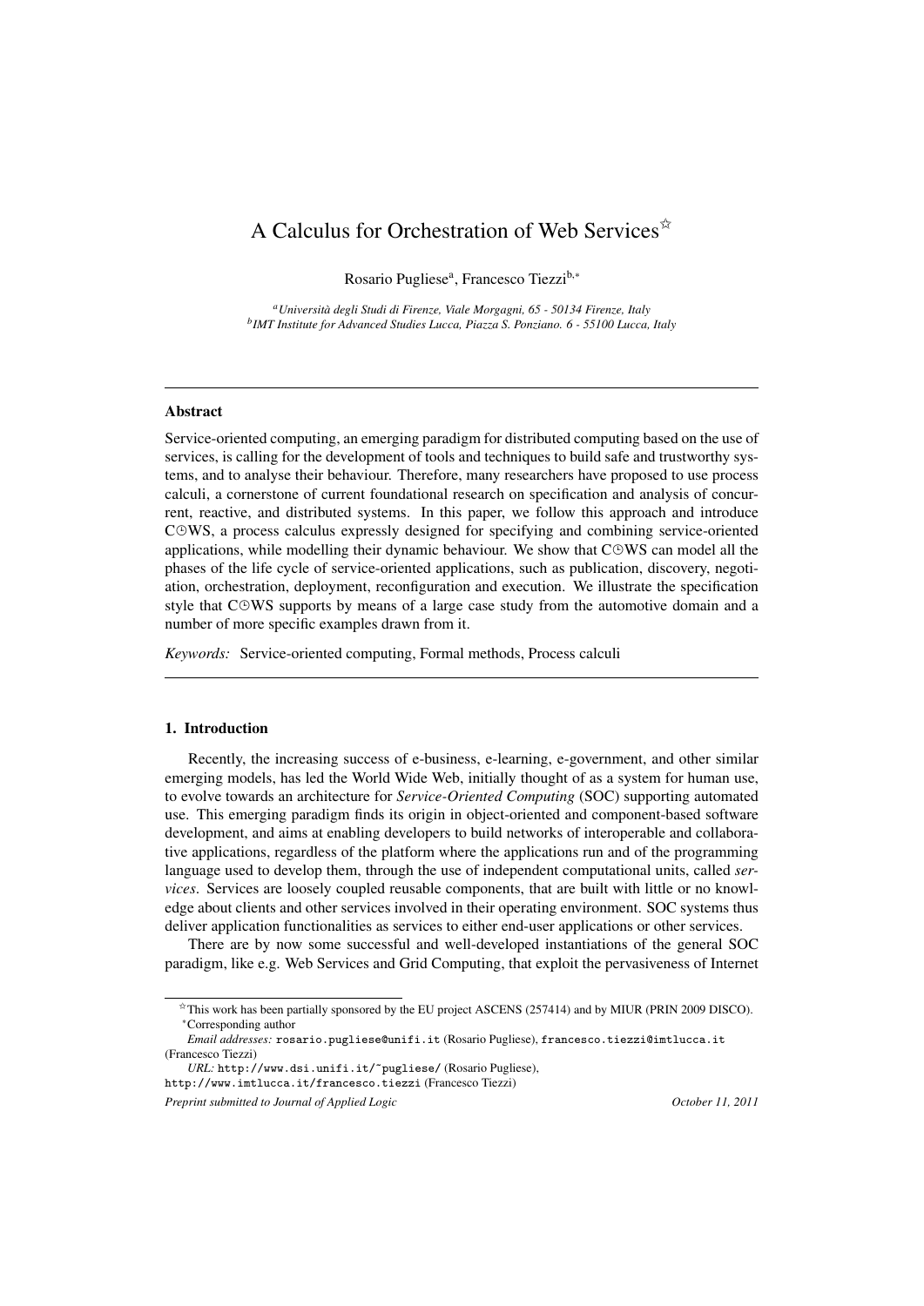# A Calculus for Orchestration of Web Services[☆]

Rosario Pugliese[a], Francesco Tiezzi[b,*]

[a] *Università degli Studi di Firenze, Viale Morgagni, 65 - 50134 Firenze, Italy*
[b] *IMT Institute for Advanced Studies Lucca, Piazza S. Ponziano. 6 - 55100 Lucca, Italy*

---

## Abstract

Service-oriented computing, an emerging paradigm for distributed computing based on the use of services, is calling for the development of tools and techniques to build safe and trustworthy systems, and to analyse their behaviour. Therefore, many researchers have proposed to use process calculi, a cornerstone of current foundational research on specification and analysis of concurrent, reactive, and distributed systems. In this paper, we follow this approach and introduce C⌚WS, a process calculus expressly designed for specifying and combining service-oriented applications, while modelling their dynamic behaviour. We show that C⌚WS can model all the phases of the life cycle of service-oriented applications, such as publication, discovery, negotiation, orchestration, deployment, reconfiguration and execution. We illustrate the specification style that C⌚WS supports by means of a large case study from the automotive domain and a number of more specific examples drawn from it.

*Keywords:* Service-oriented computing, Formal methods, Process calculi

---

## 1. Introduction

Recently, the increasing success of e-business, e-learning, e-government, and other similar emerging models, has led the World Wide Web, initially thought of as a system for human use, to evolve towards an architecture for *Service-Oriented Computing* (SOC) supporting automated use. This emerging paradigm finds its origin in object-oriented and component-based software development, and aims at enabling developers to build networks of interoperable and collaborative applications, regardless of the platform where the applications run and of the programming language used to develop them, through the use of independent computational units, called *services*. Services are loosely coupled reusable components, that are built with little or no knowledge about clients and other services involved in their operating environment. SOC systems thus deliver application functionalities as services to either end-user applications or other services.

There are by now some successful and well-developed instantiations of the general SOC paradigm, like e.g. Web Services and Grid Computing, that exploit the pervasiveness of Internet

---

[☆] This work has been partially sponsored by the EU project ASCENS (257414) and by MIUR (PRIN 2009 DISCO).
[*] Corresponding author

*Email addresses:* rosario.pugliese@unifi.it (Rosario Pugliese), francesco.tiezzi@imtlucca.it (Francesco Tiezzi)

*URL:* http://www.dsi.unifi.it/~pugliese/ (Rosario Pugliese), http://www.imtlucca.it/francesco.tiezzi (Francesco Tiezzi)

*Preprint submitted to Journal of Applied Logic* *October 11, 2011*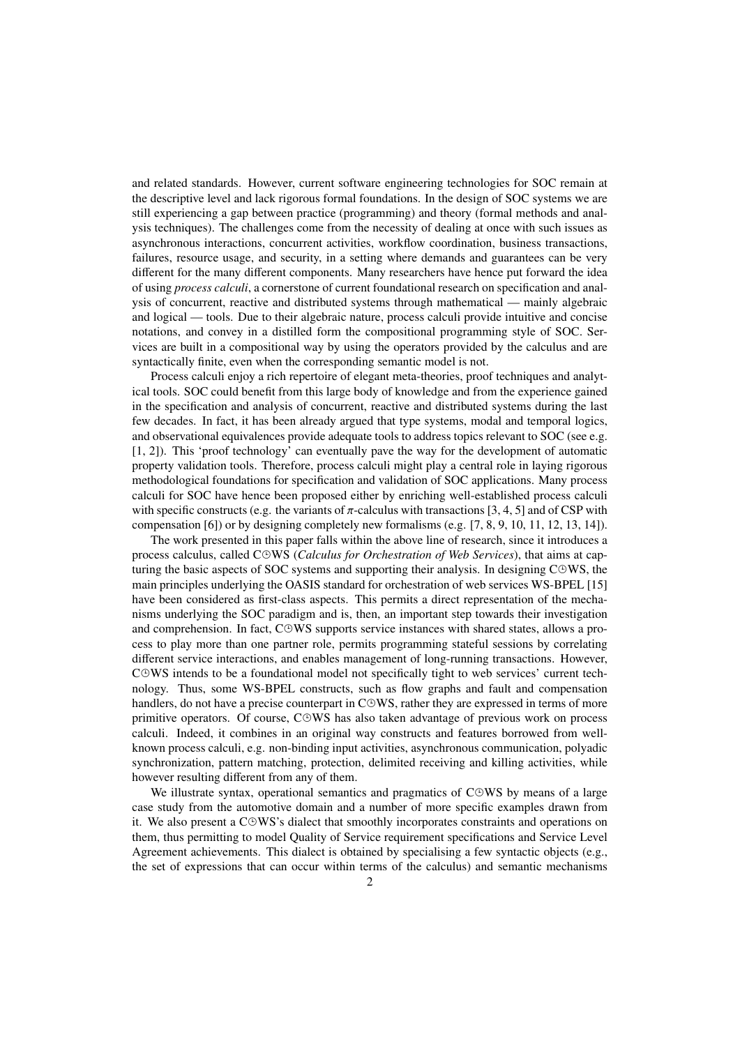and related standards. However, current software engineering technologies for SOC remain at the descriptive level and lack rigorous formal foundations. In the design of SOC systems we are still experiencing a gap between practice (programming) and theory (formal methods and analysis techniques). The challenges come from the necessity of dealing at once with such issues as asynchronous interactions, concurrent activities, workflow coordination, business transactions, failures, resource usage, and security, in a setting where demands and guarantees can be very different for the many different components. Many researchers have hence put forward the idea of using *process calculi*, a cornerstone of current foundational research on specification and analysis of concurrent, reactive and distributed systems through mathematical — mainly algebraic and logical — tools. Due to their algebraic nature, process calculi provide intuitive and concise notations, and convey in a distilled form the compositional programming style of SOC. Services are built in a compositional way by using the operators provided by the calculus and are syntactically finite, even when the corresponding semantic model is not.

Process calculi enjoy a rich repertoire of elegant meta-theories, proof techniques and analytical tools. SOC could benefit from this large body of knowledge and from the experience gained in the specification and analysis of concurrent, reactive and distributed systems during the last few decades. In fact, it has been already argued that type systems, modal and temporal logics, and observational equivalences provide adequate tools to address topics relevant to SOC (see e.g. [1, 2]). This 'proof technology' can eventually pave the way for the development of automatic property validation tools. Therefore, process calculi might play a central role in laying rigorous methodological foundations for specification and validation of SOC applications. Many process calculi for SOC have hence been proposed either by enriching well-established process calculi with specific constructs (e.g. the variants of $\pi$-calculus with transactions [3, 4, 5] and of CSP with compensation [6]) or by designing completely new formalisms (e.g. [7, 8, 9, 10, 11, 12, 13, 14]).

The work presented in this paper falls within the above line of research, since it introduces a process calculus, called C⊙WS (*Calculus for Orchestration of Web Services*), that aims at capturing the basic aspects of SOC systems and supporting their analysis. In designing C⊙WS, the main principles underlying the OASIS standard for orchestration of web services WS-BPEL [15] have been considered as first-class aspects. This permits a direct representation of the mechanisms underlying the SOC paradigm and is, then, an important step towards their investigation and comprehension. In fact, C⊙WS supports service instances with shared states, allows a process to play more than one partner role, permits programming stateful sessions by correlating different service interactions, and enables management of long-running transactions. However, C⊙WS intends to be a foundational model not specifically tight to web services' current technology. Thus, some WS-BPEL constructs, such as flow graphs and fault and compensation handlers, do not have a precise counterpart in C⊙WS, rather they are expressed in terms of more primitive operators. Of course, C⊙WS has also taken advantage of previous work on process calculi. Indeed, it combines in an original way constructs and features borrowed from well-known process calculi, e.g. non-binding input activities, asynchronous communication, polyadic synchronization, pattern matching, protection, delimited receiving and killing activities, while however resulting different from any of them.

We illustrate syntax, operational semantics and pragmatics of C⊙WS by means of a large case study from the automotive domain and a number of more specific examples drawn from it. We also present a C⊙WS's dialect that smoothly incorporates constraints and operations on them, thus permitting to model Quality of Service requirement specifications and Service Level Agreement achievements. This dialect is obtained by specialising a few syntactic objects (e.g., the set of expressions that can occur within terms of the calculus) and semantic mechanisms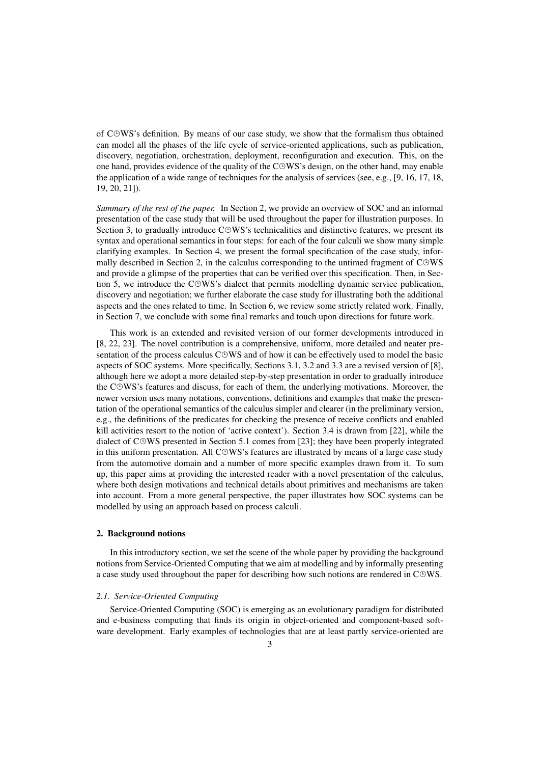of C⌚WS's definition. By means of our case study, we show that the formalism thus obtained can model all the phases of the life cycle of service-oriented applications, such as publication, discovery, negotiation, orchestration, deployment, reconfiguration and execution. This, on the one hand, provides evidence of the quality of the C⌚WS's design, on the other hand, may enable the application of a wide range of techniques for the analysis of services (see, e.g., [9, 16, 17, 18, 19, 20, 21]).

*Summary of the rest of the paper.* In Section 2, we provide an overview of SOC and an informal presentation of the case study that will be used throughout the paper for illustration purposes. In Section 3, to gradually introduce C⌚WS's technicalities and distinctive features, we present its syntax and operational semantics in four steps: for each of the four calculi we show many simple clarifying examples. In Section 4, we present the formal specification of the case study, informally described in Section 2, in the calculus corresponding to the untimed fragment of C⌚WS and provide a glimpse of the properties that can be verified over this specification. Then, in Section 5, we introduce the C⌚WS's dialect that permits modelling dynamic service publication, discovery and negotiation; we further elaborate the case study for illustrating both the additional aspects and the ones related to time. In Section 6, we review some strictly related work. Finally, in Section 7, we conclude with some final remarks and touch upon directions for future work.

This work is an extended and revisited version of our former developments introduced in [8, 22, 23]. The novel contribution is a comprehensive, uniform, more detailed and neater presentation of the process calculus C⌚WS and of how it can be effectively used to model the basic aspects of SOC systems. More specifically, Sections 3.1, 3.2 and 3.3 are a revised version of [8], although here we adopt a more detailed step-by-step presentation in order to gradually introduce the C⌚WS's features and discuss, for each of them, the underlying motivations. Moreover, the newer version uses many notations, conventions, definitions and examples that make the presentation of the operational semantics of the calculus simpler and clearer (in the preliminary version, e.g., the definitions of the predicates for checking the presence of receive conflicts and enabled kill activities resort to the notion of 'active context'). Section 3.4 is drawn from [22], while the dialect of C⌚WS presented in Section 5.1 comes from [23]; they have been properly integrated in this uniform presentation. All C⌚WS's features are illustrated by means of a large case study from the automotive domain and a number of more specific examples drawn from it. To sum up, this paper aims at providing the interested reader with a novel presentation of the calculus, where both design motivations and technical details about primitives and mechanisms are taken into account. From a more general perspective, the paper illustrates how SOC systems can be modelled by using an approach based on process calculi.

## 2. Background notions

In this introductory section, we set the scene of the whole paper by providing the background notions from Service-Oriented Computing that we aim at modelling and by informally presenting a case study used throughout the paper for describing how such notions are rendered in C⌚WS.

### 2.1. Service-Oriented Computing

Service-Oriented Computing (SOC) is emerging as an evolutionary paradigm for distributed and e-business computing that finds its origin in object-oriented and component-based software development. Early examples of technologies that are at least partly service-oriented are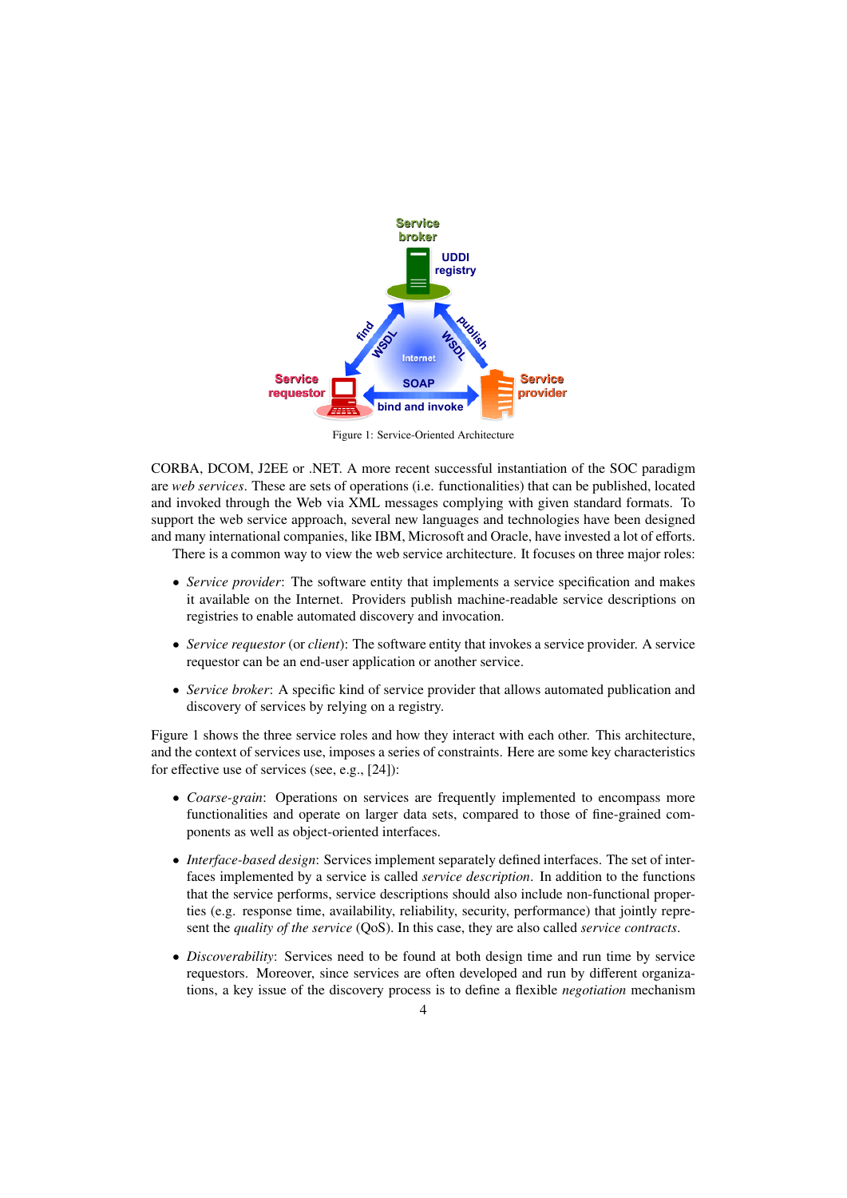Service broker

UDDI registry

find

WSDL

publish

WSDL

Internet

Service requestor

SOAP

bind and invoke

Service provider

Figure 1: Service-Oriented Architecture

CORBA, DCOM, J2EE or .NET. A more recent successful instantiation of the SOC paradigm are *web services*. These are sets of operations (i.e. functionalities) that can be published, located and invoked through the Web via XML messages complying with given standard formats. To support the web service approach, several new languages and technologies have been designed and many international companies, like IBM, Microsoft and Oracle, have invested a lot of efforts.

There is a common way to view the web service architecture. It focuses on three major roles:

- *Service provider*: The software entity that implements a service specification and makes it available on the Internet. Providers publish machine-readable service descriptions on registries to enable automated discovery and invocation.
- *Service requestor* (or *client*): The software entity that invokes a service provider. A service requestor can be an end-user application or another service.
- *Service broker*: A specific kind of service provider that allows automated publication and discovery of services by relying on a registry.

Figure 1 shows the three service roles and how they interact with each other. This architecture, and the context of services use, imposes a series of constraints. Here are some key characteristics for effective use of services (see, e.g., [24]):

- *Coarse-grain*: Operations on services are frequently implemented to encompass more functionalities and operate on larger data sets, compared to those of fine-grained components as well as object-oriented interfaces.
- *Interface-based design*: Services implement separately defined interfaces. The set of interfaces implemented by a service is called *service description*. In addition to the functions that the service performs, service descriptions should also include non-functional properties (e.g. response time, availability, reliability, security, performance) that jointly represent the *quality of the service* (QoS). In this case, they are also called *service contracts*.
- *Discoverability*: Services need to be found at both design time and run time by service requestors. Moreover, since services are often developed and run by different organizations, a key issue of the discovery process is to define a flexible *negotiation* mechanism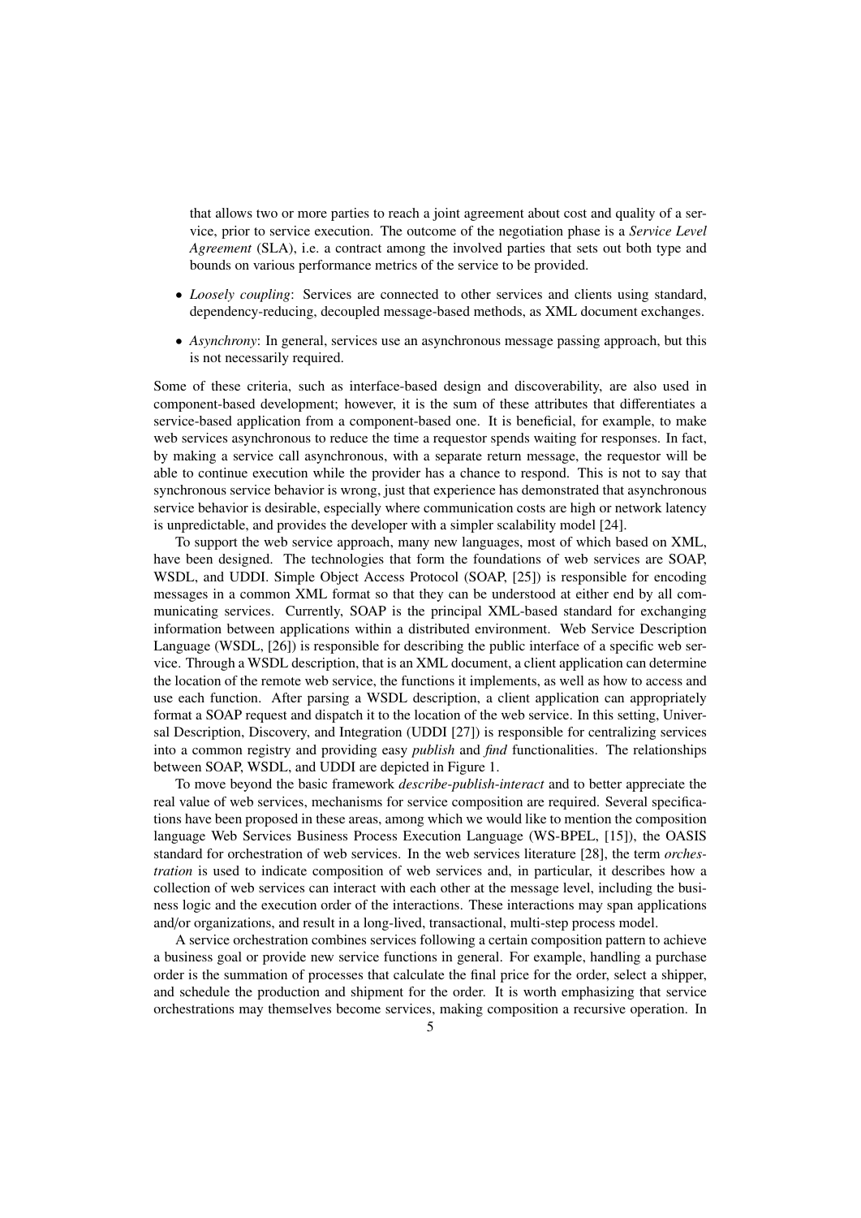that allows two or more parties to reach a joint agreement about cost and quality of a service, prior to service execution. The outcome of the negotiation phase is a *Service Level Agreement* (SLA), i.e. a contract among the involved parties that sets out both type and bounds on various performance metrics of the service to be provided.

- *Loosely coupling*: Services are connected to other services and clients using standard, dependency-reducing, decoupled message-based methods, as XML document exchanges.
- *Asynchrony*: In general, services use an asynchronous message passing approach, but this is not necessarily required.

Some of these criteria, such as interface-based design and discoverability, are also used in component-based development; however, it is the sum of these attributes that differentiates a service-based application from a component-based one. It is beneficial, for example, to make web services asynchronous to reduce the time a requestor spends waiting for responses. In fact, by making a service call asynchronous, with a separate return message, the requestor will be able to continue execution while the provider has a chance to respond. This is not to say that synchronous service behavior is wrong, just that experience has demonstrated that asynchronous service behavior is desirable, especially where communication costs are high or network latency is unpredictable, and provides the developer with a simpler scalability model [24].

To support the web service approach, many new languages, most of which based on XML, have been designed. The technologies that form the foundations of web services are SOAP, WSDL, and UDDI. Simple Object Access Protocol (SOAP, [25]) is responsible for encoding messages in a common XML format so that they can be understood at either end by all communicating services. Currently, SOAP is the principal XML-based standard for exchanging information between applications within a distributed environment. Web Service Description Language (WSDL, [26]) is responsible for describing the public interface of a specific web service. Through a WSDL description, that is an XML document, a client application can determine the location of the remote web service, the functions it implements, as well as how to access and use each function. After parsing a WSDL description, a client application can appropriately format a SOAP request and dispatch it to the location of the web service. In this setting, Universal Description, Discovery, and Integration (UDDI [27]) is responsible for centralizing services into a common registry and providing easy *publish* and *find* functionalities. The relationships between SOAP, WSDL, and UDDI are depicted in Figure 1.

To move beyond the basic framework *describe-publish-interact* and to better appreciate the real value of web services, mechanisms for service composition are required. Several specifications have been proposed in these areas, among which we would like to mention the composition language Web Services Business Process Execution Language (WS-BPEL, [15]), the OASIS standard for orchestration of web services. In the web services literature [28], the term *orchestration* is used to indicate composition of web services and, in particular, it describes how a collection of web services can interact with each other at the message level, including the business logic and the execution order of the interactions. These interactions may span applications and/or organizations, and result in a long-lived, transactional, multi-step process model.

A service orchestration combines services following a certain composition pattern to achieve a business goal or provide new service functions in general. For example, handling a purchase order is the summation of processes that calculate the final price for the order, select a shipper, and schedule the production and shipment for the order. It is worth emphasizing that service orchestrations may themselves become services, making composition a recursive operation. In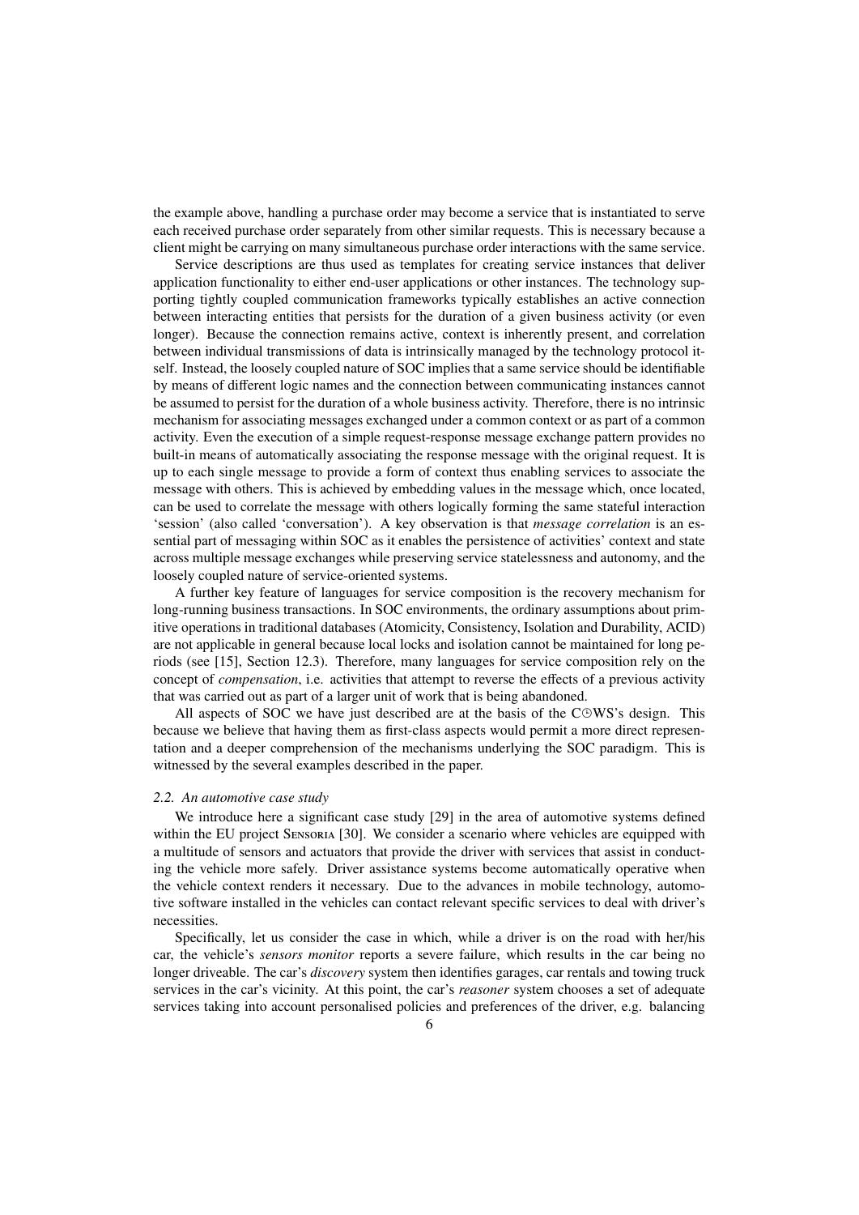the example above, handling a purchase order may become a service that is instantiated to serve each received purchase order separately from other similar requests. This is necessary because a client might be carrying on many simultaneous purchase order interactions with the same service.

Service descriptions are thus used as templates for creating service instances that deliver application functionality to either end-user applications or other instances. The technology supporting tightly coupled communication frameworks typically establishes an active connection between interacting entities that persists for the duration of a given business activity (or even longer). Because the connection remains active, context is inherently present, and correlation between individual transmissions of data is intrinsically managed by the technology protocol itself. Instead, the loosely coupled nature of SOC implies that a same service should be identifiable by means of different logic names and the connection between communicating instances cannot be assumed to persist for the duration of a whole business activity. Therefore, there is no intrinsic mechanism for associating messages exchanged under a common context or as part of a common activity. Even the execution of a simple request-response message exchange pattern provides no built-in means of automatically associating the response message with the original request. It is up to each single message to provide a form of context thus enabling services to associate the message with others. This is achieved by embedding values in the message which, once located, can be used to correlate the message with others logically forming the same stateful interaction 'session' (also called 'conversation'). A key observation is that *message correlation* is an essential part of messaging within SOC as it enables the persistence of activities' context and state across multiple message exchanges while preserving service statelessness and autonomy, and the loosely coupled nature of service-oriented systems.

A further key feature of languages for service composition is the recovery mechanism for long-running business transactions. In SOC environments, the ordinary assumptions about primitive operations in traditional databases (Atomicity, Consistency, Isolation and Durability, ACID) are not applicable in general because local locks and isolation cannot be maintained for long periods (see [15], Section 12.3). Therefore, many languages for service composition rely on the concept of *compensation*, i.e. activities that attempt to reverse the effects of a previous activity that was carried out as part of a larger unit of work that is being abandoned.

All aspects of SOC we have just described are at the basis of the C⌚WS's design. This because we believe that having them as first-class aspects would permit a more direct representation and a deeper comprehension of the mechanisms underlying the SOC paradigm. This is witnessed by the several examples described in the paper.

### *2.2. An automotive case study*

We introduce here a significant case study [29] in the area of automotive systems defined within the EU project Sensoria [30]. We consider a scenario where vehicles are equipped with a multitude of sensors and actuators that provide the driver with services that assist in conducting the vehicle more safely. Driver assistance systems become automatically operative when the vehicle context renders it necessary. Due to the advances in mobile technology, automotive software installed in the vehicles can contact relevant specific services to deal with driver's necessities.

Specifically, let us consider the case in which, while a driver is on the road with her/his car, the vehicle's *sensors monitor* reports a severe failure, which results in the car being no longer driveable. The car's *discovery* system then identifies garages, car rentals and towing truck services in the car's vicinity. At this point, the car's *reasoner* system chooses a set of adequate services taking into account personalised policies and preferences of the driver, e.g. balancing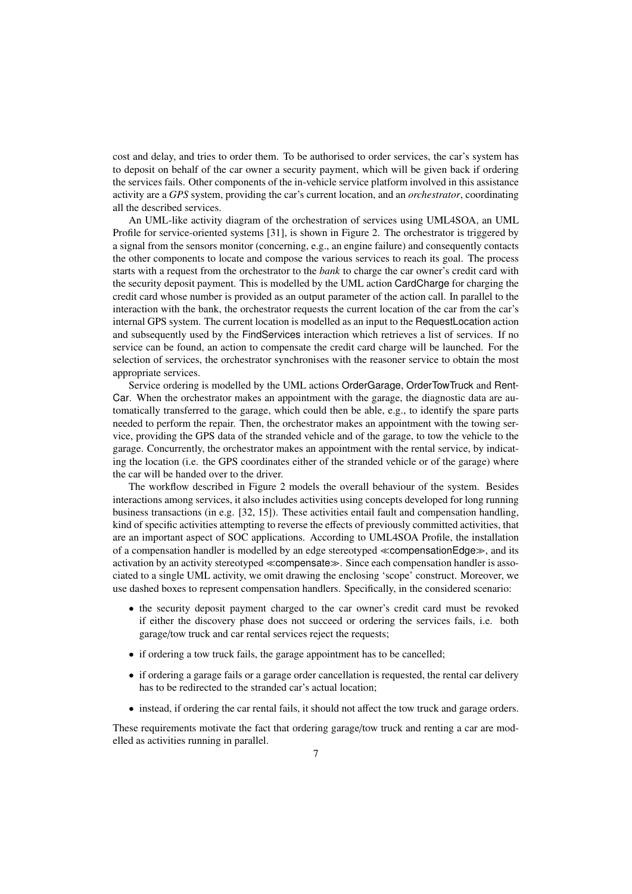cost and delay, and tries to order them. To be authorised to order services, the car's system has to deposit on behalf of the car owner a security payment, which will be given back if ordering the services fails. Other components of the in-vehicle service platform involved in this assistance activity are a *GPS* system, providing the car's current location, and an *orchestrator*, coordinating all the described services.

An UML-like activity diagram of the orchestration of services using UML4SOA, an UML Profile for service-oriented systems [31], is shown in Figure 2. The orchestrator is triggered by a signal from the sensors monitor (concerning, e.g., an engine failure) and consequently contacts the other components to locate and compose the various services to reach its goal. The process starts with a request from the orchestrator to the *bank* to charge the car owner's credit card with the security deposit payment. This is modelled by the UML action CardCharge for charging the credit card whose number is provided as an output parameter of the action call. In parallel to the interaction with the bank, the orchestrator requests the current location of the car from the car's internal GPS system. The current location is modelled as an input to the RequestLocation action and subsequently used by the FindServices interaction which retrieves a list of services. If no service can be found, an action to compensate the credit card charge will be launched. For the selection of services, the orchestrator synchronises with the reasoner service to obtain the most appropriate services.

Service ordering is modelled by the UML actions OrderGarage, OrderTowTruck and RentCar. When the orchestrator makes an appointment with the garage, the diagnostic data are automatically transferred to the garage, which could then be able, e.g., to identify the spare parts needed to perform the repair. Then, the orchestrator makes an appointment with the towing service, providing the GPS data of the stranded vehicle and of the garage, to tow the vehicle to the garage. Concurrently, the orchestrator makes an appointment with the rental service, by indicating the location (i.e. the GPS coordinates either of the stranded vehicle or of the garage) where the car will be handed over to the driver.

The workflow described in Figure 2 models the overall behaviour of the system. Besides interactions among services, it also includes activities using concepts developed for long running business transactions (in e.g. [32, 15]). These activities entail fault and compensation handling, kind of specific activities attempting to reverse the effects of previously committed activities, that are an important aspect of SOC applications. According to UML4SOA Profile, the installation of a compensation handler is modelled by an edge stereotyped ≪compensationEdge≫, and its activation by an activity stereotyped ≪compensate≫. Since each compensation handler is associated to a single UML activity, we omit drawing the enclosing 'scope' construct. Moreover, we use dashed boxes to represent compensation handlers. Specifically, in the considered scenario:

- the security deposit payment charged to the car owner's credit card must be revoked if either the discovery phase does not succeed or ordering the services fails, i.e. both garage/tow truck and car rental services reject the requests;
- if ordering a tow truck fails, the garage appointment has to be cancelled;
- if ordering a garage fails or a garage order cancellation is requested, the rental car delivery has to be redirected to the stranded car's actual location;
- instead, if ordering the car rental fails, it should not affect the tow truck and garage orders.

These requirements motivate the fact that ordering garage/tow truck and renting a car are modelled as activities running in parallel.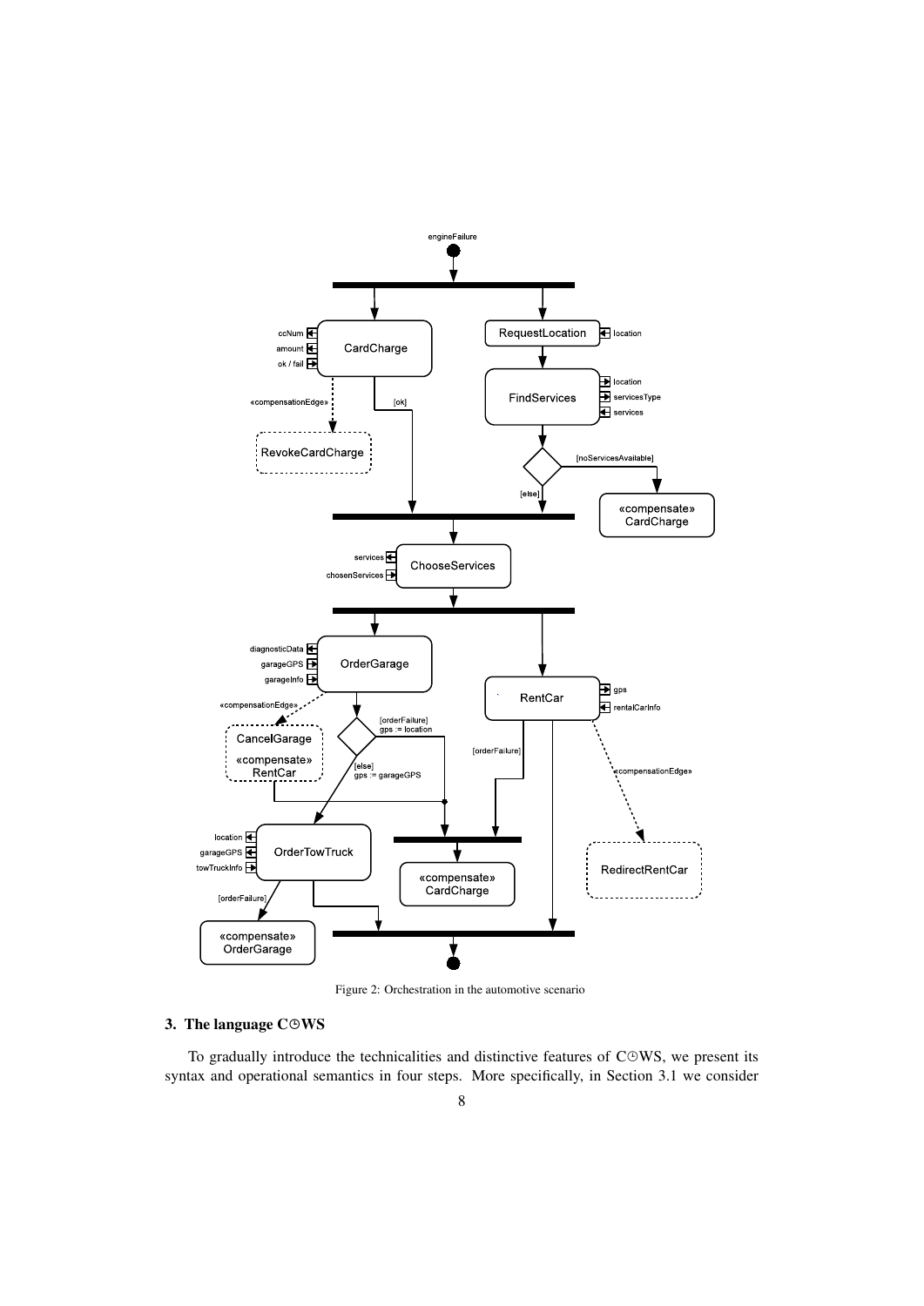Figure 2: Orchestration in the automotive scenario

## 3. The language C⊕WS

To gradually introduce the technicalities and distinctive features of C⊕WS, we present its syntax and operational semantics in four steps. More specifically, in Section 3.1 we consider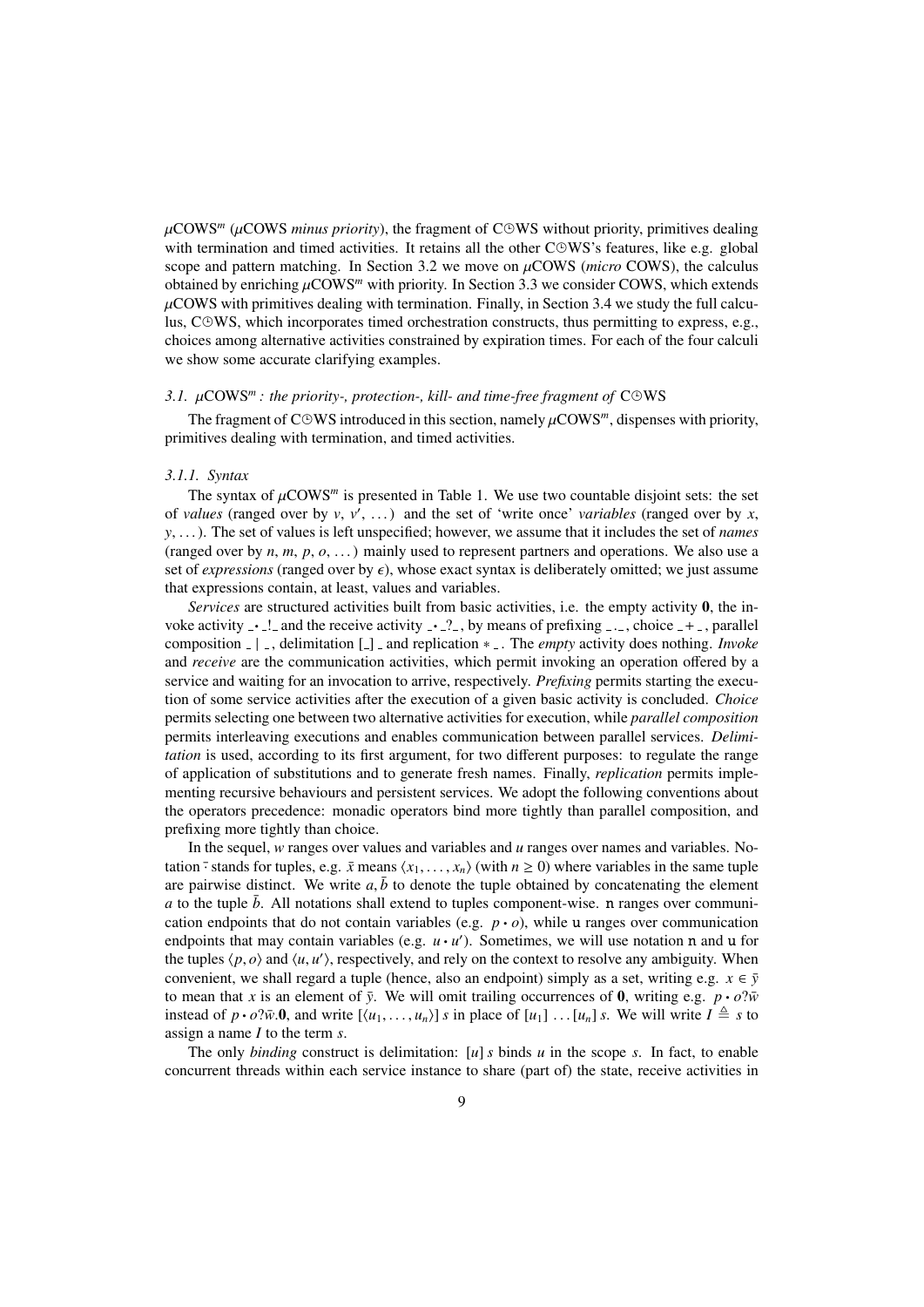$\mu$COWS$^m$ ($\mu$COWS *minus priority*), the fragment of C⏲WS without priority, primitives dealing with termination and timed activities. It retains all the other C⏲WS's features, like e.g. global scope and pattern matching. In Section 3.2 we move on $\mu$COWS (*micro* COWS), the calculus obtained by enriching $\mu$COWS$^m$ with priority. In Section 3.3 we consider COWS, which extends $\mu$COWS with primitives dealing with termination. Finally, in Section 3.4 we study the full calculus, C⏲WS, which incorporates timed orchestration constructs, thus permitting to express, e.g., choices among alternative activities constrained by expiration times. For each of the four calculi we show some accurate clarifying examples.

### 3.1. $\mu$COWS$^m$ : the priority-, protection-, kill- and time-free fragment of C⏲WS

The fragment of C⏲WS introduced in this section, namely $\mu$COWS$^m$, dispenses with priority, primitives dealing with termination, and timed activities.

#### 3.1.1. Syntax

The syntax of $\mu$COWS$^m$ is presented in Table 1. We use two countable disjoint sets: the set of *values* (ranged over by $v$, $v'$, ...) and the set of 'write once' *variables* (ranged over by $x$, $y$, ...). The set of values is left unspecified; however, we assume that it includes the set of *names* (ranged over by $n$, $m$, $p$, $o$, ...) mainly used to represent partners and operations. We also use a set of *expressions* (ranged over by $\epsilon$), whose exact syntax is deliberately omitted; we just assume that expressions contain, at least, values and variables.

*Services* are structured activities built from basic activities, i.e. the empty activity $\mathbf{0}$, the invoke activity $\_\bullet\_!\_$ and the receive activity $\_\bullet\_?\_$, by means of prefixing $\_.\_$, choice $\_+\_$, parallel composition $\_\mid\_$, delimitation $[\_]\,\_$ and replication $*\,\_$. The *empty* activity does nothing. *Invoke* and *receive* are the communication activities, which permit invoking an operation offered by a service and waiting for an invocation to arrive, respectively. *Prefixing* permits starting the execution of some service activities after the execution of a given basic activity is concluded. *Choice* permits selecting one between two alternative activities for execution, while *parallel composition* permits interleaving executions and enables communication between parallel services. *Delimitation* is used, according to its first argument, for two different purposes: to regulate the range of application of substitutions and to generate fresh names. Finally, *replication* permits implementing recursive behaviours and persistent services. We adopt the following conventions about the operators precedence: monadic operators bind more tightly than parallel composition, and prefixing more tightly than choice.

In the sequel, $w$ ranges over values and variables and $u$ ranges over names and variables. Notation $\bar{\cdot}$ stands for tuples, e.g. $\bar{x}$ means $\langle x_1, \ldots, x_n \rangle$ (with $n \geq 0$) where variables in the same tuple are pairwise distinct. We write $a, \bar{b}$ to denote the tuple obtained by concatenating the element $a$ to the tuple $\bar{b}$. All notations shall extend to tuples component-wise. $\mathtt{n}$ ranges over communication endpoints that do not contain variables (e.g. $p \bullet o$), while $\mathtt{u}$ ranges over communication endpoints that may contain variables (e.g. $u \bullet u'$). Sometimes, we will use notation $\mathtt{n}$ and $\mathtt{u}$ for the tuples $\langle p, o \rangle$ and $\langle u, u' \rangle$, respectively, and rely on the context to resolve any ambiguity. When convenient, we shall regard a tuple (hence, also an endpoint) simply as a set, writing e.g. $x \in \bar{y}$ to mean that $x$ is an element of $\bar{y}$. We will omit trailing occurrences of $\mathbf{0}$, writing e.g. $p \bullet o?\bar{w}$ instead of $p \bullet o?\bar{w}.\mathbf{0}$, and write $[\langle u_1, \ldots, u_n \rangle]\, s$ in place of $[u_1] \ldots [u_n]\, s$. We will write $I \triangleq s$ to assign a name $I$ to the term $s$.

The only *binding* construct is delimitation: $[u]\, s$ binds $u$ in the scope $s$. In fact, to enable concurrent threads within each service instance to share (part of) the state, receive activities in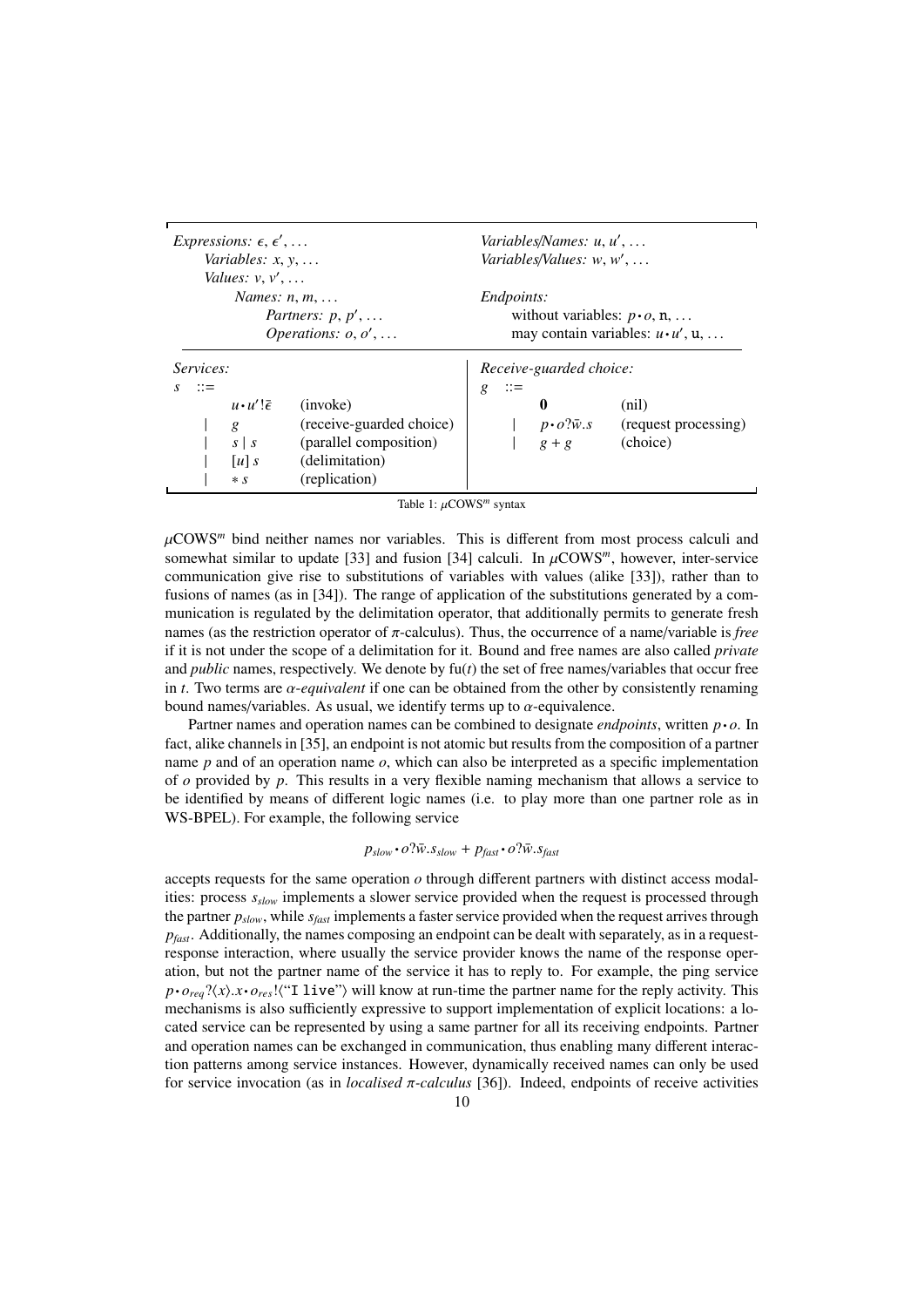| | | | |
|---|---|---|---|
| *Expressions:* $\epsilon, \epsilon', \ldots$ | | *Variables/Names:* $u, u', \ldots$ | |
| *Variables:* $x, y, \ldots$ | | *Variables/Values:* $w, w', \ldots$ | |
| *Values:* $v, v', \ldots$ | | | |
| *Names:* $n, m, \ldots$ | | *Endpoints:* | |
| *Partners:* $p, p', \ldots$ | | without variables: $p \bullet o$, $\mathtt{n}, \ldots$ | |
| *Operations:* $o, o', \ldots$ | | may contain variables: $u \bullet u'$, $\mathtt{u}, \ldots$ | |

| *Services:* $s ::=$ | | *Receive-guarded choice:* $g ::=$ | |
|---|---|---|---|
| $u \bullet u' ! \bar{\epsilon}$ | (invoke) | $\mathbf{0}$ | (nil) |
| $\mid\ g$ | (receive-guarded choice) | $\mid\ p \bullet o ? \bar{w}.s$ | (request processing) |
| $\mid\ s \mid s$ | (parallel composition) | $\mid\ g + g$ | (choice) |
| $\mid\ [u]\, s$ | (delimitation) | | |
| $\mid\ * \, s$ | (replication) | | |

Table 1: $\mu$COWS$^m$ syntax

$\mu$COWS$^m$ bind neither names nor variables. This is different from most process calculi and somewhat similar to update [33] and fusion [34] calculi. In $\mu$COWS$^m$, however, inter-service communication give rise to substitutions of variables with values (alike [33]), rather than to fusions of names (as in [34]). The range of application of the substitutions generated by a communication is regulated by the delimitation operator, that additionally permits to generate fresh names (as the restriction operator of $\pi$-calculus). Thus, the occurrence of a name/variable is *free* if it is not under the scope of a delimitation for it. Bound and free names are also called *private* and *public* names, respectively. We denote by $\mathrm{fu}(t)$ the set of free names/variables that occur free in $t$. Two terms are $\alpha$*-equivalent* if one can be obtained from the other by consistently renaming bound names/variables. As usual, we identify terms up to $\alpha$-equivalence.

Partner names and operation names can be combined to designate *endpoints*, written $p \bullet o$. In fact, alike channels in [35], an endpoint is not atomic but results from the composition of a partner name $p$ and of an operation name $o$, which can also be interpreted as a specific implementation of $o$ provided by $p$. This results in a very flexible naming mechanism that allows a service to be identified by means of different logic names (i.e. to play more than one partner role as in WS-BPEL). For example, the following service

$$p_{slow} \bullet o ? \bar{w}.s_{slow} + p_{fast} \bullet o ? \bar{w}.s_{fast}$$

accepts requests for the same operation $o$ through different partners with distinct access modalities: process $s_{slow}$ implements a slower service provided when the request is processed through the partner $p_{slow}$, while $s_{fast}$ implements a faster service provided when the request arrives through $p_{fast}$. Additionally, the names composing an endpoint can be dealt with separately, as in a request-response interaction, where usually the service provider knows the name of the response operation, but not the partner name of the service it has to reply to. For example, the ping service $p \bullet o_{req} ? \langle x \rangle . x \bullet o_{res} ! \langle \text{“I live”} \rangle$ will know at run-time the partner name for the reply activity. This mechanisms is also sufficiently expressive to support implementation of explicit locations: a located service can be represented by using a same partner for all its receiving endpoints. Partner and operation names can be exchanged in communication, thus enabling many different interaction patterns among service instances. However, dynamically received names can only be used for service invocation (as in *localised $\pi$-calculus* [36]). Indeed, endpoints of receive activities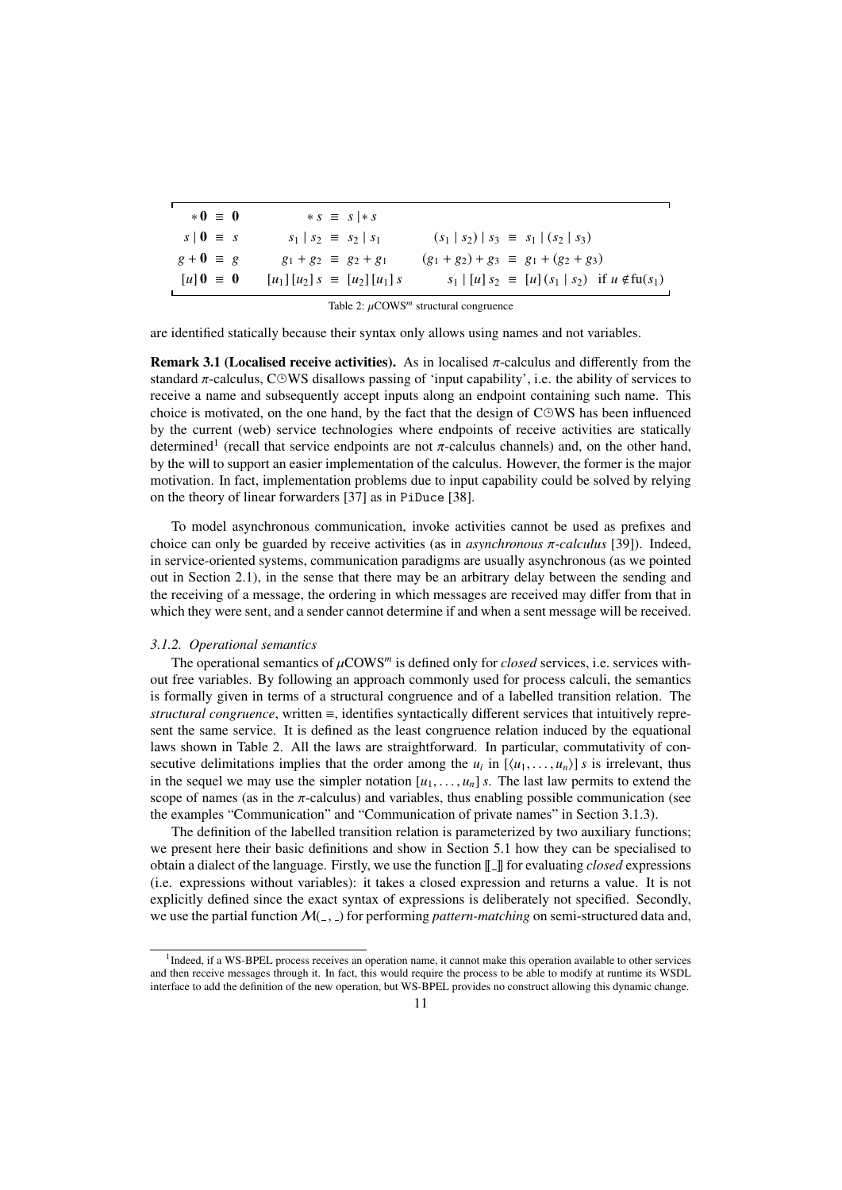| | | |
|---|---|---|
| $*\mathbf{0} \equiv \mathbf{0}$ | $*\,s \equiv s \mid *\,s$ | |
| $s \mid \mathbf{0} \equiv s$ | $s_1 \mid s_2 \equiv s_2 \mid s_1$ | $(s_1 \mid s_2) \mid s_3 \equiv s_1 \mid (s_2 \mid s_3)$ |
| $g + \mathbf{0} \equiv g$ | $g_1 + g_2 \equiv g_2 + g_1$ | $(g_1 + g_2) + g_3 \equiv g_1 + (g_2 + g_3)$ |
| $[u]\,\mathbf{0} \equiv \mathbf{0}$ | $[u_1]\,[u_2]\,s \equiv [u_2]\,[u_1]\,s$ | $s_1 \mid [u]\,s_2 \equiv [u]\,(s_1 \mid s_2)$ if $u \notin \mathrm{fu}(s_1)$ |

Table 2: $\mu$COWS$^m$ structural congruence

are identified statically because their syntax only allows using names and not variables.

**Remark 3.1 (Localised receive activities).** As in localised $\pi$-calculus and differently from the standard $\pi$-calculus, C⊙WS disallows passing of 'input capability', i.e. the ability of services to receive a name and subsequently accept inputs along an endpoint containing such name. This choice is motivated, on the one hand, by the fact that the design of C⊙WS has been influenced by the current (web) service technologies where endpoints of receive activities are statically determined[1] (recall that service endpoints are not $\pi$-calculus channels) and, on the other hand, by the will to support an easier implementation of the calculus. However, the former is the major motivation. In fact, implementation problems due to input capability could be solved by relying on the theory of linear forwarders [37] as in `PiDuce` [38].

To model asynchronous communication, invoke activities cannot be used as prefixes and choice can only be guarded by receive activities (as in *asynchronous $\pi$-calculus* [39]). Indeed, in service-oriented systems, communication paradigms are usually asynchronous (as we pointed out in Section 2.1), in the sense that there may be an arbitrary delay between the sending and the receiving of a message, the ordering in which messages are received may differ from that in which they were sent, and a sender cannot determine if and when a sent message will be received.

### *3.1.2. Operational semantics*

The operational semantics of $\mu$COWS$^m$ is defined only for *closed* services, i.e. services without free variables. By following an approach commonly used for process calculi, the semantics is formally given in terms of a structural congruence and of a labelled transition relation. The *structural congruence*, written $\equiv$, identifies syntactically different services that intuitively represent the same service. It is defined as the least congruence relation induced by the equational laws shown in Table 2. All the laws are straightforward. In particular, commutativity of consecutive delimitations implies that the order among the $u_i$ in $[\langle u_1, \ldots, u_n \rangle]\,s$ is irrelevant, thus in the sequel we may use the simpler notation $[u_1, \ldots, u_n]\,s$. The last law permits to extend the scope of names (as in the $\pi$-calculus) and variables, thus enabling possible communication (see the examples "Communication" and "Communication of private names" in Section 3.1.3).

The definition of the labelled transition relation is parameterized by two auxiliary functions; we present here their basic definitions and show in Section 5.1 how they can be specialised to obtain a dialect of the language. Firstly, we use the function $[\![\_]\!]$ for evaluating *closed* expressions (i.e. expressions without variables): it takes a closed expression and returns a value. It is not explicitly defined since the exact syntax of expressions is deliberately not specified. Secondly, we use the partial function $\mathcal{M}(\_,\_)$ for performing *pattern-matching* on semi-structured data and,

[1] Indeed, if a WS-BPEL process receives an operation name, it cannot make this operation available to other services and then receive messages through it. In fact, this would require the process to be able to modify at runtime its WSDL interface to add the definition of the new operation, but WS-BPEL provides no construct allowing this dynamic change.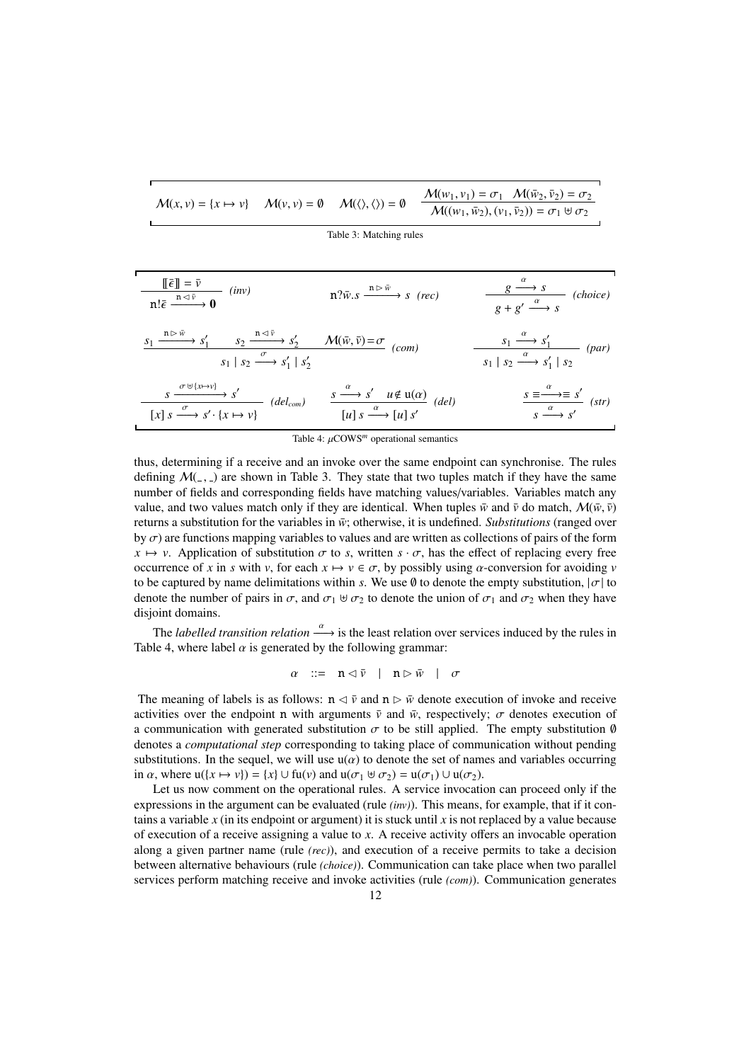$$\mathcal{M}(x, v) = \{x \mapsto v\} \qquad \mathcal{M}(v, v) = \emptyset \qquad \mathcal{M}(\langle\rangle, \langle\rangle) = \emptyset \qquad \frac{\mathcal{M}(w_1, v_1) = \sigma_1 \quad \mathcal{M}(\bar{w}_2, \bar{v}_2) = \sigma_2}{\mathcal{M}((w_1, \bar{w}_2), (v_1, \bar{v}_2)) = \sigma_1 \uplus \sigma_2}$$

Table 3: Matching rules

$$\frac{[\![\bar{\epsilon}]\!] = \bar{v}}{\mathtt{n}!\bar{\epsilon} \xrightarrow{\mathtt{n} \lhd \bar{v}} \mathbf{0}} \ (inv) \qquad \mathtt{n}?\bar{w}.s \xrightarrow{\mathtt{n} \rhd \bar{w}} s \ (rec) \qquad \frac{g \xrightarrow{\alpha} s}{g + g' \xrightarrow{\alpha} s} \ (choice)$$

$$\frac{s_1 \xrightarrow{\mathtt{n} \rhd \bar{w}} s_1' \qquad s_2 \xrightarrow{\mathtt{n} \lhd \bar{v}} s_2' \qquad \mathcal{M}(\bar{w}, \bar{v}) = \sigma}{s_1 \mid s_2 \xrightarrow{\sigma} s_1' \mid s_2'} \ (com) \qquad \frac{s_1 \xrightarrow{\alpha} s_1'}{s_1 \mid s_2 \xrightarrow{\alpha} s_1' \mid s_2} \ (par)$$

$$\frac{s \xrightarrow{\sigma \uplus \{x \mapsto v\}} s'}{[x]\, s \xrightarrow{\sigma} s' \cdot \{x \mapsto v\}} \ (del_{com}) \qquad \frac{s \xrightarrow{\alpha} s' \quad u \notin \mathrm{u}(\alpha)}{[u]\, s \xrightarrow{\alpha} [u]\, s'} \ (del) \qquad \frac{s \equiv \xrightarrow{\alpha} \equiv s'}{s \xrightarrow{\alpha} s'} \ (str)$$

Table 4: $\mu$COWS$^m$ operational semantics

thus, determining if a receive and an invoke over the same endpoint can synchronise. The rules defining $\mathcal{M}(\_, \_)$ are shown in Table 3. They state that two tuples match if they have the same number of fields and corresponding fields have matching values/variables. Variables match any value, and two values match only if they are identical. When tuples $\bar{w}$ and $\bar{v}$ do match, $\mathcal{M}(\bar{w}, \bar{v})$ returns a substitution for the variables in $\bar{w}$; otherwise, it is undefined. *Substitutions* (ranged over by $\sigma$) are functions mapping variables to values and are written as collections of pairs of the form $x \mapsto v$. Application of substitution $\sigma$ to $s$, written $s \cdot \sigma$, has the effect of replacing every free occurrence of $x$ in $s$ with $v$, for each $x \mapsto v \in \sigma$, by possibly using $\alpha$-conversion for avoiding $v$ to be captured by name delimitations within $s$. We use $\emptyset$ to denote the empty substitution, $|\sigma|$ to denote the number of pairs in $\sigma$, and $\sigma_1 \uplus \sigma_2$ to denote the union of $\sigma_1$ and $\sigma_2$ when they have disjoint domains.

The *labelled transition relation* $\xrightarrow{\alpha}$ is the least relation over services induced by the rules in Table 4, where label $\alpha$ is generated by the following grammar:

$$\alpha \quad ::= \quad \mathtt{n} \lhd \bar{v} \quad | \quad \mathtt{n} \rhd \bar{w} \quad | \quad \sigma$$

The meaning of labels is as follows: $\mathtt{n} \lhd \bar{v}$ and $\mathtt{n} \rhd \bar{w}$ denote execution of invoke and receive activities over the endpoint $\mathtt{n}$ with arguments $\bar{v}$ and $\bar{w}$, respectively; $\sigma$ denotes execution of a communication with generated substitution $\sigma$ to be still applied. The empty substitution $\emptyset$ denotes a *computational step* corresponding to taking place of communication without pending substitutions. In the sequel, we will use $\mathrm{u}(\alpha)$ to denote the set of names and variables occurring in $\alpha$, where $\mathrm{u}(\{x \mapsto v\}) = \{x\} \cup \mathrm{fu}(v)$ and $\mathrm{u}(\sigma_1 \uplus \sigma_2) = \mathrm{u}(\sigma_1) \cup \mathrm{u}(\sigma_2)$.

Let us now comment on the operational rules. A service invocation can proceed only if the expressions in the argument can be evaluated (rule *(inv)*). This means, for example, that if it contains a variable $x$ (in its endpoint or argument) it is stuck until $x$ is not replaced by a value because of execution of a receive assigning a value to $x$. A receive activity offers an invocable operation along a given partner name (rule *(rec)*), and execution of a receive permits to take a decision between alternative behaviours (rule *(choice)*). Communication can take place when two parallel services perform matching receive and invoke activities (rule *(com)*). Communication generates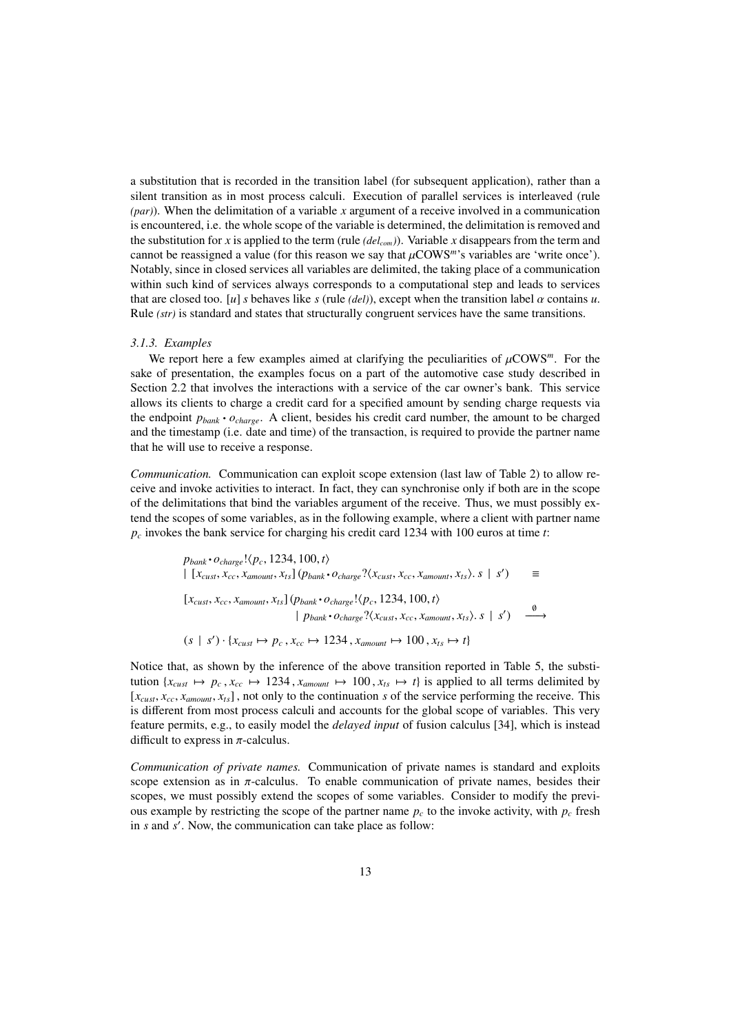a substitution that is recorded in the transition label (for subsequent application), rather than a silent transition as in most process calculi. Execution of parallel services is interleaved (rule *(par)*). When the delimitation of a variable $x$ argument of a receive involved in a communication is encountered, i.e. the whole scope of the variable is determined, the delimitation is removed and the substitution for $x$ is applied to the term (rule *(del$_{com}$)*). Variable $x$ disappears from the term and cannot be reassigned a value (for this reason we say that $\mu$COWS$^m$'s variables are 'write once'). Notably, since in closed services all variables are delimited, the taking place of a communication within such kind of services always corresponds to a computational step and leads to services that are closed too. $[u]\, s$ behaves like $s$ (rule *(del)*), except when the transition label $\alpha$ contains $u$. Rule *(str)* is standard and states that structurally congruent services have the same transitions.

### *3.1.3. Examples*

We report here a few examples aimed at clarifying the peculiarities of $\mu$COWS$^m$. For the sake of presentation, the examples focus on a part of the automotive case study described in Section 2.2 that involves the interactions with a service of the car owner's bank. This service allows its clients to charge a credit card for a specified amount by sending charge requests via the endpoint $p_{bank} \cdot o_{charge}$. A client, besides his credit card number, the amount to be charged and the timestamp (i.e. date and time) of the transaction, is required to provide the partner name that he will use to receive a response.

*Communication.* Communication can exploit scope extension (last law of Table 2) to allow receive and invoke activities to interact. In fact, they can synchronise only if both are in the scope of the delimitations that bind the variables argument of the receive. Thus, we must possibly extend the scopes of some variables, as in the following example, where a client with partner name $p_c$ invokes the bank service for charging his credit card 1234 with 100 euros at time $t$:

$$
\begin{array}{l}
p_{bank} \cdot o_{charge}!\langle p_c, 1234, 100, t\rangle \\
\mid [x_{cust}, x_{cc}, x_{amount}, x_{ts}]\, (p_{bank} \cdot o_{charge}?\langle x_{cust}, x_{cc}, x_{amount}, x_{ts}\rangle.\, s \mid s') \qquad \equiv \\[1ex]
[x_{cust}, x_{cc}, x_{amount}, x_{ts}]\, (p_{bank} \cdot o_{charge}!\langle p_c, 1234, 100, t\rangle \\
\qquad\qquad \mid p_{bank} \cdot o_{charge}?\langle x_{cust}, x_{cc}, x_{amount}, x_{ts}\rangle.\, s \mid s') \quad \xrightarrow{\emptyset} \\[1ex]
(s \mid s') \cdot \{x_{cust} \mapsto p_c\, , x_{cc} \mapsto 1234\, , x_{amount} \mapsto 100\, , x_{ts} \mapsto t\}
\end{array}
$$

Notice that, as shown by the inference of the above transition reported in Table 5, the substitution $\{x_{cust} \mapsto p_c\, , x_{cc} \mapsto 1234\, , x_{amount} \mapsto 100\, , x_{ts} \mapsto t\}$ is applied to all terms delimited by $[x_{cust}, x_{cc}, x_{amount}, x_{ts}]$, not only to the continuation $s$ of the service performing the receive. This is different from most process calculi and accounts for the global scope of variables. This very feature permits, e.g., to easily model the *delayed input* of fusion calculus [34], which is instead difficult to express in $\pi$-calculus.

*Communication of private names.* Communication of private names is standard and exploits scope extension as in $\pi$-calculus. To enable communication of private names, besides their scopes, we must possibly extend the scopes of some variables. Consider to modify the previous example by restricting the scope of the partner name $p_c$ to the invoke activity, with $p_c$ fresh in $s$ and $s'$. Now, the communication can take place as follow: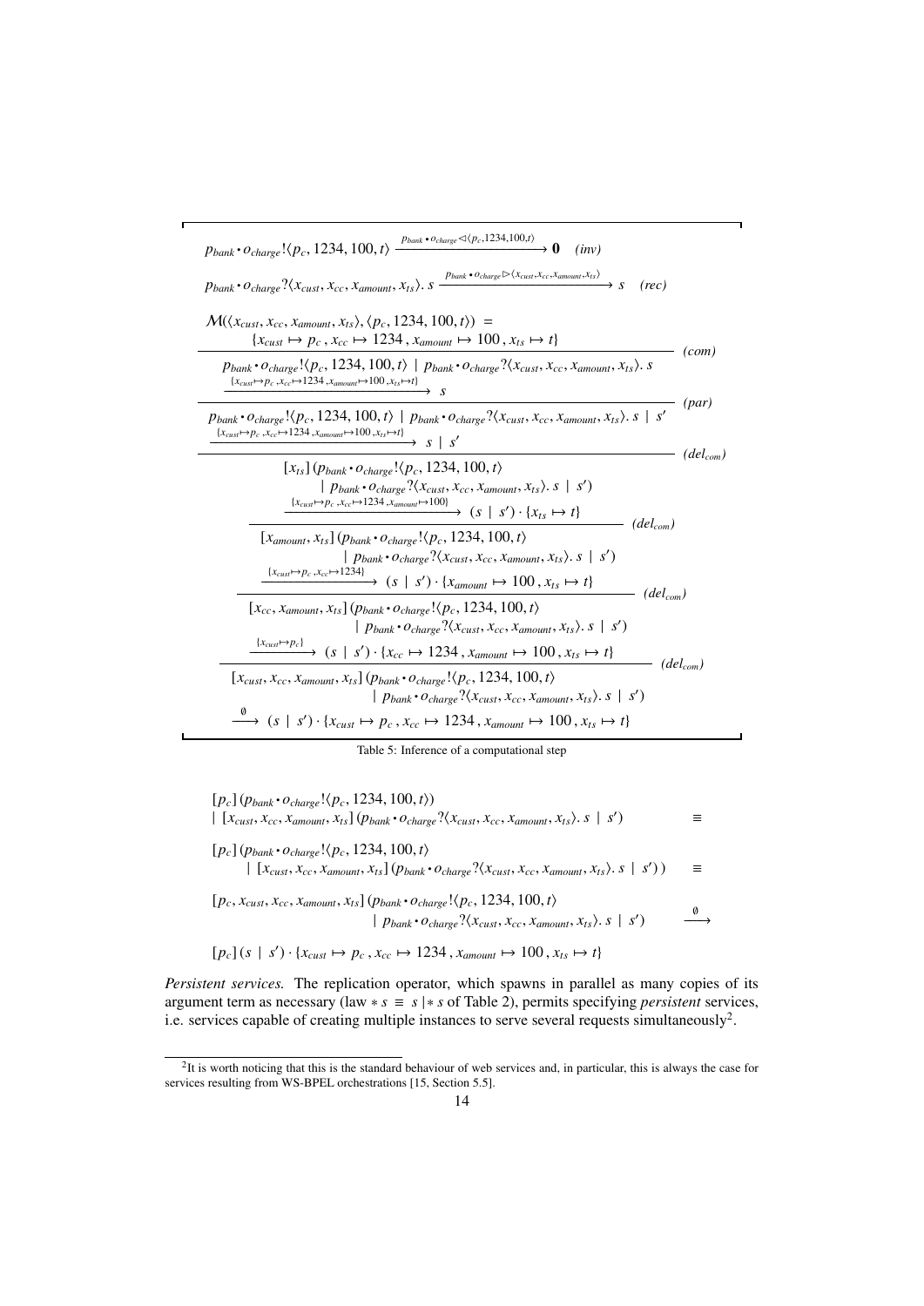$$p_{bank} \bullet o_{charge}!\langle p_c, 1234, 100, t\rangle \xrightarrow{p_{bank} \bullet o_{charge} \lhd \langle p_c, 1234, 100, t\rangle} \mathbf{0} \quad (inv)$$

$$p_{bank} \bullet o_{charge}?\langle x_{cust}, x_{cc}, x_{amount}, x_{ts}\rangle.\, s \xrightarrow{p_{bank} \bullet o_{charge} \rhd \langle x_{cust}, x_{cc}, x_{amount}, x_{ts}\rangle} s \quad (rec)$$

$$\frac{\mathcal{M}(\langle x_{cust}, x_{cc}, x_{amount}, x_{ts}\rangle, \langle p_c, 1234, 100, t\rangle) = \{x_{cust} \mapsto p_c\,,\, x_{cc} \mapsto 1234\,,\, x_{amount} \mapsto 100\,,\, x_{ts} \mapsto t\}}{p_{bank} \bullet o_{charge}!\langle p_c, 1234, 100, t\rangle \mid p_{bank} \bullet o_{charge}?\langle x_{cust}, x_{cc}, x_{amount}, x_{ts}\rangle.\, s \xrightarrow{\{x_{cust} \mapsto p_c, x_{cc} \mapsto 1234, x_{amount} \mapsto 100, x_{ts} \mapsto t\}} s} \; (com)$$

$$\frac{\cdots}{p_{bank} \bullet o_{charge}!\langle p_c, 1234, 100, t\rangle \mid p_{bank} \bullet o_{charge}?\langle x_{cust}, x_{cc}, x_{amount}, x_{ts}\rangle.\, s \mid s' \xrightarrow{\{x_{cust} \mapsto p_c, x_{cc} \mapsto 1234, x_{amount} \mapsto 100, x_{ts} \mapsto t\}} s \mid s'} \; (par)$$

$$\frac{\cdots}{[x_{ts}]\,(p_{bank} \bullet o_{charge}!\langle p_c, 1234, 100, t\rangle \mid p_{bank} \bullet o_{charge}?\langle x_{cust}, x_{cc}, x_{amount}, x_{ts}\rangle.\, s \mid s') \xrightarrow{\{x_{cust} \mapsto p_c, x_{cc} \mapsto 1234, x_{amount} \mapsto 100\}} (s \mid s') \cdot \{x_{ts} \mapsto t\}} \; (del_{com})$$

$$\frac{\cdots}{[x_{amount}, x_{ts}]\,(p_{bank} \bullet o_{charge}!\langle p_c, 1234, 100, t\rangle \mid p_{bank} \bullet o_{charge}?\langle x_{cust}, x_{cc}, x_{amount}, x_{ts}\rangle.\, s \mid s') \xrightarrow{\{x_{cust} \mapsto p_c, x_{cc} \mapsto 1234\}} (s \mid s') \cdot \{x_{amount} \mapsto 100\,,\, x_{ts} \mapsto t\}} \; (del_{com})$$

$$\frac{\cdots}{[x_{cc}, x_{amount}, x_{ts}]\,(p_{bank} \bullet o_{charge}!\langle p_c, 1234, 100, t\rangle \mid p_{bank} \bullet o_{charge}?\langle x_{cust}, x_{cc}, x_{amount}, x_{ts}\rangle.\, s \mid s') \xrightarrow{\{x_{cust} \mapsto p_c\}} (s \mid s') \cdot \{x_{cc} \mapsto 1234\,,\, x_{amount} \mapsto 100\,,\, x_{ts} \mapsto t\}} \; (del_{com})$$

$$\frac{\cdots}{[x_{cust}, x_{cc}, x_{amount}, x_{ts}]\,(p_{bank} \bullet o_{charge}!\langle p_c, 1234, 100, t\rangle \mid p_{bank} \bullet o_{charge}?\langle x_{cust}, x_{cc}, x_{amount}, x_{ts}\rangle.\, s \mid s') \xrightarrow{\emptyset} (s \mid s') \cdot \{x_{cust} \mapsto p_c\,,\, x_{cc} \mapsto 1234\,,\, x_{amount} \mapsto 100\,,\, x_{ts} \mapsto t\}} \; (del_{com})$$

Table 5: Inference of a computational step

$$\begin{array}{ll}
[p_c]\,(p_{bank} \bullet o_{charge}!\langle p_c, 1234, 100, t\rangle) & \\
\mid [x_{cust}, x_{cc}, x_{amount}, x_{ts}]\,(p_{bank} \bullet o_{charge}?\langle x_{cust}, x_{cc}, x_{amount}, x_{ts}\rangle.\, s \mid s') & \equiv \\
[p_c]\,(p_{bank} \bullet o_{charge}!\langle p_c, 1234, 100, t\rangle & \\
\quad \mid [x_{cust}, x_{cc}, x_{amount}, x_{ts}]\,(p_{bank} \bullet o_{charge}?\langle x_{cust}, x_{cc}, x_{amount}, x_{ts}\rangle.\, s \mid s')\,) & \equiv \\
[p_c, x_{cust}, x_{cc}, x_{amount}, x_{ts}]\,(p_{bank} \bullet o_{charge}!\langle p_c, 1234, 100, t\rangle & \\
\quad \mid p_{bank} \bullet o_{charge}?\langle x_{cust}, x_{cc}, x_{amount}, x_{ts}\rangle.\, s \mid s') & \xrightarrow{\emptyset} \\
[p_c]\,(s \mid s') \cdot \{x_{cust} \mapsto p_c\,,\, x_{cc} \mapsto 1234\,,\, x_{amount} \mapsto 100\,,\, x_{ts} \mapsto t\} &
\end{array}$$

*Persistent services.* The replication operator, which spawns in parallel as many copies of its argument term as necessary (law $* s \equiv s \mid * s$ of Table 2), permits specifying *persistent* services, i.e. services capable of creating multiple instances to serve several requests simultaneously[2].

[2] It is worth noticing that this is the standard behaviour of web services and, in particular, this is always the case for services resulting from WS-BPEL orchestrations [15, Section 5.5].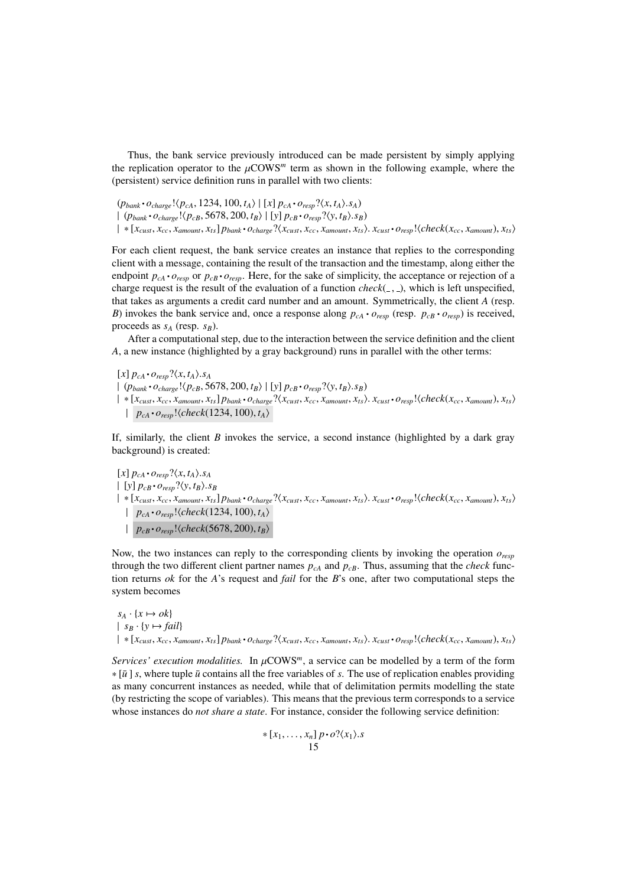Thus, the bank service previously introduced can be made persistent by simply applying the replication operator to the $\mu$COWS$^m$ term as shown in the following example, where the (persistent) service definition runs in parallel with two clients:

$$
\begin{array}{l}
(p_{bank} \cdot o_{charge}!\langle p_{cA}, 1234, 100, t_A\rangle \mid [x]\, p_{cA} \cdot o_{resp}?\langle x, t_A\rangle.s_A) \\
\mid\ (p_{bank} \cdot o_{charge}!\langle p_{cB}, 5678, 200, t_B\rangle \mid [y]\, p_{cB} \cdot o_{resp}?\langle y, t_B\rangle.s_B) \\
\mid\ * [x_{cust}, x_{cc}, x_{amount}, x_{ts}]\, p_{bank} \cdot o_{charge}?\langle x_{cust}, x_{cc}, x_{amount}, x_{ts}\rangle.\ x_{cust} \cdot o_{resp}!\langle check(x_{cc}, x_{amount}), x_{ts}\rangle
\end{array}
$$

For each client request, the bank service creates an instance that replies to the corresponding client with a message, containing the result of the transaction and the timestamp, along either the endpoint $p_{cA} \cdot o_{resp}$ or $p_{cB} \cdot o_{resp}$. Here, for the sake of simplicity, the acceptance or rejection of a charge request is the result of the evaluation of a function $check(\_, \_)$, which is left unspecified, that takes as arguments a credit card number and an amount. Symmetrically, the client $A$ (resp. $B$) invokes the bank service and, once a response along $p_{cA} \cdot o_{resp}$ (resp. $p_{cB} \cdot o_{resp}$) is received, proceeds as $s_A$ (resp. $s_B$).

After a computational step, due to the interaction between the service definition and the client $A$, a new instance (highlighted by a gray background) runs in parallel with the other terms:

$$
\begin{array}{l}
[x]\, p_{cA} \cdot o_{resp}?\langle x, t_A\rangle.s_A \\
\mid\ (p_{bank} \cdot o_{charge}!\langle p_{cB}, 5678, 200, t_B\rangle \mid [y]\, p_{cB} \cdot o_{resp}?\langle y, t_B\rangle.s_B) \\
\mid\ * [x_{cust}, x_{cc}, x_{amount}, x_{ts}]\, p_{bank} \cdot o_{charge}?\langle x_{cust}, x_{cc}, x_{amount}, x_{ts}\rangle.\ x_{cust} \cdot o_{resp}!\langle check(x_{cc}, x_{amount}), x_{ts}\rangle \\
\quad \mid\ p_{cA} \cdot o_{resp}!\langle check(1234, 100), t_A\rangle
\end{array}
$$

If, similarly, the client $B$ invokes the service, a second instance (highlighted by a dark gray background) is created:

$$
\begin{array}{l}
[x]\, p_{cA} \cdot o_{resp}?\langle x, t_A\rangle.s_A \\
\mid\ [y]\, p_{cB} \cdot o_{resp}?\langle y, t_B\rangle.s_B \\
\mid\ * [x_{cust}, x_{cc}, x_{amount}, x_{ts}]\, p_{bank} \cdot o_{charge}?\langle x_{cust}, x_{cc}, x_{amount}, x_{ts}\rangle.\ x_{cust} \cdot o_{resp}!\langle check(x_{cc}, x_{amount}), x_{ts}\rangle \\
\quad \mid\ p_{cA} \cdot o_{resp}!\langle check(1234, 100), t_A\rangle \\
\quad \mid\ p_{cB} \cdot o_{resp}!\langle check(5678, 200), t_B\rangle
\end{array}
$$

Now, the two instances can reply to the corresponding clients by invoking the operation $o_{resp}$ through the two different client partner names $p_{cA}$ and $p_{cB}$. Thus, assuming that the *check* function returns *ok* for the $A$'s request and *fail* for the $B$'s one, after two computational steps the system becomes

$$
\begin{array}{l}
s_A \cdot \{x \mapsto ok\} \\
\mid\ s_B \cdot \{y \mapsto fail\} \\
\mid\ * [x_{cust}, x_{cc}, x_{amount}, x_{ts}]\, p_{bank} \cdot o_{charge}?\langle x_{cust}, x_{cc}, x_{amount}, x_{ts}\rangle.\ x_{cust} \cdot o_{resp}!\langle check(x_{cc}, x_{amount}), x_{ts}\rangle
\end{array}
$$

*Services' execution modalities.* In $\mu$COWS$^m$, a service can be modelled by a term of the form $* [\bar{u}]\, s$, where tuple $\bar{u}$ contains all the free variables of $s$. The use of replication enables providing as many concurrent instances as needed, while that of delimitation permits modelling the state (by restricting the scope of variables). This means that the previous term corresponds to a service whose instances do *not share a state*. For instance, consider the following service definition:

$$
* [x_1, \ldots, x_n]\, p \cdot o?\langle x_1\rangle.s
$$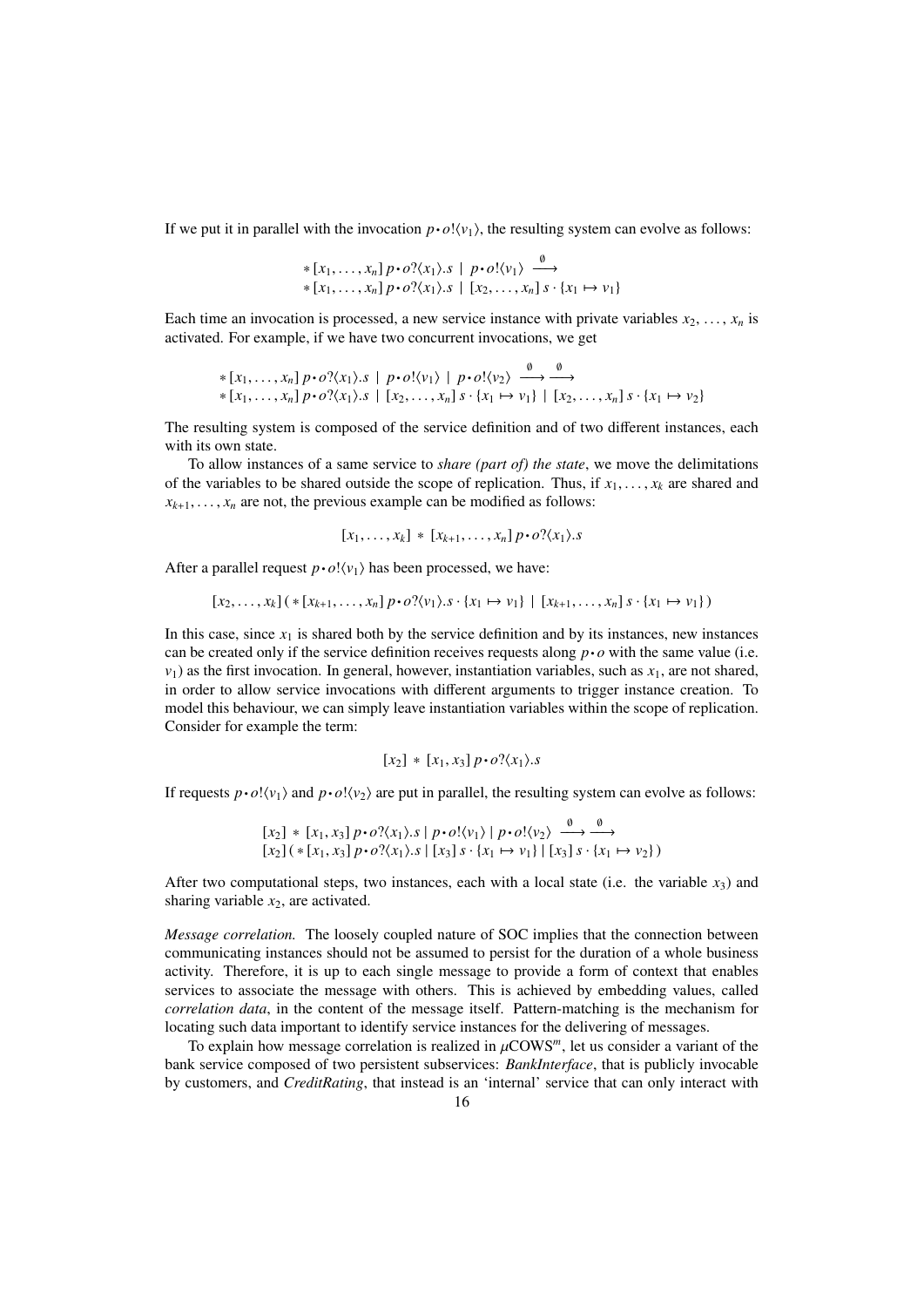If we put it in parallel with the invocation $p \cdot o!\langle v_1 \rangle$, the resulting system can evolve as follows:

$$
\begin{array}{l}
*\,[x_1, \ldots, x_n]\, p \cdot o?\langle x_1 \rangle.s \;\mid\; p \cdot o!\langle v_1 \rangle \;\xrightarrow{\emptyset} \\
*\,[x_1, \ldots, x_n]\, p \cdot o?\langle x_1 \rangle.s \;\mid\; [x_2, \ldots, x_n]\, s \cdot \{x_1 \mapsto v_1\}
\end{array}
$$

Each time an invocation is processed, a new service instance with private variables $x_2, \ldots, x_n$ is activated. For example, if we have two concurrent invocations, we get

$$
\begin{array}{l}
*\,[x_1, \ldots, x_n]\, p \cdot o?\langle x_1 \rangle.s \;\mid\; p \cdot o!\langle v_1 \rangle \;\mid\; p \cdot o!\langle v_2 \rangle \;\xrightarrow{\emptyset}\xrightarrow{\emptyset} \\
*\,[x_1, \ldots, x_n]\, p \cdot o?\langle x_1 \rangle.s \;\mid\; [x_2, \ldots, x_n]\, s \cdot \{x_1 \mapsto v_1\} \;\mid\; [x_2, \ldots, x_n]\, s \cdot \{x_1 \mapsto v_2\}
\end{array}
$$

The resulting system is composed of the service definition and of two different instances, each with its own state.

To allow instances of a same service to *share (part of) the state*, we move the delimitations of the variables to be shared outside the scope of replication. Thus, if $x_1, \ldots, x_k$ are shared and $x_{k+1}, \ldots, x_n$ are not, the previous example can be modified as follows:

$$
[x_1, \ldots, x_k] \;*\; [x_{k+1}, \ldots, x_n]\, p \cdot o?\langle x_1 \rangle.s
$$

After a parallel request $p \cdot o!\langle v_1 \rangle$ has been processed, we have:

$$
[x_2, \ldots, x_k]\,(\, *\,[x_{k+1}, \ldots, x_n]\, p \cdot o?\langle v_1 \rangle.s \cdot \{x_1 \mapsto v_1\} \;\mid\; [x_{k+1}, \ldots, x_n]\, s \cdot \{x_1 \mapsto v_1\}\,)
$$

In this case, since $x_1$ is shared both by the service definition and by its instances, new instances can be created only if the service definition receives requests along $p \cdot o$ with the same value (i.e. $v_1$) as the first invocation. In general, however, instantiation variables, such as $x_1$, are not shared, in order to allow service invocations with different arguments to trigger instance creation. To model this behaviour, we can simply leave instantiation variables within the scope of replication. Consider for example the term:

$$
[x_2] \;*\; [x_1, x_3]\, p \cdot o?\langle x_1 \rangle.s
$$

If requests $p \cdot o!\langle v_1 \rangle$ and $p \cdot o!\langle v_2 \rangle$ are put in parallel, the resulting system can evolve as follows:

$$
\begin{array}{l}
[x_2] \;*\; [x_1, x_3]\, p \cdot o?\langle x_1 \rangle.s \mid p \cdot o!\langle v_1 \rangle \mid p \cdot o!\langle v_2 \rangle \;\xrightarrow{\emptyset}\xrightarrow{\emptyset} \\
[x_2]\,(\, *\,[x_1, x_3]\, p \cdot o?\langle x_1 \rangle.s \mid [x_3]\, s \cdot \{x_1 \mapsto v_1\} \mid [x_3]\, s \cdot \{x_1 \mapsto v_2\}\,)
\end{array}
$$

After two computational steps, two instances, each with a local state (i.e. the variable $x_3$) and sharing variable $x_2$, are activated.

*Message correlation.* The loosely coupled nature of SOC implies that the connection between communicating instances should not be assumed to persist for the duration of a whole business activity. Therefore, it is up to each single message to provide a form of context that enables services to associate the message with others. This is achieved by embedding values, called *correlation data*, in the content of the message itself. Pattern-matching is the mechanism for locating such data important to identify service instances for the delivering of messages.

To explain how message correlation is realized in $\mu\text{COWS}^m$, let us consider a variant of the bank service composed of two persistent subservices: *BankInterface*, that is publicly invocable by customers, and *CreditRating*, that instead is an 'internal' service that can only interact with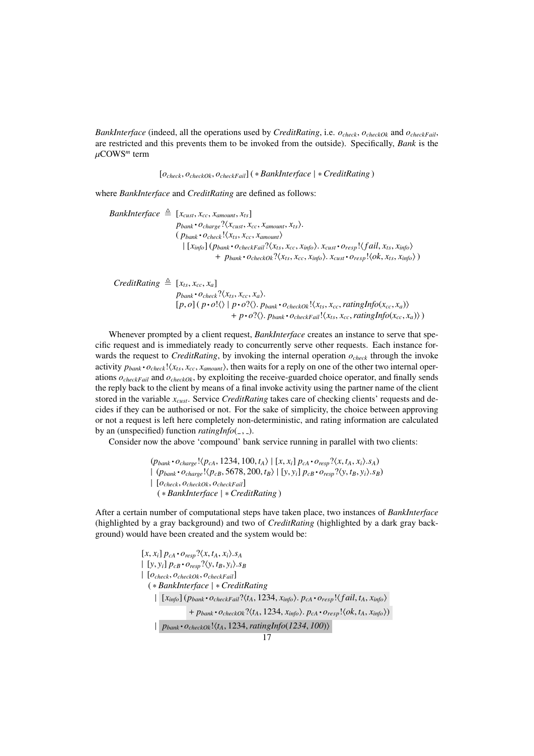*BankInterface* (indeed, all the operations used by *CreditRating*, i.e. $o_{check}$, $o_{checkOk}$ and $o_{checkFail}$, are restricted and this prevents them to be invoked from the outside). Specifically, *Bank* is the $\mu$COWS$^m$ term

$$[o_{check}, o_{checkOk}, o_{checkFail}]\,(\,*\,\mathit{BankInterface} \mid *\,\mathit{CreditRating}\,)$$

where *BankInterface* and *CreditRating* are defined as follows:

$$\begin{array}{rl}
\mathit{BankInterface} \triangleq & [x_{cust}, x_{cc}, x_{amount}, x_{ts}] \\
& p_{bank} \cdot o_{charge}?\langle x_{cust}, x_{cc}, x_{amount}, x_{ts}\rangle. \\
& (\, p_{bank} \cdot o_{check}!\langle x_{ts}, x_{cc}, x_{amount}\rangle \\
& \quad \mid [x_{info}]\,(p_{bank} \cdot o_{checkFail}?\langle x_{ts}, x_{cc}, x_{info}\rangle.\ x_{cust} \cdot o_{resp}!\langle fail, x_{ts}, x_{info}\rangle \\
& \qquad\qquad + \ p_{bank} \cdot o_{checkOk}?\langle x_{ts}, x_{cc}, x_{info}\rangle.\ x_{cust} \cdot o_{resp}!\langle ok, x_{ts}, x_{info}\rangle\,)
\end{array}$$

$$\begin{array}{rl}
\mathit{CreditRating} \triangleq & [x_{ts}, x_{cc}, x_{a}] \\
& p_{bank} \cdot o_{check}?\langle x_{ts}, x_{cc}, x_{a}\rangle. \\
& [p, o]\,(\, p \cdot o!\langle\rangle \mid p \cdot o?\langle\rangle.\ p_{bank} \cdot o_{checkOk}!\langle x_{ts}, x_{cc}, \mathit{ratingInfo}(x_{cc}, x_{a})\rangle \\
& \qquad\qquad + \ p \cdot o?\langle\rangle.\ p_{bank} \cdot o_{checkFail}!\langle x_{ts}, x_{cc}, \mathit{ratingInfo}(x_{cc}, x_{a})\rangle\,)
\end{array}$$

Whenever prompted by a client request, *BankInterface* creates an instance to serve that specific request and is immediately ready to concurrently serve other requests. Each instance forwards the request to *CreditRating*, by invoking the internal operation $o_{check}$ through the invoke activity $p_{bank} \cdot o_{check}!\langle x_{ts}, x_{cc}, x_{amount}\rangle$, then waits for a reply on one of the other two internal operations $o_{checkFail}$ and $o_{checkOk}$, by exploiting the receive-guarded choice operator, and finally sends the reply back to the client by means of a final invoke activity using the partner name of the client stored in the variable $x_{cust}$. Service *CreditRating* takes care of checking clients' requests and decides if they can be authorised or not. For the sake of simplicity, the choice between approving or not a request is left here completely non-deterministic, and rating information are calculated by an (unspecified) function $\mathit{ratingInfo}(\_,\_)$.

Consider now the above 'compound' bank service running in parallel with two clients:

$$\begin{array}{l}
(p_{bank} \cdot o_{charge}!\langle p_{cA}, 1234, 100, t_A\rangle \mid [x, x_i]\, p_{cA} \cdot o_{resp}?\langle x, t_A, x_i\rangle.s_A) \\
\mid (p_{bank} \cdot o_{charge}!\langle p_{cB}, 5678, 200, t_B\rangle \mid [y, y_i]\, p_{cB} \cdot o_{resp}?\langle y, t_B, y_i\rangle.s_B) \\
\mid [o_{check}, o_{checkOk}, o_{checkFail}] \\
\quad (\,*\,\mathit{BankInterface} \mid *\,\mathit{CreditRating}\,)
\end{array}$$

After a certain number of computational steps have taken place, two instances of *BankInterface* (highlighted by a gray background) and two of *CreditRating* (highlighted by a dark gray background) would have been created and the system would be:

$$\begin{array}{l}
[x, x_i]\, p_{cA} \cdot o_{resp}?\langle x, t_A, x_i\rangle.s_A \\
\mid [y, y_i]\, p_{cB} \cdot o_{resp}?\langle y, t_B, y_i\rangle.s_B \\
\mid [o_{check}, o_{checkOk}, o_{checkFail}] \\
\quad (\,*\,\mathit{BankInterface} \mid *\,\mathit{CreditRating} \\
\qquad \mid [x_{info}]\,(p_{bank} \cdot o_{checkFail}?\langle t_A, 1234, x_{info}\rangle.\ p_{cA} \cdot o_{resp}!\langle fail, t_A, x_{info}\rangle \\
\qquad\qquad + \ p_{bank} \cdot o_{checkOk}?\langle t_A, 1234, x_{info}\rangle.\ p_{cA} \cdot o_{resp}!\langle ok, t_A, x_{info}\rangle) \\
\qquad \mid p_{bank} \cdot o_{checkOk}!\langle t_A, 1234, \mathit{ratingInfo}(1234, 100)\rangle
\end{array}$$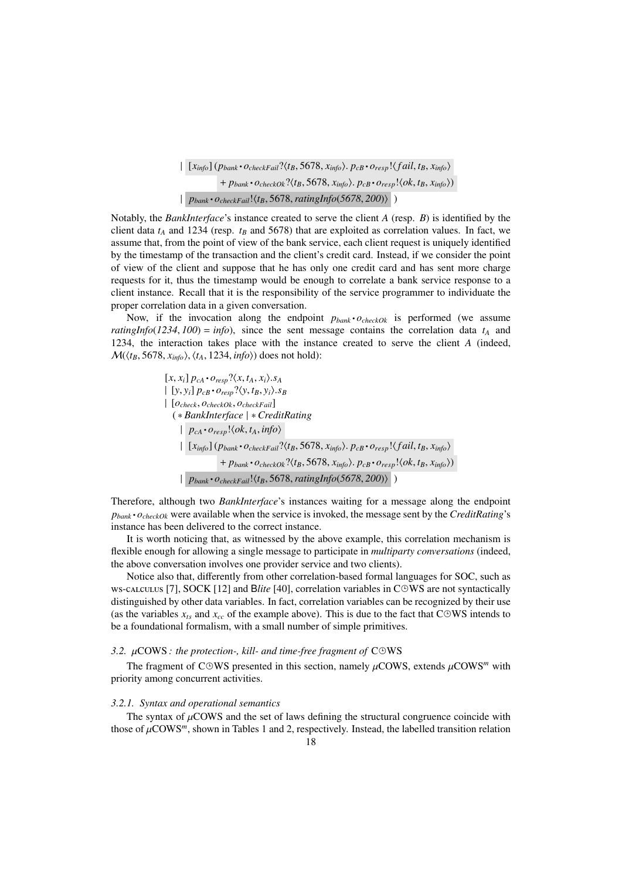$$
\begin{array}{l}
\mid\ [x_{info}]\,(p_{bank} \bullet o_{checkFail}?\langle t_B, 5678, x_{info}\rangle.\ p_{cB} \bullet o_{resp}!\langle fail, t_B, x_{info}\rangle \\
\qquad\qquad + p_{bank} \bullet o_{checkOk}?\langle t_B, 5678, x_{info}\rangle.\ p_{cB} \bullet o_{resp}!\langle ok, t_B, x_{info}\rangle) \\
\mid\ p_{bank} \bullet o_{checkFail}!\langle t_B, 5678, \mathit{ratingInfo(5678, 200)}\rangle\ \ )
\end{array}
$$

Notably, the *BankInterface*'s instance created to serve the client $A$ (resp. $B$) is identified by the client data $t_A$ and 1234 (resp. $t_B$ and 5678) that are exploited as correlation values. In fact, we assume that, from the point of view of the bank service, each client request is uniquely identified by the timestamp of the transaction and the client's credit card. Instead, if we consider the point of view of the client and suppose that he has only one credit card and has sent more charge requests for it, thus the timestamp would be enough to correlate a bank service response to a client instance. Recall that it is the responsibility of the service programmer to individuate the proper correlation data in a given conversation.

Now, if the invocation along the endpoint $p_{bank} \bullet o_{checkOk}$ is performed (we assume $\mathit{ratingInfo(1234, 100)} = \mathit{info}$), since the sent message contains the correlation data $t_A$ and 1234, the interaction takes place with the instance created to serve the client $A$ (indeed, $\mathcal{M}(\langle t_B, 5678, x_{info}\rangle, \langle t_A, 1234, \mathit{info}\rangle)$ does not hold):

$$
\begin{array}{l}
[x, x_i]\ p_{cA} \bullet o_{resp}?\langle x, t_A, x_i\rangle.s_A \\
\mid\ [y, y_i]\ p_{cB} \bullet o_{resp}?\langle y, t_B, y_i\rangle.s_B \\
\mid\ [o_{check}, o_{checkOk}, o_{checkFail}] \\
\quad (\,*\,\mathit{BankInterface} \mid *\,\mathit{CreditRating} \\
\quad\ \mid\ p_{cA} \bullet o_{resp}!\langle ok, t_A, \mathit{info}\rangle \\
\quad\ \mid\ [x_{info}]\,(p_{bank} \bullet o_{checkFail}?\langle t_B, 5678, x_{info}\rangle.\ p_{cB} \bullet o_{resp}!\langle fail, t_B, x_{info}\rangle \\
\qquad\qquad + p_{bank} \bullet o_{checkOk}?\langle t_B, 5678, x_{info}\rangle.\ p_{cB} \bullet o_{resp}!\langle ok, t_B, x_{info}\rangle) \\
\quad\ \mid\ p_{bank} \bullet o_{checkFail}!\langle t_B, 5678, \mathit{ratingInfo(5678, 200)}\rangle\ \ )
\end{array}
$$

Therefore, although two *BankInterface*'s instances waiting for a message along the endpoint $p_{bank} \bullet o_{checkOk}$ were available when the service is invoked, the message sent by the *CreditRating*'s instance has been delivered to the correct instance.

It is worth noticing that, as witnessed by the above example, this correlation mechanism is flexible enough for allowing a single message to participate in *multiparty conversations* (indeed, the above conversation involves one provider service and two clients).

Notice also that, differently from other correlation-based formal languages for SOC, such as WS-CALCULUS [7], SOCK [12] and B*lite* [40], correlation variables in C⊙WS are not syntactically distinguished by other data variables. In fact, correlation variables can be recognized by their use (as the variables $x_{ts}$ and $x_{cc}$ of the example above). This is due to the fact that C⊙WS intends to be a foundational formalism, with a small number of simple primitives.

### 3.2. $\mu$COWS *: the protection-, kill- and time-free fragment of* C⊙WS

The fragment of C⊙WS presented in this section, namely $\mu$COWS, extends $\mu\text{COWS}^m$ with priority among concurrent activities.

#### *3.2.1. Syntax and operational semantics*

The syntax of $\mu$COWS and the set of laws defining the structural congruence coincide with those of $\mu\text{COWS}^m$, shown in Tables 1 and 2, respectively. Instead, the labelled transition relation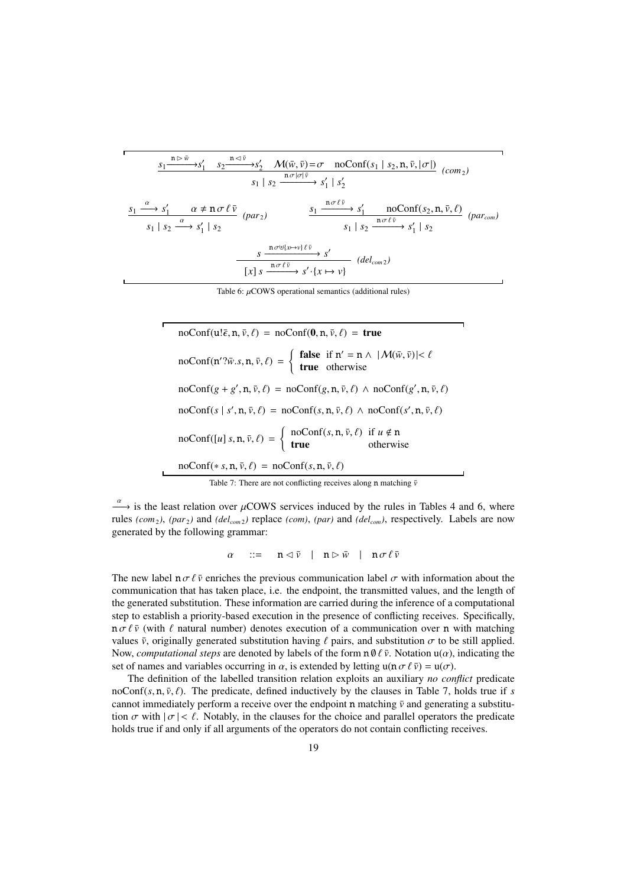$$\frac{s_1 \xrightarrow{\mathtt{n} \rhd \bar{w}} s_1' \quad s_2 \xrightarrow{\mathtt{n} \lhd \bar{v}} s_2' \quad \mathcal{M}(\bar{w}, \bar{v}) = \sigma \quad \text{noConf}(s_1 \mid s_2, \mathtt{n}, \bar{v}, |\sigma|)}{s_1 \mid s_2 \xrightarrow{\mathtt{n}\, \sigma\, |\sigma|\, \bar{v}} s_1' \mid s_2'} \ (com_2)$$

$$\frac{s_1 \xrightarrow{\alpha} s_1' \quad \alpha \neq \mathtt{n}\, \sigma\, \ell\, \bar{v}}{s_1 \mid s_2 \xrightarrow{\alpha} s_1' \mid s_2} \ (par_2) \qquad \frac{s_1 \xrightarrow{\mathtt{n}\, \sigma\, \ell\, \bar{v}} s_1' \quad \text{noConf}(s_2, \mathtt{n}, \bar{v}, \ell)}{s_1 \mid s_2 \xrightarrow{\mathtt{n}\, \sigma\, \ell\, \bar{v}} s_1' \mid s_2} \ (par_{com})$$

$$\frac{s \xrightarrow{\mathtt{n}\, \sigma \uplus \{x \mapsto v\}\, \ell\, \bar{v}} s'}{[x]\, s \xrightarrow{\mathtt{n}\, \sigma\, \ell\, \bar{v}} s' \cdot \{x \mapsto v\}} \ (del_{com2})$$

Table 6: $\mu$COWS operational semantics (additional rules)

$$\text{noConf}(\mathtt{u}!\bar{\epsilon}, \mathtt{n}, \bar{v}, \ell) = \text{noConf}(\mathbf{0}, \mathtt{n}, \bar{v}, \ell) = \mathbf{true}$$

$$\text{noConf}(\mathtt{n}'?\bar{w}.s, \mathtt{n}, \bar{v}, \ell) = \begin{cases} \mathbf{false} & \text{if } \mathtt{n}' = \mathtt{n} \wedge |\mathcal{M}(\bar{w}, \bar{v})| < \ell \\ \mathbf{true} & \text{otherwise} \end{cases}$$

$$\text{noConf}(g + g', \mathtt{n}, \bar{v}, \ell) = \text{noConf}(g, \mathtt{n}, \bar{v}, \ell) \wedge \text{noConf}(g', \mathtt{n}, \bar{v}, \ell)$$

$$\text{noConf}(s \mid s', \mathtt{n}, \bar{v}, \ell) = \text{noConf}(s, \mathtt{n}, \bar{v}, \ell) \wedge \text{noConf}(s', \mathtt{n}, \bar{v}, \ell)$$

$$\text{noConf}([u]\, s, \mathtt{n}, \bar{v}, \ell) = \begin{cases} \text{noConf}(s, \mathtt{n}, \bar{v}, \ell) & \text{if } u \notin \mathtt{n} \\ \mathbf{true} & \text{otherwise} \end{cases}$$

$$\text{noConf}(* \, s, \mathtt{n}, \bar{v}, \ell) = \text{noConf}(s, \mathtt{n}, \bar{v}, \ell)$$

Table 7: There are not conflicting receives along $\mathtt{n}$ matching $\bar{v}$

$\xrightarrow{\alpha}$ is the least relation over $\mu$COWS services induced by the rules in Tables 4 and 6, where rules *(com₂)*, *(par₂)* and *(del*$_{com2}$*)* replace *(com)*, *(par)* and *(del*$_{com}$*)*, respectively. Labels are now generated by the following grammar:

$$\alpha \quad ::= \quad \mathtt{n} \lhd \bar{v} \quad | \quad \mathtt{n} \rhd \bar{w} \quad | \quad \mathtt{n}\, \sigma\, \ell\, \bar{v}$$

The new label $\mathtt{n}\, \sigma\, \ell\, \bar{v}$ enriches the previous communication label $\sigma$ with information about the communication that has taken place, i.e. the endpoint, the transmitted values, and the length of the generated substitution. These information are carried during the inference of a computational step to establish a priority-based execution in the presence of conflicting receives. Specifically, $\mathtt{n}\, \sigma\, \ell\, \bar{v}$ (with $\ell$ natural number) denotes execution of a communication over $\mathtt{n}$ with matching values $\bar{v}$, originally generated substitution having $\ell$ pairs, and substitution $\sigma$ to be still applied. Now, *computational steps* are denoted by labels of the form $\mathtt{n}\, \emptyset\, \ell\, \bar{v}$. Notation $\mathtt{u}(\alpha)$, indicating the set of names and variables occurring in $\alpha$, is extended by letting $\mathtt{u}(\mathtt{n}\, \sigma\, \ell\, \bar{v}) = \mathtt{u}(\sigma)$.

The definition of the labelled transition relation exploits an auxiliary *no conflict* predicate $\text{noConf}(s, \mathtt{n}, \bar{v}, \ell)$. The predicate, defined inductively by the clauses in Table 7, holds true if $s$ cannot immediately perform a receive over the endpoint $\mathtt{n}$ matching $\bar{v}$ and generating a substitution $\sigma$ with $|\sigma| < \ell$. Notably, in the clauses for the choice and parallel operators the predicate holds true if and only if all arguments of the operators do not contain conflicting receives.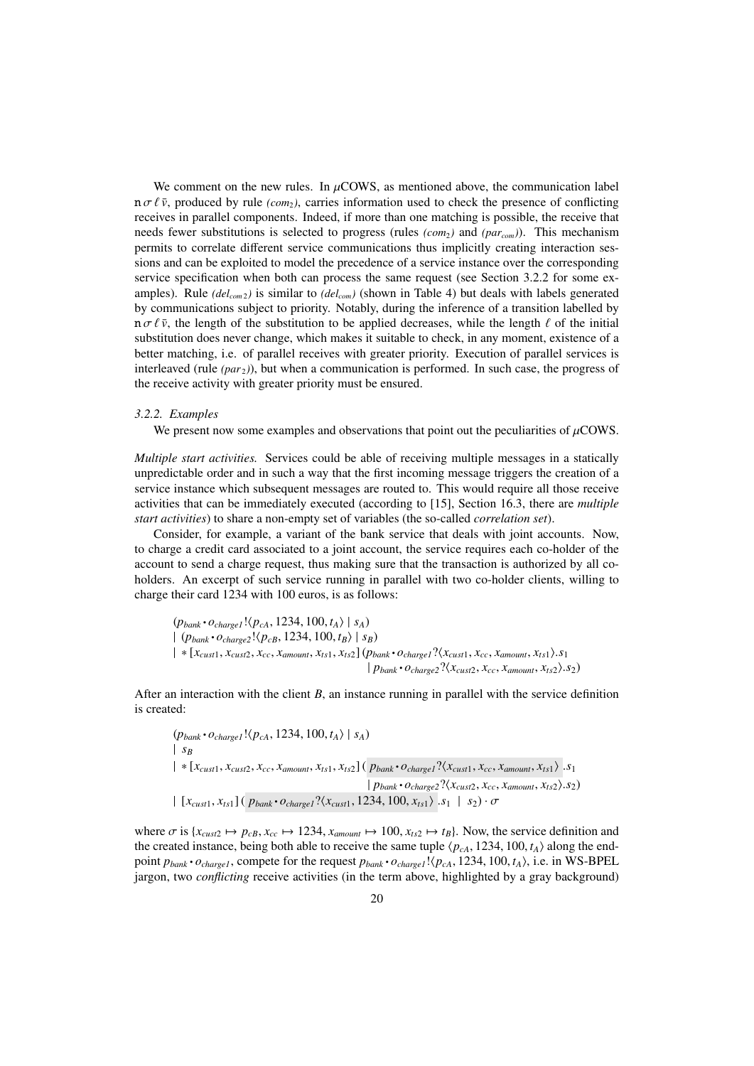We comment on the new rules. In $\mu$COWS, as mentioned above, the communication label $\mathrm{n}\,\sigma\,\ell\,\bar{v}$, produced by rule *(com$_2$)*, carries information used to check the presence of conflicting receives in parallel components. Indeed, if more than one matching is possible, the receive that needs fewer substitutions is selected to progress (rules *(com$_2$)* and *(par$_{com}$)*). This mechanism permits to correlate different service communications thus implicitly creating interaction sessions and can be exploited to model the precedence of a service instance over the corresponding service specification when both can process the same request (see Section 3.2.2 for some examples). Rule *(del$_{com2}$)* is similar to *(del$_{com}$)* (shown in Table 4) but deals with labels generated by communications subject to priority. Notably, during the inference of a transition labelled by $\mathrm{n}\,\sigma\,\ell\,\bar{v}$, the length of the substitution to be applied decreases, while the length $\ell$ of the initial substitution does never change, which makes it suitable to check, in any moment, existence of a better matching, i.e. of parallel receives with greater priority. Execution of parallel services is interleaved (rule *(par$_2$)*), but when a communication is performed. In such case, the progress of the receive activity with greater priority must be ensured.

### 3.2.2. Examples

We present now some examples and observations that point out the peculiarities of $\mu$COWS.

*Multiple start activities.* Services could be able of receiving multiple messages in a statically unpredictable order and in such a way that the first incoming message triggers the creation of a service instance which subsequent messages are routed to. This would require all those receive activities that can be immediately executed (according to [15], Section 16.3, there are *multiple start activities*) to share a non-empty set of variables (the so-called *correlation set*).

Consider, for example, a variant of the bank service that deals with joint accounts. Now, to charge a credit card associated to a joint account, the service requires each co-holder of the account to send a charge request, thus making sure that the transaction is authorized by all co-holders. An excerpt of such service running in parallel with two co-holder clients, willing to charge their card 1234 with 100 euros, is as follows:

$$
\begin{array}{l}
(p_{bank} \cdot o_{charge1}!\langle p_{cA}, 1234, 100, t_A\rangle \mid s_A) \\
\mid\ (p_{bank} \cdot o_{charge2}!\langle p_{cB}, 1234, 100, t_B\rangle \mid s_B) \\
\mid\ *\,[x_{cust1}, x_{cust2}, x_{cc}, x_{amount}, x_{ts1}, x_{ts2}]\,(p_{bank} \cdot o_{charge1}?\langle x_{cust1}, x_{cc}, x_{amount}, x_{ts1}\rangle.s_1 \\
\qquad\qquad\qquad\qquad\qquad\qquad\qquad\quad \mid p_{bank} \cdot o_{charge2}?\langle x_{cust2}, x_{cc}, x_{amount}, x_{ts2}\rangle.s_2)
\end{array}
$$

After an interaction with the client $B$, an instance running in parallel with the service definition is created:

$$
\begin{array}{l}
(p_{bank} \cdot o_{charge1}!\langle p_{cA}, 1234, 100, t_A\rangle \mid s_A) \\
\mid\ s_B \\
\mid\ *\,[x_{cust1}, x_{cust2}, x_{cc}, x_{amount}, x_{ts1}, x_{ts2}]\,(\,p_{bank} \cdot o_{charge1}?\langle x_{cust1}, x_{cc}, x_{amount}, x_{ts1}\rangle\,.s_1 \\
\qquad\qquad\qquad\qquad\qquad\qquad\qquad\quad \mid p_{bank} \cdot o_{charge2}?\langle x_{cust2}, x_{cc}, x_{amount}, x_{ts2}\rangle.s_2) \\
\mid\ [x_{cust1}, x_{ts1}]\,(\,p_{bank} \cdot o_{charge1}?\langle x_{cust1}, 1234, 100, x_{ts1}\rangle\,.s_1 \ \mid\ s_2) \cdot \sigma
\end{array}
$$

where $\sigma$ is $\{x_{cust2} \mapsto p_{cB}, x_{cc} \mapsto 1234, x_{amount} \mapsto 100, x_{ts2} \mapsto t_B\}$. Now, the service definition and the created instance, being both able to receive the same tuple $\langle p_{cA}, 1234, 100, t_A\rangle$ along the endpoint $p_{bank} \cdot o_{charge1}$, compete for the request $p_{bank} \cdot o_{charge1}!\langle p_{cA}, 1234, 100, t_A\rangle$, i.e. in WS-BPEL jargon, two *conflicting* receive activities (in the term above, highlighted by a gray background)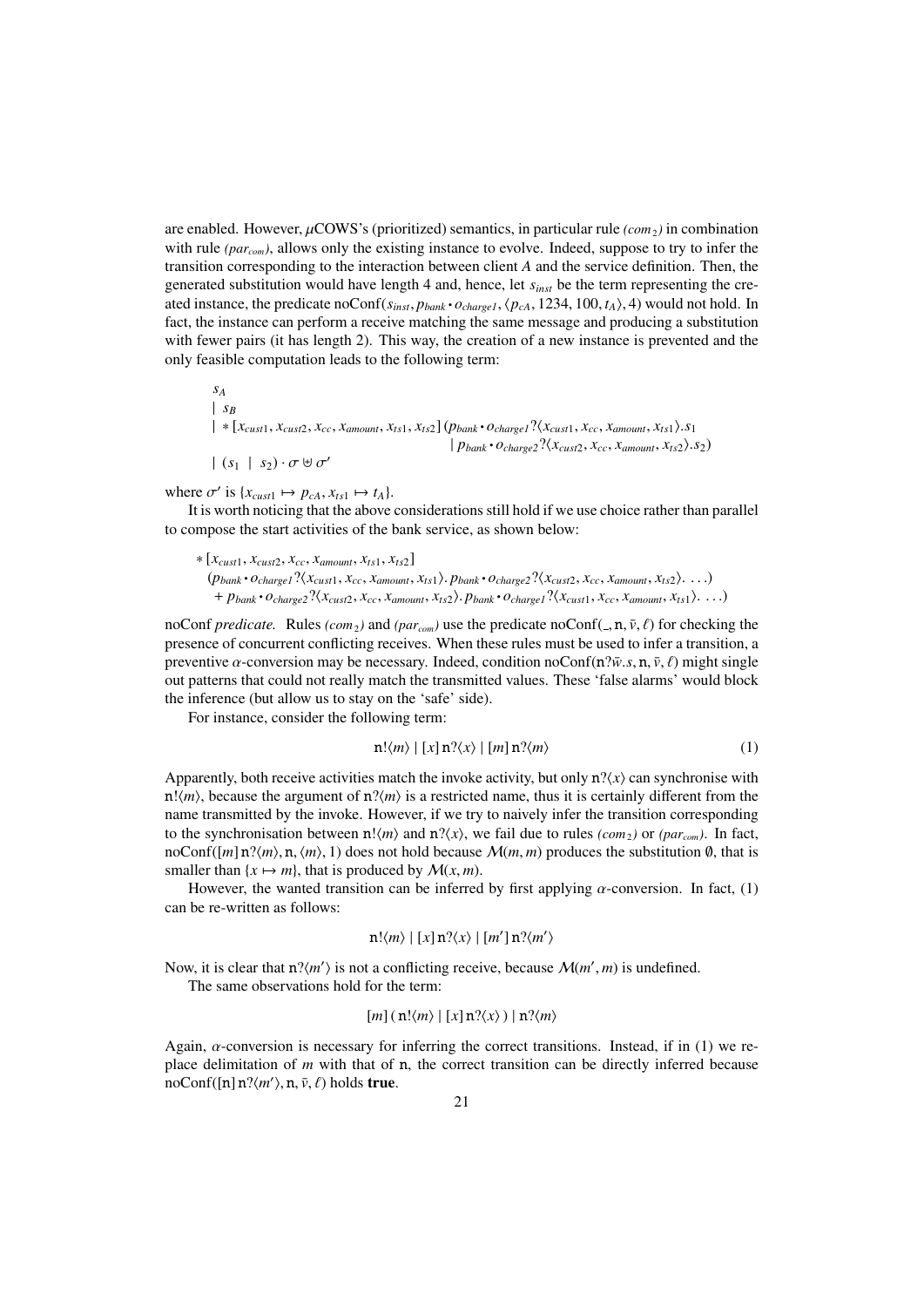are enabled. However, $\mu$COWS's (prioritized) semantics, in particular rule *(com$_2$)* in combination with rule *(par$_{com}$)*, allows only the existing instance to evolve. Indeed, suppose to try to infer the transition corresponding to the interaction between client $A$ and the service definition. Then, the generated substitution would have length 4 and, hence, let $s_{inst}$ be the term representing the created instance, the predicate $\mathrm{noConf}(s_{inst}, p_{bank} \bullet o_{charge1}, \langle p_{cA}, 1234, 100, t_A\rangle, 4)$ would not hold. In fact, the instance can perform a receive matching the same message and producing a substitution with fewer pairs (it has length 2). This way, the creation of a new instance is prevented and the only feasible computation leads to the following term:

$$
\begin{array}{l}
s_A \\
\mid\; s_B \\
\mid\; * \,[x_{cust1}, x_{cust2}, x_{cc}, x_{amount}, x_{ts1}, x_{ts2}]\,(p_{bank} \bullet o_{charge1}?\langle x_{cust1}, x_{cc}, x_{amount}, x_{ts1}\rangle.s_1 \\
\qquad\qquad\qquad\qquad\qquad\qquad\qquad\quad \mid p_{bank} \bullet o_{charge2}?\langle x_{cust2}, x_{cc}, x_{amount}, x_{ts2}\rangle.s_2) \\
\mid\; (s_1 \;\mid\; s_2) \cdot \sigma \uplus \sigma'
\end{array}
$$

where $\sigma'$ is $\{x_{cust1} \mapsto p_{cA}, x_{ts1} \mapsto t_A\}$.

It is worth noticing that the above considerations still hold if we use choice rather than parallel to compose the start activities of the bank service, as shown below:

$$
\begin{array}{l}
* \,[x_{cust1}, x_{cust2}, x_{cc}, x_{amount}, x_{ts1}, x_{ts2}] \\
\;(p_{bank} \bullet o_{charge1}?\langle x_{cust1}, x_{cc}, x_{amount}, x_{ts1}\rangle.\, p_{bank} \bullet o_{charge2}?\langle x_{cust2}, x_{cc}, x_{amount}, x_{ts2}\rangle.\; \ldots) \\
\;\; + p_{bank} \bullet o_{charge2}?\langle x_{cust2}, x_{cc}, x_{amount}, x_{ts2}\rangle.\, p_{bank} \bullet o_{charge1}?\langle x_{cust1}, x_{cc}, x_{amount}, x_{ts1}\rangle.\; \ldots)
\end{array}
$$

$\mathrm{noConf}$ *predicate.* Rules *(com$_2$)* and *(par$_{com}$)* use the predicate $\mathrm{noConf}(\_, \mathtt{n}, \bar{v}, \ell)$ for checking the presence of concurrent conflicting receives. When these rules must be used to infer a transition, a preventive $\alpha$-conversion may be necessary. Indeed, condition $\mathrm{noConf}(\mathtt{n}?\bar{w}.s, \mathtt{n}, \bar{v}, \ell)$ might single out patterns that could not really match the transmitted values. These 'false alarms' would block the inference (but allow us to stay on the 'safe' side).

For instance, consider the following term:

$$\mathtt{n}!\langle m\rangle \mid [x]\,\mathtt{n}?\langle x\rangle \mid [m]\,\mathtt{n}?\langle m\rangle \tag{1}$$

Apparently, both receive activities match the invoke activity, but only $\mathtt{n}?\langle x\rangle$ can synchronise with $\mathtt{n}!\langle m\rangle$, because the argument of $\mathtt{n}?\langle m\rangle$ is a restricted name, thus it is certainly different from the name transmitted by the invoke. However, if we try to naively infer the transition corresponding to the synchronisation between $\mathtt{n}!\langle m\rangle$ and $\mathtt{n}?\langle x\rangle$, we fail due to rules *(com$_2$)* or *(par$_{com}$)*. In fact, $\mathrm{noConf}([m]\,\mathtt{n}?\langle m\rangle, \mathtt{n}, \langle m\rangle, 1)$ does not hold because $\mathcal{M}(m, m)$ produces the substitution $\emptyset$, that is smaller than $\{x \mapsto m\}$, that is produced by $\mathcal{M}(x, m)$.

However, the wanted transition can be inferred by first applying $\alpha$-conversion. In fact, (1) can be re-written as follows:

$$\mathtt{n}!\langle m\rangle \mid [x]\,\mathtt{n}?\langle x\rangle \mid [m']\,\mathtt{n}?\langle m'\rangle$$

Now, it is clear that $\mathtt{n}?\langle m'\rangle$ is not a conflicting receive, because $\mathcal{M}(m', m)$ is undefined.

The same observations hold for the term:

$$[m]\,(\,\mathtt{n}!\langle m\rangle \mid [x]\,\mathtt{n}?\langle x\rangle\,) \mid \mathtt{n}?\langle m\rangle$$

Again, $\alpha$-conversion is necessary for inferring the correct transitions. Instead, if in (1) we replace delimitation of $m$ with that of $\mathtt{n}$, the correct transition can be directly inferred because $\mathrm{noConf}([\mathtt{n}]\,\mathtt{n}?\langle m'\rangle, \mathtt{n}, \bar{v}, \ell)$ holds **true**.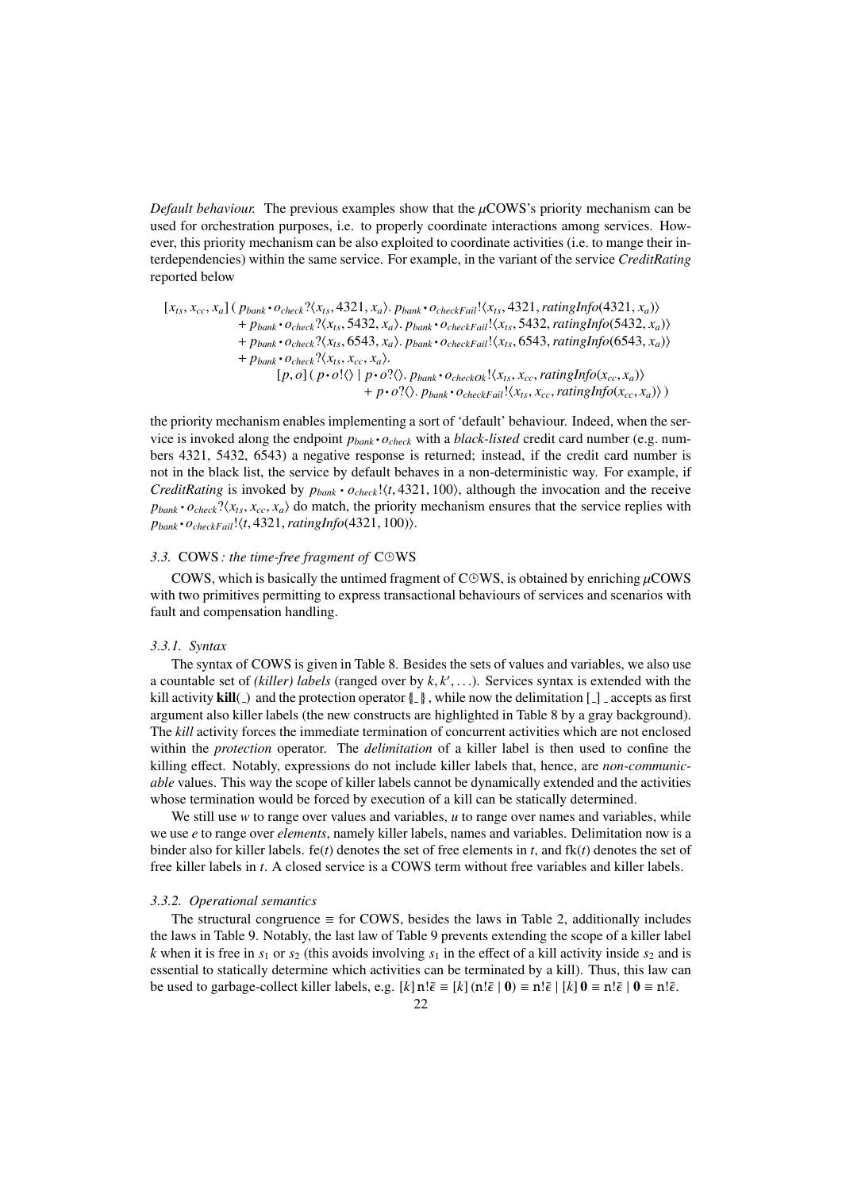*Default behaviour.* The previous examples show that the $\mu$COWS's priority mechanism can be used for orchestration purposes, i.e. to properly coordinate interactions among services. However, this priority mechanism can be also exploited to coordinate activities (i.e. to mange their interdependencies) within the same service. For example, in the variant of the service *CreditRating* reported below

$$
\begin{array}{l}
[x_{ts}, x_{cc}, x_a]\,(\, p_{bank} \cdot o_{check}?\langle x_{ts}, 4321, x_a\rangle.\; p_{bank} \cdot o_{checkFail}!\langle x_{ts}, 4321, \mathit{ratingInfo}(4321, x_a)\rangle \\
\qquad\qquad + \; p_{bank} \cdot o_{check}?\langle x_{ts}, 5432, x_a\rangle.\; p_{bank} \cdot o_{checkFail}!\langle x_{ts}, 5432, \mathit{ratingInfo}(5432, x_a)\rangle \\
\qquad\qquad + \; p_{bank} \cdot o_{check}?\langle x_{ts}, 6543, x_a\rangle.\; p_{bank} \cdot o_{checkFail}!\langle x_{ts}, 6543, \mathit{ratingInfo}(6543, x_a)\rangle \\
\qquad\qquad + \; p_{bank} \cdot o_{check}?\langle x_{ts}, x_{cc}, x_a\rangle. \\
\qquad\qquad\qquad [p, o]\,(\, p \cdot o!\langle\rangle \mid p \cdot o?\langle\rangle.\; p_{bank} \cdot o_{checkOk}!\langle x_{ts}, x_{cc}, \mathit{ratingInfo}(x_{cc}, x_a)\rangle \\
\qquad\qquad\qquad\qquad\qquad + \; p \cdot o?\langle\rangle.\; p_{bank} \cdot o_{checkFail}!\langle x_{ts}, x_{cc}, \mathit{ratingInfo}(x_{cc}, x_a)\rangle\,)\,)
\end{array}
$$

the priority mechanism enables implementing a sort of 'default' behaviour. Indeed, when the service is invoked along the endpoint $p_{bank} \cdot o_{check}$ with a *black-listed* credit card number (e.g. numbers 4321, 5432, 6543) a negative response is returned; instead, if the credit card number is not in the black list, the service by default behaves in a non-deterministic way. For example, if *CreditRating* is invoked by $p_{bank} \cdot o_{check}!\langle t, 4321, 100\rangle$, although the invocation and the receive $p_{bank} \cdot o_{check}?\langle x_{ts}, x_{cc}, x_a\rangle$ do match, the priority mechanism ensures that the service replies with $p_{bank} \cdot o_{checkFail}!\langle t, 4321, \mathit{ratingInfo}(4321, 100)\rangle$.

### 3.3. COWS *: the time-free fragment of* C⊙WS

COWS, which is basically the untimed fragment of C⊙WS, is obtained by enriching $\mu$COWS with two primitives permitting to express transactional behaviours of services and scenarios with fault and compensation handling.

#### 3.3.1. Syntax

The syntax of COWS is given in Table 8. Besides the sets of values and variables, we also use a countable set of *(killer) labels* (ranged over by $k, k', \ldots$). Services syntax is extended with the kill activity $\mathbf{kill}(\_)$ and the protection operator $\{\!|\_|\!\}$, while now the delimitation $[\_]\,\_$ accepts as first argument also killer labels (the new constructs are highlighted in Table 8 by a gray background). The *kill* activity forces the immediate termination of concurrent activities which are not enclosed within the *protection* operator. The *delimitation* of a killer label is then used to confine the killing effect. Notably, expressions do not include killer labels that, hence, are *non-communicable* values. This way the scope of killer labels cannot be dynamically extended and the activities whose termination would be forced by execution of a kill can be statically determined.

We still use $w$ to range over values and variables, $u$ to range over names and variables, while we use $e$ to range over *elements*, namely killer labels, names and variables. Delimitation now is a binder also for killer labels. $\mathrm{fe}(t)$ denotes the set of free elements in $t$, and $\mathrm{fk}(t)$ denotes the set of free killer labels in $t$. A closed service is a COWS term without free variables and killer labels.

#### 3.3.2. Operational semantics

The structural congruence $\equiv$ for COWS, besides the laws in Table 2, additionally includes the laws in Table 9. Notably, the last law of Table 9 prevents extending the scope of a killer label $k$ when it is free in $s_1$ or $s_2$ (this avoids involving $s_1$ in the effect of a kill activity inside $s_2$ and is essential to statically determine which activities can be terminated by a kill). Thus, this law can be used to garbage-collect killer labels, e.g. $[k]\,\mathrm{n}!\bar{\epsilon} \equiv [k]\,(\mathrm{n}!\bar{\epsilon} \mid \mathbf{0}) \equiv \mathrm{n}!\bar{\epsilon} \mid [k]\,\mathbf{0} \equiv \mathrm{n}!\bar{\epsilon} \mid \mathbf{0} \equiv \mathrm{n}!\bar{\epsilon}$.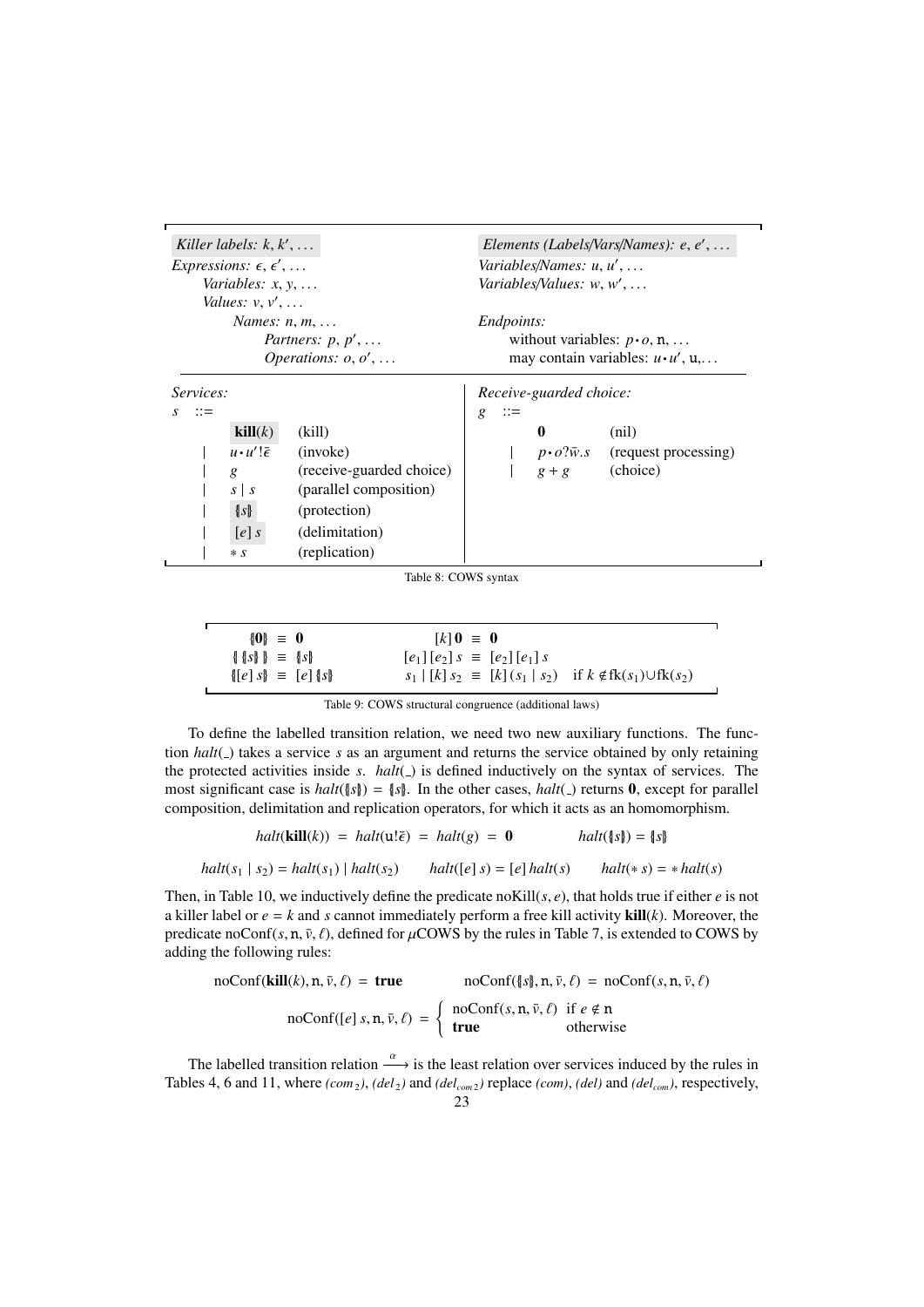| Killer labels: $k, k', \ldots$ | Elements (Labels/Vars/Names): $e, e', \ldots$ |
|---|---|
| Expressions: $\epsilon, \epsilon', \ldots$ | Variables/Names: $u, u', \ldots$ |
| Variables: $x, y, \ldots$ | Variables/Values: $w, w', \ldots$ |
| Values: $v, v', \ldots$ | |
| Names: $n, m, \ldots$ | Endpoints: |
| Partners: $p, p', \ldots$ | without variables: $p \cdot o$, $\mathtt{n}, \ldots$ |
| Operations: $o, o', \ldots$ | may contain variables: $u \cdot u'$, $\mathtt{u}, \ldots$ |

| Services: $s ::=$ | | Receive-guarded choice: $g ::=$ | |
|---|---|---|---|
| $\mathbf{kill}(k)$ | (kill) | $\mathbf{0}$ | (nil) |
| $\mid\ u \cdot u' ! \bar{\epsilon}$ | (invoke) | $\mid\ p \cdot o ? \bar{w}.s$ | (request processing) |
| $\mid\ g$ | (receive-guarded choice) | $\mid\ g + g$ | (choice) |
| $\mid\ s \mid s$ | (parallel composition) | | |
| $\mid\ \{\!\| s \|\!\}$ | (protection) | | |
| $\mid\ [e]\, s$ | (delimitation) | | |
| $\mid\ * \, s$ | (replication) | | |

Table 8: COWS syntax

$$
\begin{array}{ll}
\{\!|\mathbf{0}|\!\} \equiv \mathbf{0} & [k]\,\mathbf{0} \equiv \mathbf{0} \\
\{\!|\,\{\!|s|\!\}\,|\!\} \equiv \{\!|s|\!\} & [e_1]\,[e_2]\,s \equiv [e_2]\,[e_1]\,s \\
\{\!|[e]\,s|\!\} \equiv [e]\,\{\!|s|\!\} & s_1 \mid [k]\,s_2 \equiv [k]\,(s_1 \mid s_2) \quad \text{if } k \notin \mathrm{fk}(s_1) \cup \mathrm{fk}(s_2)
\end{array}
$$

Table 9: COWS structural congruence (additional laws)

To define the labelled transition relation, we need two new auxiliary functions. The function $halt(\_)$ takes a service $s$ as an argument and returns the service obtained by only retaining the protected activities inside $s$. $halt(\_)$ is defined inductively on the syntax of services. The most significant case is $halt(\{\!|s|\!\}) = \{\!|s|\!\}$. In the other cases, $halt(\_)$ returns $\mathbf{0}$, except for parallel composition, delimitation and replication operators, for which it acts as an homomorphism.

$$
halt(\mathbf{kill}(k)) = halt(\mathtt{u}!\bar{\epsilon}) = halt(g) = \mathbf{0} \qquad halt(\{\!|s|\!\}) = \{\!|s|\!\}
$$

$$
halt(s_1 \mid s_2) = halt(s_1) \mid halt(s_2) \qquad halt([e]\,s) = [e]\,halt(s) \qquad halt(*\,s) = *\,halt(s)
$$

Then, in Table 10, we inductively define the predicate $\mathrm{noKill}(s, e)$, that holds true if either $e$ is not a killer label or $e = k$ and $s$ cannot immediately perform a free kill activity $\mathbf{kill}(k)$. Moreover, the predicate $\mathrm{noConf}(s, \mathtt{n}, \bar{v}, \ell)$, defined for $\mu$COWS by the rules in Table 7, is extended to COWS by adding the following rules:

$$
\mathrm{noConf}(\mathbf{kill}(k), \mathtt{n}, \bar{v}, \ell) = \mathbf{true} \qquad \mathrm{noConf}(\{\!|s|\!\}, \mathtt{n}, \bar{v}, \ell) = \mathrm{noConf}(s, \mathtt{n}, \bar{v}, \ell)
$$

$$
\mathrm{noConf}([e]\,s, \mathtt{n}, \bar{v}, \ell) = \begin{cases} \mathrm{noConf}(s, \mathtt{n}, \bar{v}, \ell) & \text{if } e \notin \mathtt{n} \\ \mathbf{true} & \text{otherwise} \end{cases}
$$

The labelled transition relation $\xrightarrow{\alpha}$ is the least relation over services induced by the rules in Tables 4, 6 and 11, where *(com$_2$)*, *(del$_2$)* and *(del$_{com\,2}$)* replace *(com)*, *(del)* and *(del$_{com}$)*, respectively,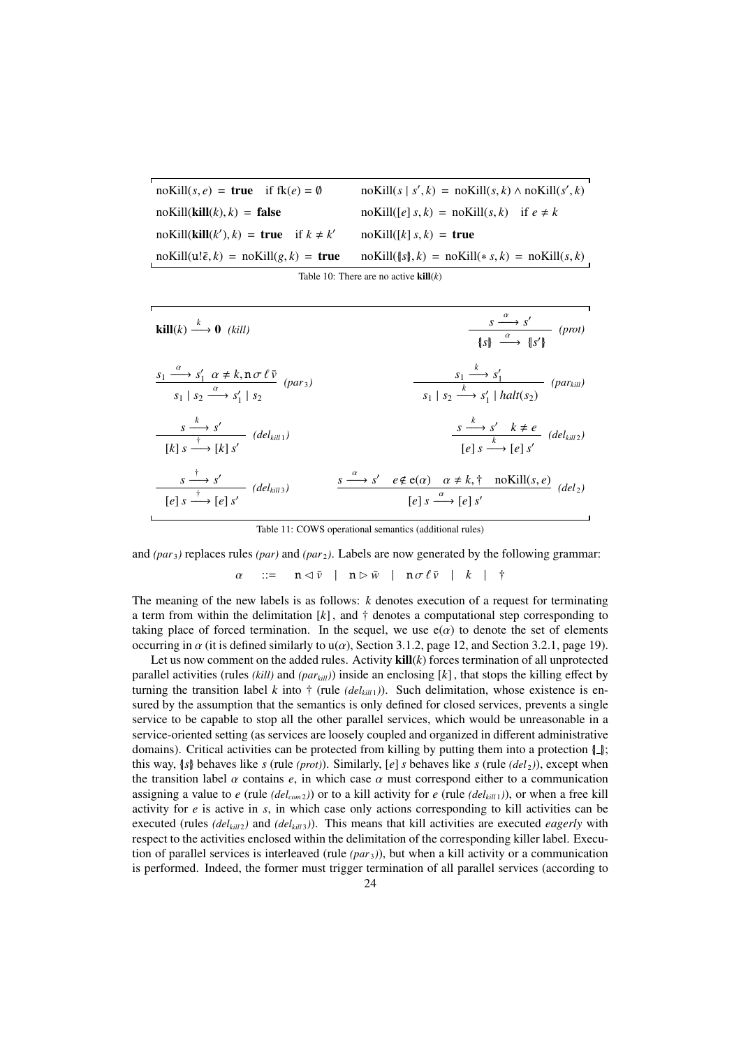| | |
|---|---|
| $\text{noKill}(s, e) = \textbf{true} \quad \text{if } \text{fk}(e) = \emptyset$ | $\text{noKill}(s \mid s', k) = \text{noKill}(s, k) \wedge \text{noKill}(s', k)$ |
| $\text{noKill}(\textbf{kill}(k), k) = \textbf{false}$ | $\text{noKill}([e]\, s, k) = \text{noKill}(s, k) \quad \text{if } e \neq k$ |
| $\text{noKill}(\textbf{kill}(k'), k) = \textbf{true} \quad \text{if } k \neq k'$ | $\text{noKill}([k]\, s, k) = \textbf{true}$ |
| $\text{noKill}(\mathtt{u}!\bar{\epsilon}, k) = \text{noKill}(g, k) = \textbf{true}$ | $\text{noKill}(\{\!\mid s \mid\!\}, k) = \text{noKill}(*\, s, k) = \text{noKill}(s, k)$ |

Table 10: There are no active $\textbf{kill}(k)$

$$\textbf{kill}(k) \xrightarrow{\ k\ } \mathbf{0} \quad (kill) \qquad\qquad \frac{s \xrightarrow{\ \alpha\ } s'}{\{\!\mid s \mid\!\} \xrightarrow{\ \alpha\ } \{\!\mid s' \mid\!\}} \quad (prot)$$

$$\frac{s_1 \xrightarrow{\ \alpha\ } s_1' \quad \alpha \neq k, \mathtt{n}\,\sigma\,\ell\,\bar{v}}{s_1 \mid s_2 \xrightarrow{\ \alpha\ } s_1' \mid s_2} \quad (par_3) \qquad\qquad \frac{s_1 \xrightarrow{\ k\ } s_1'}{s_1 \mid s_2 \xrightarrow{\ k\ } s_1' \mid halt(s_2)} \quad (par_{kill})$$

$$\frac{s \xrightarrow{\ k\ } s'}{[k]\, s \xrightarrow{\ \dagger\ } [k]\, s'} \quad (del_{kill\,1}) \qquad\qquad \frac{s \xrightarrow{\ k\ } s' \quad k \neq e}{[e]\, s \xrightarrow{\ k\ } [e]\, s'} \quad (del_{kill\,2})$$

$$\frac{s \xrightarrow{\ \dagger\ } s'}{[e]\, s \xrightarrow{\ \dagger\ } [e]\, s'} \quad (del_{kill\,3}) \qquad\qquad \frac{s \xrightarrow{\ \alpha\ } s' \quad e \notin \mathrm{e}(\alpha) \quad \alpha \neq k, \dagger \quad \text{noKill}(s, e)}{[e]\, s \xrightarrow{\ \alpha\ } [e]\, s'} \quad (del_2)$$

Table 11: COWS operational semantics (additional rules)

and *(par₃)* replaces rules *(par)* and *(par₂)*. Labels are now generated by the following grammar:

$$\alpha \quad ::= \quad \mathtt{n} \lhd \bar{v} \quad | \quad \mathtt{n} \rhd \bar{w} \quad | \quad \mathtt{n}\,\sigma\,\ell\,\bar{v} \quad | \quad k \quad | \quad \dagger$$

The meaning of the new labels is as follows: $k$ denotes execution of a request for terminating a term from within the delimitation $[k]$, and $\dagger$ denotes a computational step corresponding to taking place of forced termination. In the sequel, we use $\mathrm{e}(\alpha)$ to denote the set of elements occurring in $\alpha$ (it is defined similarly to $\mathrm{u}(\alpha)$, Section 3.1.2, page 12, and Section 3.2.1, page 19).

Let us now comment on the added rules. Activity $\textbf{kill}(k)$ forces termination of all unprotected parallel activities (rules *(kill)* and *(par$_{kill}$)*) inside an enclosing $[k]$, that stops the killing effect by turning the transition label $k$ into $\dagger$ (rule *(del$_{kill\,1}$)*). Such delimitation, whose existence is ensured by the assumption that the semantics is only defined for closed services, prevents a single service to be capable to stop all the other parallel services, which would be unreasonable in a service-oriented setting (as services are loosely coupled and organized in different administrative domains). Critical activities can be protected from killing by putting them into a protection $\{\!\mid \_ \mid\!\}$; this way, $\{\!\mid s \mid\!\}$ behaves like $s$ (rule *(prot)*). Similarly, $[e]\, s$ behaves like $s$ (rule *(del₂)*), except when the transition label $\alpha$ contains $e$, in which case $\alpha$ must correspond either to a communication assigning a value to $e$ (rule *(del$_{com\,2}$)*) or to a kill activity for $e$ (rule *(del$_{kill\,1}$)*), or when a free kill activity for $e$ is active in $s$, in which case only actions corresponding to kill activities can be executed (rules *(del$_{kill\,2}$)* and *(del$_{kill\,3}$)*). This means that kill activities are executed *eagerly* with respect to the activities enclosed within the delimitation of the corresponding killer label. Execution of parallel services is interleaved (rule *(par₃)*), but when a kill activity or a communication is performed. Indeed, the former must trigger termination of all parallel services (according to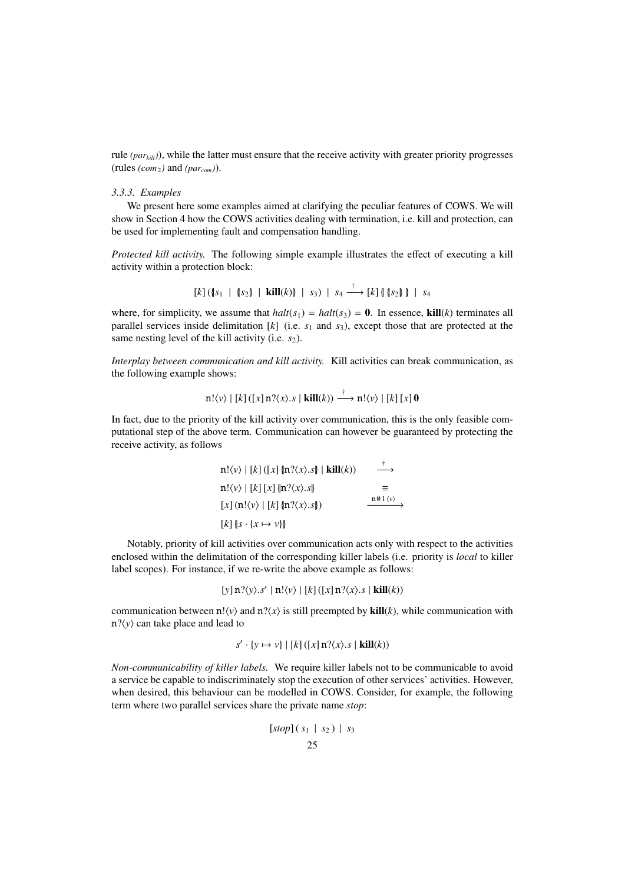rule *(par<sub>kill</sub>)*), while the latter must ensure that the receive activity with greater priority progresses (rules *(com₂)* and *(par<sub>com</sub>)*).

### 3.3.3. Examples

We present here some examples aimed at clarifying the peculiar features of COWS. We will show in Section 4 how the COWS activities dealing with termination, i.e. kill and protection, can be used for implementing fault and compensation handling.

*Protected kill activity.* The following simple example illustrates the effect of executing a kill activity within a protection block:

$$[k]\,(\{\!|s_1 \;\mid\; \{\!|s_2|\!\} \;\mid\; \mathbf{kill}(k)|\!\} \;\mid\; s_3) \;\mid\; s_4 \xrightarrow{\;\dagger\;} [k]\,\{\!|\,\{\!|s_2|\!\}\,|\!\} \;\mid\; s_4$$

where, for simplicity, we assume that $halt(s_1) = halt(s_3) = \mathbf{0}$. In essence, $\mathbf{kill}(k)$ terminates all parallel services inside delimitation $[k]$ (i.e. $s_1$ and $s_3$), except those that are protected at the same nesting level of the kill activity (i.e. $s_2$).

*Interplay between communication and kill activity.* Kill activities can break communication, as the following example shows:

$$\mathtt{n}!\langle v\rangle \mid [k]\,([x]\,\mathtt{n}?\langle x\rangle.s \mid \mathbf{kill}(k)) \xrightarrow{\;\dagger\;} \mathtt{n}!\langle v\rangle \mid [k]\,[x]\,\mathbf{0}$$

In fact, due to the priority of the kill activity over communication, this is the only feasible computational step of the above term. Communication can however be guaranteed by protecting the receive activity, as follows

$$\begin{array}{ll}
\mathtt{n}!\langle v\rangle \mid [k]\,([x]\,\{\!|\mathtt{n}?\langle x\rangle.s|\!\} \mid \mathbf{kill}(k)) & \xrightarrow{\;\dagger\;} \\
\mathtt{n}!\langle v\rangle \mid [k]\,[x]\,\{\!|\mathtt{n}?\langle x\rangle.s|\!\} & \equiv \\
[x]\,(\mathtt{n}!\langle v\rangle \mid [k]\,\{\!|\mathtt{n}?\langle x\rangle.s|\!\}) & \xrightarrow{\;\mathtt{n}\,\emptyset\,1\,\langle v\rangle\;} \\
[k]\,\{\!|s\cdot\{x\mapsto v\}|\!\} &
\end{array}$$

Notably, priority of kill activities over communication acts only with respect to the activities enclosed within the delimitation of the corresponding killer labels (i.e. priority is *local* to killer label scopes). For instance, if we re-write the above example as follows:

$$[y]\,\mathtt{n}?\langle y\rangle.s' \mid \mathtt{n}!\langle v\rangle \mid [k]\,([x]\,\mathtt{n}?\langle x\rangle.s \mid \mathbf{kill}(k))$$

communication between $\mathtt{n}!\langle v\rangle$ and $\mathtt{n}?\langle x\rangle$ is still preempted by $\mathbf{kill}(k)$, while communication with $\mathtt{n}?\langle y\rangle$ can take place and lead to

$$s'\cdot\{y\mapsto v\} \mid [k]\,([x]\,\mathtt{n}?\langle x\rangle.s \mid \mathbf{kill}(k))$$

*Non-communicability of killer labels.* We require killer labels not to be communicable to avoid a service be capable to indiscriminately stop the execution of other services' activities. However, when desired, this behaviour can be modelled in COWS. Consider, for example, the following term where two parallel services share the private name *stop*:

$$[stop]\,(\,s_1 \;\mid\; s_2\,) \;\mid\; s_3$$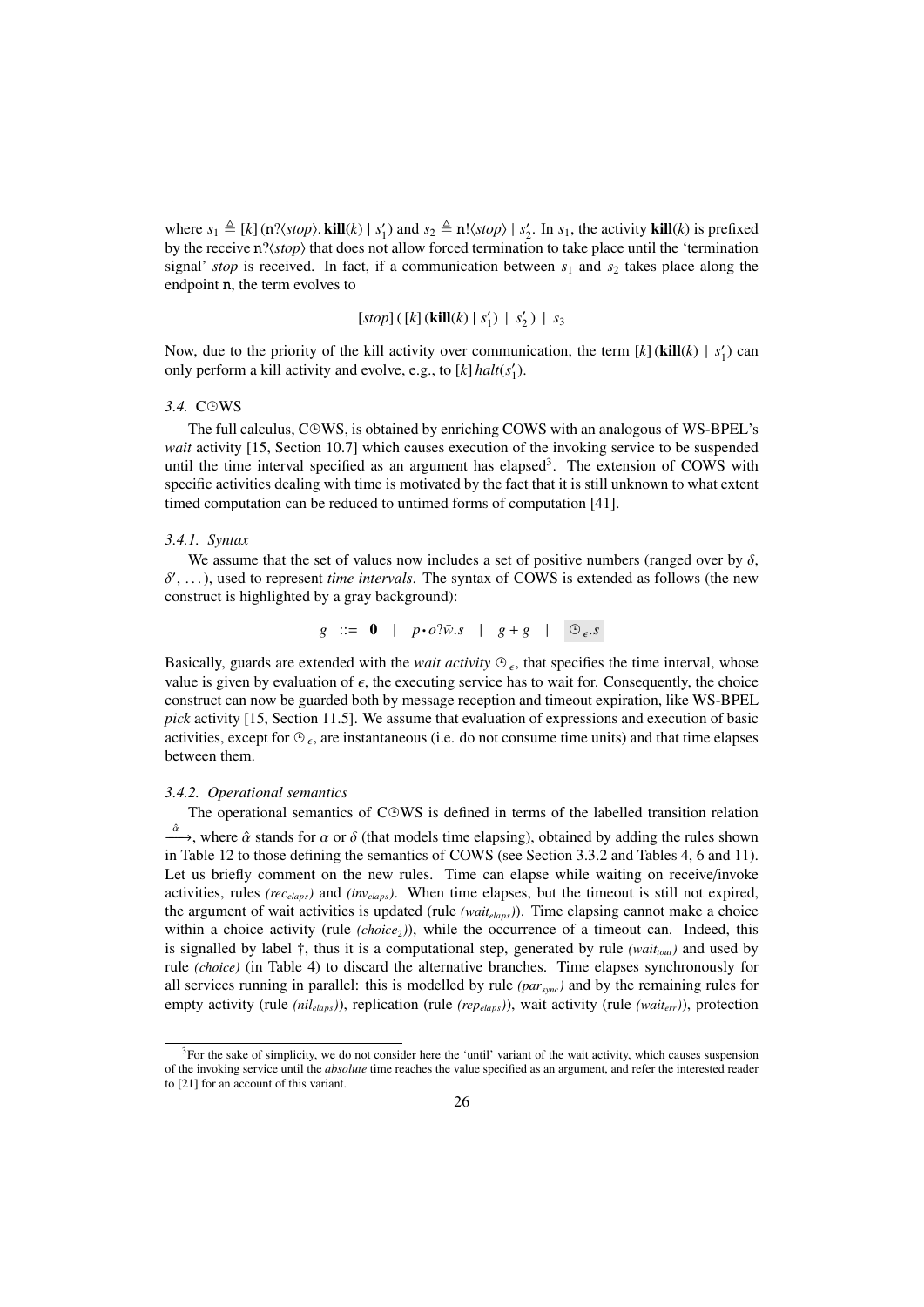where $s_1 \triangleq [k]\,(\mathtt{n}?\langle stop\rangle.\,\mathbf{kill}(k) \mid s_1')$ and $s_2 \triangleq \mathtt{n}!\langle stop\rangle \mid s_2'$. In $s_1$, the activity $\mathbf{kill}(k)$ is prefixed by the receive $\mathtt{n}?\langle stop\rangle$ that does not allow forced termination to take place until the 'termination signal' *stop* is received. In fact, if a communication between $s_1$ and $s_2$ takes place along the endpoint $\mathtt{n}$, the term evolves to

$$[stop]\,(\,[k]\,(\mathbf{kill}(k) \mid s_1') \;\mid\; s_2'\,) \;\mid\; s_3$$

Now, due to the priority of the kill activity over communication, the term $[k]\,(\mathbf{kill}(k) \mid s_1')$ can only perform a kill activity and evolve, e.g., to $[k]\,halt(s_1')$.

### 3.4. C⊕WS

The full calculus, C⊕WS, is obtained by enriching COWS with an analogous of WS-BPEL's *wait* activity [15, Section 10.7] which causes execution of the invoking service to be suspended until the time interval specified as an argument has elapsed[3]. The extension of COWS with specific activities dealing with time is motivated by the fact that it is still unknown to what extent timed computation can be reduced to untimed forms of computation [41].

#### 3.4.1. Syntax

We assume that the set of values now includes a set of positive numbers (ranged over by $\delta$, $\delta'$, ...), used to represent *time intervals*. The syntax of COWS is extended as follows (the new construct is highlighted by a gray background):

$$g \;::=\; \mathbf{0} \quad|\quad p \cdot o?\bar{w}.s \quad|\quad g + g \quad|\quad \boxed{\oplus_{\epsilon}.s}$$

Basically, guards are extended with the *wait activity* $\oplus_{\epsilon}$, that specifies the time interval, whose value is given by evaluation of $\epsilon$, the executing service has to wait for. Consequently, the choice construct can now be guarded both by message reception and timeout expiration, like WS-BPEL *pick* activity [15, Section 11.5]. We assume that evaluation of expressions and execution of basic activities, except for $\oplus_{\epsilon}$, are instantaneous (i.e. do not consume time units) and that time elapses between them.

#### 3.4.2. Operational semantics

The operational semantics of C⊕WS is defined in terms of the labelled transition relation $\xrightarrow{\hat{\alpha}}$, where $\hat{\alpha}$ stands for $\alpha$ or $\delta$ (that models time elapsing), obtained by adding the rules shown in Table 12 to those defining the semantics of COWS (see Section 3.3.2 and Tables 4, 6 and 11). Let us briefly comment on the new rules. Time can elapse while waiting on receive/invoke activities, rules *(rec$_{elaps}$)* and *(inv$_{elaps}$)*. When time elapses, but the timeout is still not expired, the argument of wait activities is updated (rule *(wait$_{elaps}$)*). Time elapsing cannot make a choice within a choice activity (rule *(choice$_2$)*), while the occurrence of a timeout can. Indeed, this is signalled by label †, thus it is a computational step, generated by rule *(wait$_{tout}$)* and used by rule *(choice)* (in Table 4) to discard the alternative branches. Time elapses synchronously for all services running in parallel: this is modelled by rule *(par$_{sync}$)* and by the remaining rules for empty activity (rule *(nil$_{elaps}$)*), replication (rule *(rep$_{elaps}$)*), wait activity (rule *(wait$_{err}$)*), protection

[3] For the sake of simplicity, we do not consider here the 'until' variant of the wait activity, which causes suspension of the invoking service until the *absolute* time reaches the value specified as an argument, and refer the interested reader to [21] for an account of this variant.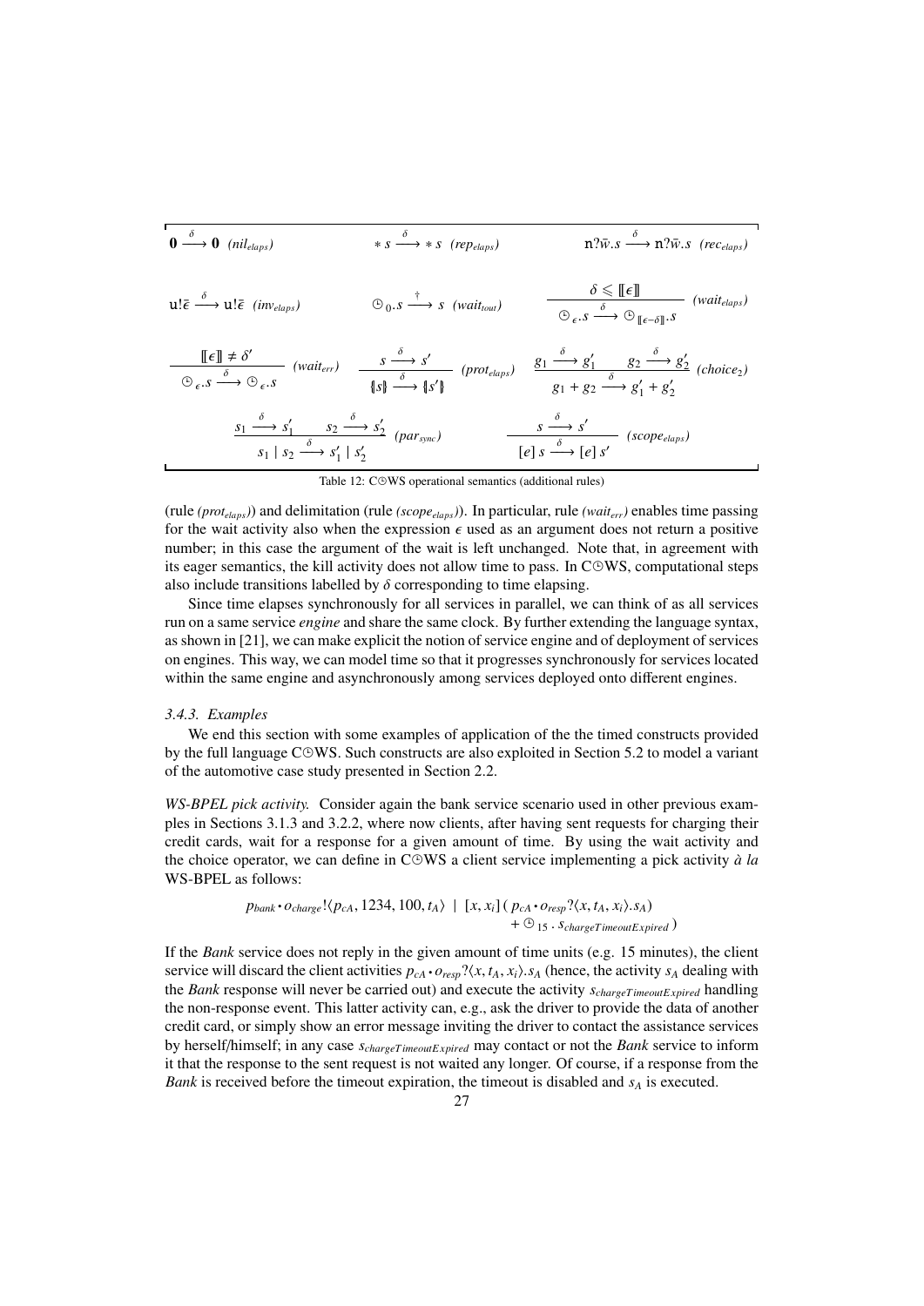$$\mathbf{0} \xrightarrow{\delta} \mathbf{0} \ \ (nil_{elaps}) \qquad * \, s \xrightarrow{\delta} * \, s \ \ (rep_{elaps}) \qquad \mathtt{n}?\bar{w}.s \xrightarrow{\delta} \mathtt{n}?\bar{w}.s \ \ (rec_{elaps})$$

$$\mathtt{u}!\bar{\epsilon} \xrightarrow{\delta} \mathtt{u}!\bar{\epsilon} \ \ (inv_{elaps}) \qquad \circleddash_0.s \xrightarrow{\dagger} s \ \ (wait_{tout}) \qquad \frac{\delta \leqslant [\![\epsilon]\!]}{\circleddash_{\epsilon}.s \xrightarrow{\delta} \circleddash_{[\![\epsilon-\delta]\!]}.s} \ \ (wait_{elaps})$$

$$\frac{[\![\epsilon]\!] \neq \delta'}{\circleddash_{\epsilon}.s \xrightarrow{\delta} \circleddash_{\epsilon}.s} \ \ (wait_{err}) \qquad \frac{s \xrightarrow{\delta} s'}{\{\!|s|\!\} \xrightarrow{\delta} \{\!|s'|\!\}} \ \ (prot_{elaps}) \qquad \frac{g_1 \xrightarrow{\delta} g_1' \quad g_2 \xrightarrow{\delta} g_2'}{g_1 + g_2 \xrightarrow{\delta} g_1' + g_2'} \ \ (choice_2)$$

$$\frac{s_1 \xrightarrow{\delta} s_1' \quad s_2 \xrightarrow{\delta} s_2'}{s_1 \mid s_2 \xrightarrow{\delta} s_1' \mid s_2'} \ \ (par_{sync}) \qquad \frac{s \xrightarrow{\delta} s'}{[e]\, s \xrightarrow{\delta} [e]\, s'} \ \ (scope_{elaps})$$

Table 12: C⏲WS operational semantics (additional rules)

(rule *(prot$_{elaps}$)*) and delimitation (rule *(scope$_{elaps}$)*). In particular, rule *(wait$_{err}$)* enables time passing for the wait activity also when the expression $\epsilon$ used as an argument does not return a positive number; in this case the argument of the wait is left unchanged. Note that, in agreement with its eager semantics, the kill activity does not allow time to pass. In C⏲WS, computational steps also include transitions labelled by $\delta$ corresponding to time elapsing.

Since time elapses synchronously for all services in parallel, we can think of as all services run on a same service *engine* and share the same clock. By further extending the language syntax, as shown in [21], we can make explicit the notion of service engine and of deployment of services on engines. This way, we can model time so that it progresses synchronously for services located within the same engine and asynchronously among services deployed onto different engines.

### *3.4.3. Examples*

We end this section with some examples of application of the the timed constructs provided by the full language C⏲WS. Such constructs are also exploited in Section 5.2 to model a variant of the automotive case study presented in Section 2.2.

*WS-BPEL pick activity.* Consider again the bank service scenario used in other previous examples in Sections 3.1.3 and 3.2.2, where now clients, after having sent requests for charging their credit cards, wait for a response for a given amount of time. By using the wait activity and the choice operator, we can define in C⏲WS a client service implementing a pick activity *à la* WS-BPEL as follows:

$$p_{bank} \cdot o_{charge}!\langle p_{cA}, 1234, 100, t_A\rangle \ \mid \ [x, x_i]\,(\, p_{cA} \cdot o_{resp}?\langle x, t_A, x_i\rangle.s_A) \\ \qquad\qquad + \circleddash_{15} \,.\, s_{chargeTimeoutExpired}\,)$$

If the *Bank* service does not reply in the given amount of time units (e.g. 15 minutes), the client service will discard the client activities $p_{cA} \cdot o_{resp}?\langle x, t_A, x_i\rangle.s_A$ (hence, the activity $s_A$ dealing with the *Bank* response will never be carried out) and execute the activity $s_{chargeTimeoutExpired}$ handling the non-response event. This latter activity can, e.g., ask the driver to provide the data of another credit card, or simply show an error message inviting the driver to contact the assistance services by herself/himself; in any case $s_{chargeTimeoutExpired}$ may contact or not the *Bank* service to inform it that the response to the sent request is not waited any longer. Of course, if a response from the *Bank* is received before the timeout expiration, the timeout is disabled and $s_A$ is executed.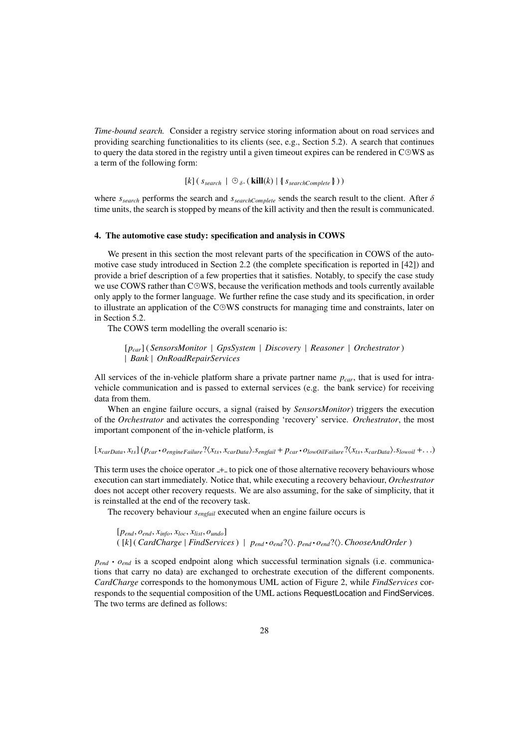*Time-bound search.* Consider a registry service storing information about on road services and providing searching functionalities to its clients (see, e.g., Section 5.2). A search that continues to query the data stored in the registry until a given timeout expires can be rendered in C⊕WS as a term of the following form:

$$[k]\,(\, s_{search} \;\mid\; ⊕_{\delta}.\,(\, \mathbf{kill}(k) \mid \{\!|\, s_{searchComplete} \,|\!\}\,)\,)$$

where $s_{search}$ performs the search and $s_{searchComplete}$ sends the search result to the client. After $\delta$ time units, the search is stopped by means of the kill activity and then the result is communicated.

## 4. The automotive case study: specification and analysis in COWS

We present in this section the most relevant parts of the specification in COWS of the automotive case study introduced in Section 2.2 (the complete specification is reported in [42]) and provide a brief description of a few properties that it satisfies. Notably, to specify the case study we use COWS rather than C⊕WS, because the verification methods and tools currently available only apply to the former language. We further refine the case study and its specification, in order to illustrate an application of the C⊕WS constructs for managing time and constraints, later on in Section 5.2.

The COWS term modelling the overall scenario is:

$$[p_{car}]\,(\, \mathit{SensorsMonitor} \mid \mathit{GpsSystem} \mid \mathit{Discovery} \mid \mathit{Reasoner} \mid \mathit{Orchestrator}\,)$$
$$\mid \mathit{Bank} \mid \mathit{OnRoadRepairServices}$$

All services of the in-vehicle platform share a private partner name $p_{car}$, that is used for intra-vehicle communication and is passed to external services (e.g. the bank service) for receiving data from them.

When an engine failure occurs, a signal (raised by *SensorsMonitor*) triggers the execution of the *Orchestrator* and activates the corresponding 'recovery' service. *Orchestrator*, the most important component of the in-vehicle platform, is

$$[x_{carData}, x_{ts}]\,(p_{car} \cdot o_{engineFailure}?\langle x_{ts}, x_{carData}\rangle.s_{engfail} + p_{car} \cdot o_{lowOilFailure}?\langle x_{ts}, x_{carData}\rangle.s_{lowoil} + \ldots)$$

This term uses the choice operator $\_+\_$ to pick one of those alternative recovery behaviours whose execution can start immediately. Notice that, while executing a recovery behaviour, *Orchestrator* does not accept other recovery requests. We are also assuming, for the sake of simplicity, that it is reinstalled at the end of the recovery task.

The recovery behaviour $s_{engfail}$ executed when an engine failure occurs is

$$[p_{end}, o_{end}, x_{info}, x_{loc}, x_{list}, o_{undo}]$$
$$(\,[k]\,(\,\mathit{CardCharge} \mid \mathit{FindServices}\,) \;\mid\; p_{end} \cdot o_{end}?\langle\rangle.\, p_{end} \cdot o_{end}?\langle\rangle.\,\mathit{ChooseAndOrder}\,)$$

$p_{end} \cdot o_{end}$ is a scoped endpoint along which successful termination signals (i.e. communications that carry no data) are exchanged to orchestrate execution of the different components. *CardCharge* corresponds to the homonymous UML action of Figure 2, while *FindServices* corresponds to the sequential composition of the UML actions RequestLocation and FindServices. The two terms are defined as follows: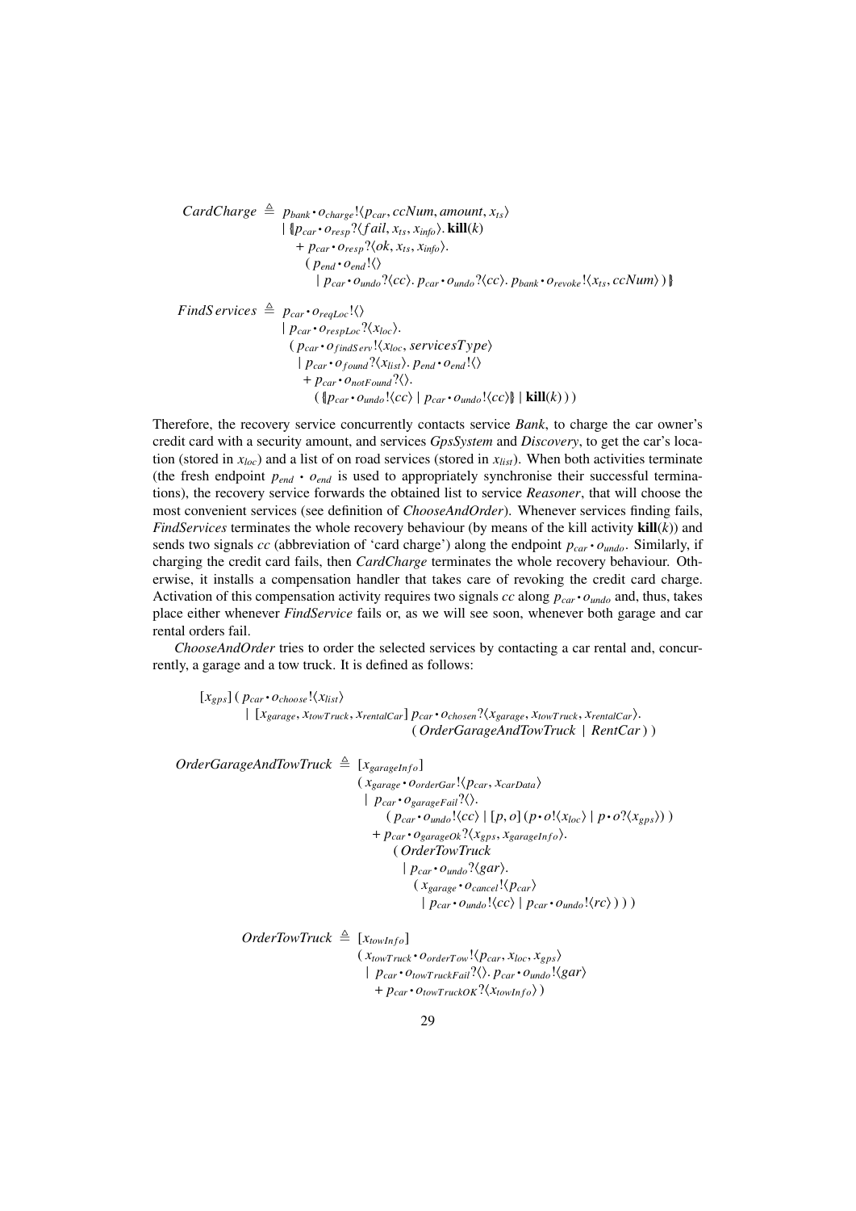$$
\begin{array}{rcl}
\mathit{CardCharge} & \triangleq & p_{bank} \cdot o_{charge}!\langle p_{car}, \mathit{ccNum}, \mathit{amount}, x_{ts}\rangle \\
& & \mid \{\!|\, p_{car} \cdot o_{resp}?\langle \mathit{fail}, x_{ts}, x_{info}\rangle.\, \mathbf{kill}(k) \\
& & \quad + p_{car} \cdot o_{resp}?\langle \mathit{ok}, x_{ts}, x_{info}\rangle. \\
& & \qquad (\, p_{end} \cdot o_{end}!\langle\rangle \\
& & \qquad\quad \mid p_{car} \cdot o_{undo}?\langle cc\rangle.\, p_{car} \cdot o_{undo}?\langle cc\rangle.\, p_{bank} \cdot o_{revoke}!\langle x_{ts}, \mathit{ccNum}\rangle\,)\,|\!\}
\end{array}
$$

$$
\begin{array}{rcl}
\mathit{FindServices} & \triangleq & p_{car} \cdot o_{reqLoc}!\langle\rangle \\
& & \mid p_{car} \cdot o_{respLoc}?\langle x_{loc}\rangle. \\
& & \quad (\, p_{car} \cdot o_{findServ}!\langle x_{loc}, \mathit{servicesType}\rangle \\
& & \qquad \mid p_{car} \cdot o_{found}?\langle x_{list}\rangle.\, p_{end} \cdot o_{end}!\langle\rangle \\
& & \qquad\quad + p_{car} \cdot o_{notFound}?\langle\rangle. \\
& & \qquad\qquad (\, \{\!|\, p_{car} \cdot o_{undo}!\langle cc\rangle \mid p_{car} \cdot o_{undo}!\langle cc\rangle \,|\!\} \mid \mathbf{kill}(k)\,)\,)
\end{array}
$$

Therefore, the recovery service concurrently contacts service *Bank*, to charge the car owner's credit card with a security amount, and services *GpsSystem* and *Discovery*, to get the car's location (stored in $x_{loc}$) and a list of on road services (stored in $x_{list}$). When both activities terminate (the fresh endpoint $p_{end} \cdot o_{end}$ is used to appropriately synchronise their successful terminations), the recovery service forwards the obtained list to service *Reasoner*, that will choose the most convenient services (see definition of *ChooseAndOrder*). Whenever services finding fails, *FindServices* terminates the whole recovery behaviour (by means of the kill activity $\mathbf{kill}(k)$) and sends two signals $cc$ (abbreviation of 'card charge') along the endpoint $p_{car} \cdot o_{undo}$. Similarly, if charging the credit card fails, then *CardCharge* terminates the whole recovery behaviour. Otherwise, it installs a compensation handler that takes care of revoking the credit card charge. Activation of this compensation activity requires two signals $cc$ along $p_{car} \cdot o_{undo}$ and, thus, takes place either whenever *FindService* fails or, as we will see soon, whenever both garage and car rental orders fail.

*ChooseAndOrder* tries to order the selected services by contacting a car rental and, concurrently, a garage and a tow truck. It is defined as follows:

$$
\begin{array}{l}
[x_{gps}]\,(\, p_{car} \cdot o_{choose}!\langle x_{list}\rangle \\
\quad \mid [x_{garage}, x_{towTruck}, x_{rentalCar}]\, p_{car} \cdot o_{chosen}?\langle x_{garage}, x_{towTruck}, x_{rentalCar}\rangle. \\
\qquad\qquad (\, \mathit{OrderGarageAndTowTruck} \mid \mathit{RentCar}\,)\,)
\end{array}
$$

$$
\begin{array}{rcl}
\mathit{OrderGarageAndTowTruck} & \triangleq & [x_{garageInfo}] \\
& & (\, x_{garage} \cdot o_{orderGar}!\langle p_{car}, x_{carData}\rangle \\
& & \quad \mid p_{car} \cdot o_{garageFail}?\langle\rangle. \\
& & \qquad (\, p_{car} \cdot o_{undo}!\langle cc\rangle \mid [p, o]\,(p \cdot o!\langle x_{loc}\rangle \mid p \cdot o?\langle x_{gps}\rangle)\,) \\
& & \quad + p_{car} \cdot o_{garageOk}?\langle x_{gps}, x_{garageInfo}\rangle. \\
& & \qquad (\, \mathit{OrderTowTruck} \\
& & \qquad\quad \mid p_{car} \cdot o_{undo}?\langle gar\rangle. \\
& & \qquad\qquad (\, x_{garage} \cdot o_{cancel}!\langle p_{car}\rangle \\
& & \qquad\qquad\quad \mid p_{car} \cdot o_{undo}!\langle cc\rangle \mid p_{car} \cdot o_{undo}!\langle rc\rangle\,)\,)\,)
\end{array}
$$

$$
\begin{array}{rcl}
\mathit{OrderTowTruck} & \triangleq & [x_{towInfo}] \\
& & (\, x_{towTruck} \cdot o_{orderTow}!\langle p_{car}, x_{loc}, x_{gps}\rangle \\
& & \quad \mid p_{car} \cdot o_{towTruckFail}?\langle\rangle.\, p_{car} \cdot o_{undo}!\langle gar\rangle \\
& & \qquad + p_{car} \cdot o_{towTruckOK}?\langle x_{towInfo}\rangle\,)
\end{array}
$$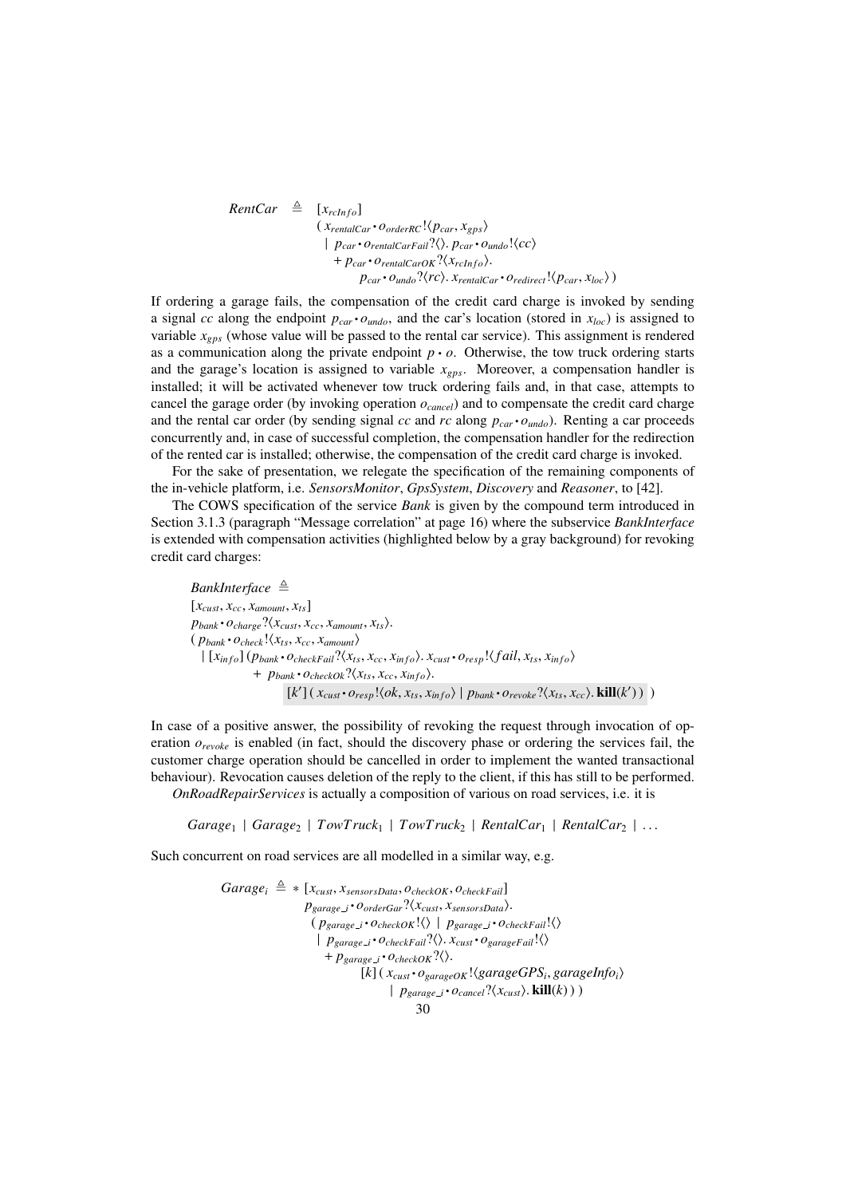$$
\begin{array}{rl}
\mathit{RentCar} \triangleq & [x_{rcInfo}] \\
& (\, x_{rentalCar} \bullet o_{orderRC}!\langle p_{car}, x_{gps}\rangle \\
& \;\; \mid\; p_{car} \bullet o_{rentalCarFail}?\langle\rangle.\, p_{car} \bullet o_{undo}!\langle cc\rangle \\
& \quad + p_{car} \bullet o_{rentalCarOK}?\langle x_{rcInfo}\rangle. \\
& \qquad\quad p_{car} \bullet o_{undo}?\langle rc\rangle.\, x_{rentalCar} \bullet o_{redirect}!\langle p_{car}, x_{loc}\rangle\,)
\end{array}
$$

If ordering a garage fails, the compensation of the credit card charge is invoked by sending a signal $cc$ along the endpoint $p_{car} \bullet o_{undo}$, and the car's location (stored in $x_{loc}$) is assigned to variable $x_{gps}$ (whose value will be passed to the rental car service). This assignment is rendered as a communication along the private endpoint $p \bullet o$. Otherwise, the tow truck ordering starts and the garage's location is assigned to variable $x_{gps}$. Moreover, a compensation handler is installed; it will be activated whenever tow truck ordering fails and, in that case, attempts to cancel the garage order (by invoking operation $o_{cancel}$) and to compensate the credit card charge and the rental car order (by sending signal $cc$ and $rc$ along $p_{car} \bullet o_{undo}$). Renting a car proceeds concurrently and, in case of successful completion, the compensation handler for the redirection of the rented car is installed; otherwise, the compensation of the credit card charge is invoked.

For the sake of presentation, we relegate the specification of the remaining components of the in-vehicle platform, i.e. *SensorsMonitor*, *GpsSystem*, *Discovery* and *Reasoner*, to [42].

The COWS specification of the service *Bank* is given by the compound term introduced in Section 3.1.3 (paragraph "Message correlation" at page 16) where the subservice *BankInterface* is extended with compensation activities (highlighted below by a gray background) for revoking credit card charges:

$$
\begin{array}{l}
\mathit{BankInterface} \triangleq \\
[x_{cust}, x_{cc}, x_{amount}, x_{ts}] \\
p_{bank} \bullet o_{charge}?\langle x_{cust}, x_{cc}, x_{amount}, x_{ts}\rangle. \\
(\, p_{bank} \bullet o_{check}!\langle x_{ts}, x_{cc}, x_{amount}\rangle \\
\;\; \mid [x_{info}]\, (p_{bank} \bullet o_{checkFail}?\langle x_{ts}, x_{cc}, x_{info}\rangle.\, x_{cust} \bullet o_{resp}!\langle fail, x_{ts}, x_{info}\rangle \\
\qquad\qquad + \; p_{bank} \bullet o_{checkOk}?\langle x_{ts}, x_{cc}, x_{info}\rangle. \\
\qquad\qquad\qquad [k']\, (\, x_{cust} \bullet o_{resp}!\langle ok, x_{ts}, x_{info}\rangle \mid p_{bank} \bullet o_{revoke}?\langle x_{ts}, x_{cc}\rangle.\, \mathbf{kill}(k')\,)\;)
\end{array}
$$

In case of a positive answer, the possibility of revoking the request through invocation of operation $o_{revoke}$ is enabled (in fact, should the discovery phase or ordering the services fail, the customer charge operation should be cancelled in order to implement the wanted transactional behaviour). Revocation causes deletion of the reply to the client, if this has still to be performed.

*OnRoadRepairServices* is actually a composition of various on road services, i.e. it is

$$
\mathit{Garage}_1 \mid \mathit{Garage}_2 \mid \mathit{TowTruck}_1 \mid \mathit{TowTruck}_2 \mid \mathit{RentalCar}_1 \mid \mathit{RentalCar}_2 \mid \ldots
$$

Such concurrent on road services are all modelled in a similar way, e.g.

$$
\begin{array}{rl}
\mathit{Garage}_i \triangleq & *\, [x_{cust}, x_{sensorsData}, o_{checkOK}, o_{checkFail}] \\
& p_{garage\_i} \bullet o_{orderGar}?\langle x_{cust}, x_{sensorsData}\rangle. \\
& \;(\, p_{garage\_i} \bullet o_{checkOK}!\langle\rangle \mid p_{garage\_i} \bullet o_{checkFail}!\langle\rangle \\
& \;\; \mid p_{garage\_i} \bullet o_{checkFail}?\langle\rangle.\, x_{cust} \bullet o_{garageFail}!\langle\rangle \\
& \quad + p_{garage\_i} \bullet o_{checkOK}?\langle\rangle. \\
& \qquad\quad [k]\, (\, x_{cust} \bullet o_{garageOK}!\langle garageGPS_i, garageInfo_i\rangle \\
& \qquad\qquad\quad \mid p_{garage\_i} \bullet o_{cancel}?\langle x_{cust}\rangle.\, \mathbf{kill}(k)\,)\,)
\end{array}
$$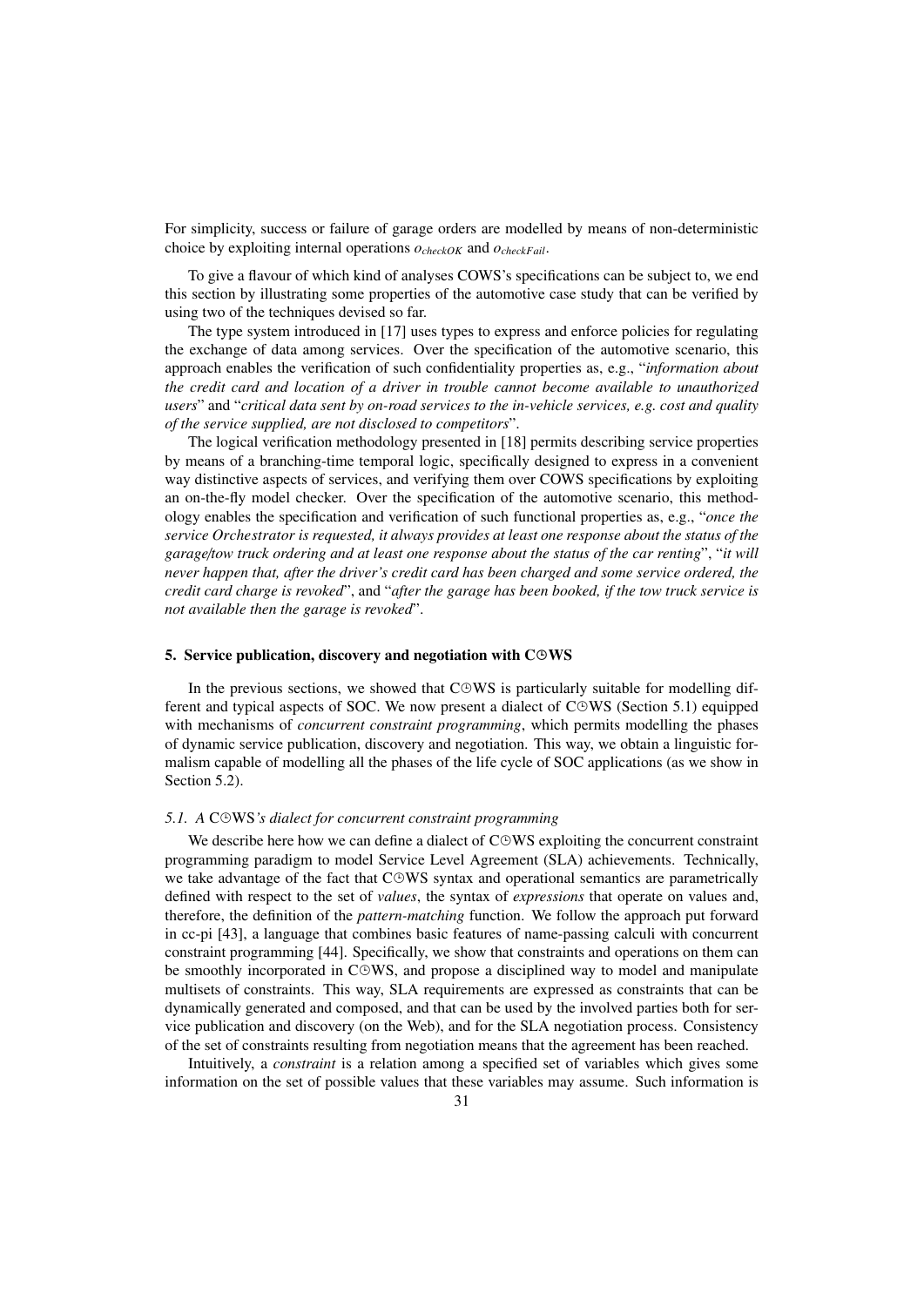For simplicity, success or failure of garage orders are modelled by means of non-deterministic choice by exploiting internal operations $o_{checkOK}$ and $o_{checkFail}$.

To give a flavour of which kind of analyses COWS's specifications can be subject to, we end this section by illustrating some properties of the automotive case study that can be verified by using two of the techniques devised so far.

The type system introduced in [17] uses types to express and enforce policies for regulating the exchange of data among services. Over the specification of the automotive scenario, this approach enables the verification of such confidentiality properties as, e.g., "*information about the credit card and location of a driver in trouble cannot become available to unauthorized users*" and "*critical data sent by on-road services to the in-vehicle services, e.g. cost and quality of the service supplied, are not disclosed to competitors*".

The logical verification methodology presented in [18] permits describing service properties by means of a branching-time temporal logic, specifically designed to express in a convenient way distinctive aspects of services, and verifying them over COWS specifications by exploiting an on-the-fly model checker. Over the specification of the automotive scenario, this methodology enables the specification and verification of such functional properties as, e.g., "*once the service Orchestrator is requested, it always provides at least one response about the status of the garage/tow truck ordering and at least one response about the status of the car renting*", "*it will never happen that, after the driver's credit card has been charged and some service ordered, the credit card charge is revoked*", and "*after the garage has been booked, if the tow truck service is not available then the garage is revoked*".

## 5. Service publication, discovery and negotiation with C⊙WS

In the previous sections, we showed that C⊙WS is particularly suitable for modelling different and typical aspects of SOC. We now present a dialect of C⊙WS (Section 5.1) equipped with mechanisms of *concurrent constraint programming*, which permits modelling the phases of dynamic service publication, discovery and negotiation. This way, we obtain a linguistic formalism capable of modelling all the phases of the life cycle of SOC applications (as we show in Section 5.2).

### *5.1. A* C⊙WS*'s dialect for concurrent constraint programming*

We describe here how we can define a dialect of C⊙WS exploiting the concurrent constraint programming paradigm to model Service Level Agreement (SLA) achievements. Technically, we take advantage of the fact that C⊙WS syntax and operational semantics are parametrically defined with respect to the set of *values*, the syntax of *expressions* that operate on values and, therefore, the definition of the *pattern-matching* function. We follow the approach put forward in cc-pi [43], a language that combines basic features of name-passing calculi with concurrent constraint programming [44]. Specifically, we show that constraints and operations on them can be smoothly incorporated in C⊙WS, and propose a disciplined way to model and manipulate multisets of constraints. This way, SLA requirements are expressed as constraints that can be dynamically generated and composed, and that can be used by the involved parties both for service publication and discovery (on the Web), and for the SLA negotiation process. Consistency of the set of constraints resulting from negotiation means that the agreement has been reached.

Intuitively, a *constraint* is a relation among a specified set of variables which gives some information on the set of possible values that these variables may assume. Such information is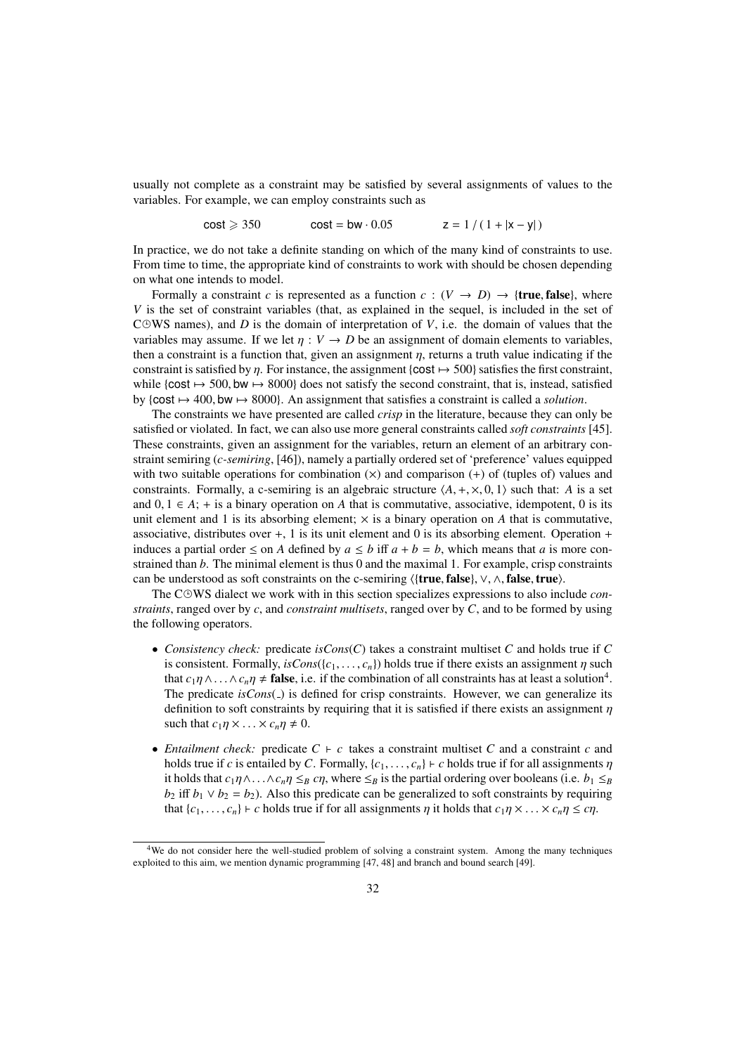usually not complete as a constraint may be satisfied by several assignments of values to the variables. For example, we can employ constraints such as

$$\mathsf{cost} \geqslant 350 \qquad\qquad \mathsf{cost} = \mathsf{bw} \cdot 0.05 \qquad\qquad \mathsf{z} = 1\,/\,(\,1 + |\mathsf{x} - \mathsf{y}|\,)$$

In practice, we do not take a definite standing on which of the many kind of constraints to use. From time to time, the appropriate kind of constraints to work with should be chosen depending on what one intends to model.

Formally a constraint $c$ is represented as a function $c : (V \rightarrow D) \rightarrow \{\mathbf{true}, \mathbf{false}\}$, where $V$ is the set of constraint variables (that, as explained in the sequel, is included in the set of C⌚WS names), and $D$ is the domain of interpretation of $V$, i.e. the domain of values that the variables may assume. If we let $\eta : V \rightarrow D$ be an assignment of domain elements to variables, then a constraint is a function that, given an assignment $\eta$, returns a truth value indicating if the constraint is satisfied by $\eta$. For instance, the assignment $\{\mathsf{cost} \mapsto 500\}$ satisfies the first constraint, while $\{\mathsf{cost} \mapsto 500, \mathsf{bw} \mapsto 8000\}$ does not satisfy the second constraint, that is, instead, satisfied by $\{\mathsf{cost} \mapsto 400, \mathsf{bw} \mapsto 8000\}$. An assignment that satisfies a constraint is called a *solution*.

The constraints we have presented are called *crisp* in the literature, because they can only be satisfied or violated. In fact, we can also use more general constraints called *soft constraints* [45]. These constraints, given an assignment for the variables, return an element of an arbitrary constraint semiring (*c-semiring*, [46]), namely a partially ordered set of 'preference' values equipped with two suitable operations for combination ($\times$) and comparison ($+$) of (tuples of) values and constraints. Formally, a c-semiring is an algebraic structure $\langle A, +, \times, 0, 1\rangle$ such that: $A$ is a set and $0, 1 \in A$; $+$ is a binary operation on $A$ that is commutative, associative, idempotent, 0 is its unit element and 1 is its absorbing element; $\times$ is a binary operation on $A$ that is commutative, associative, distributes over $+$, 1 is its unit element and 0 is its absorbing element. Operation $+$ induces a partial order $\leq$ on $A$ defined by $a \leq b$ iff $a + b = b$, which means that $a$ is more constrained than $b$. The minimal element is thus 0 and the maximal 1. For example, crisp constraints can be understood as soft constraints on the c-semiring $\langle\{\mathbf{true}, \mathbf{false}\}, \vee, \wedge, \mathbf{false}, \mathbf{true}\rangle$.

The C⌚WS dialect we work with in this section specializes expressions to also include *constraints*, ranged over by $c$, and *constraint multisets*, ranged over by $C$, and to be formed by using the following operators.

- *Consistency check:* predicate $isCons(C)$ takes a constraint multiset $C$ and holds true if $C$ is consistent. Formally, $isCons(\{c_1, \ldots, c_n\})$ holds true if there exists an assignment $\eta$ such that $c_1\eta \wedge \ldots \wedge c_n\eta \neq \mathbf{false}$, i.e. if the combination of all constraints has at least a solution[4]. The predicate $isCons(\_)$ is defined for crisp constraints. However, we can generalize its definition to soft constraints by requiring that it is satisfied if there exists an assignment $\eta$ such that $c_1\eta \times \ldots \times c_n\eta \neq 0$.

- *Entailment check:* predicate $C \vdash c$ takes a constraint multiset $C$ and a constraint $c$ and holds true if $c$ is entailed by $C$. Formally, $\{c_1, \ldots, c_n\} \vdash c$ holds true if for all assignments $\eta$ it holds that $c_1\eta \wedge \ldots \wedge c_n\eta \leq_B c\eta$, where $\leq_B$ is the partial ordering over booleans (i.e. $b_1 \leq_B b_2$ iff $b_1 \vee b_2 = b_2$). Also this predicate can be generalized to soft constraints by requiring that $\{c_1, \ldots, c_n\} \vdash c$ holds true if for all assignments $\eta$ it holds that $c_1\eta \times \ldots c_n\eta \leq c\eta$.

[4] We do not consider here the well-studied problem of solving a constraint system. Among the many techniques exploited to this aim, we mention dynamic programming [47, 48] and branch and bound search [49].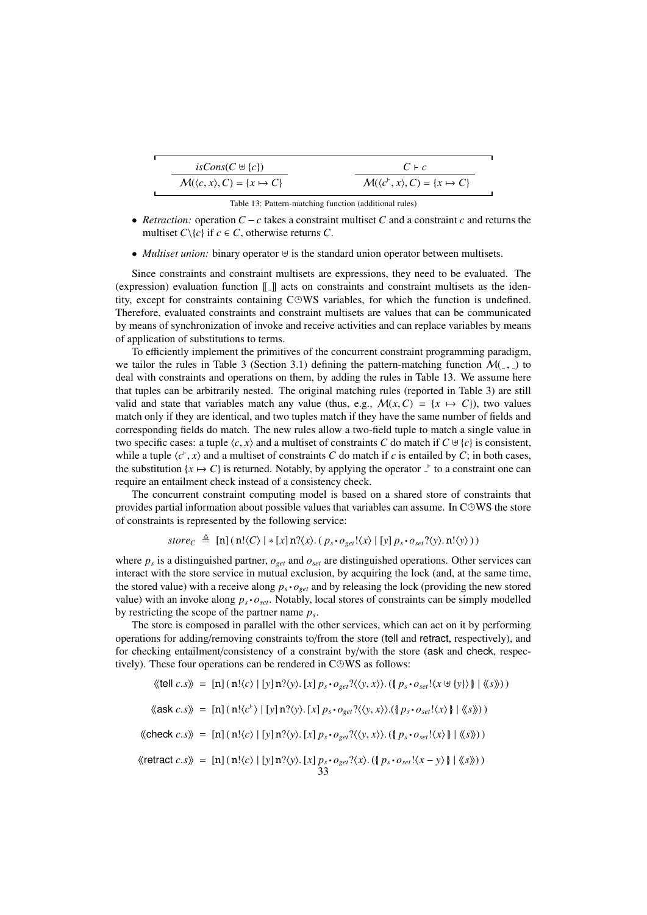| $\dfrac{isCons(C \uplus \{c\})}{\mathcal{M}(\langle c, x\rangle, C) = \{x \mapsto C\}}$ | $\dfrac{C \vdash c}{\mathcal{M}(\langle c^{\vdash}, x\rangle, C) = \{x \mapsto C\}}$ |
|---|---|

Table 13: Pattern-matching function (additional rules)

- *Retraction:* operation $C - c$ takes a constraint multiset $C$ and a constraint $c$ and returns the multiset $C \backslash \{c\}$ if $c \in C$, otherwise returns $C$.
- *Multiset union:* binary operator $\uplus$ is the standard union operator between multisets.

Since constraints and constraint multisets are expressions, they need to be evaluated. The (expression) evaluation function $[\![\_]\!]$ acts on constraints and constraint multisets as the identity, except for constraints containing C⌚WS variables, for which the function is undefined. Therefore, evaluated constraints and constraint multisets are values that can be communicated by means of synchronization of invoke and receive activities and can replace variables by means of application of substitutions to terms.

To efficiently implement the primitives of the concurrent constraint programming paradigm, we tailor the rules in Table 3 (Section 3.1) defining the pattern-matching function $\mathcal{M}(\_,\_)$ to deal with constraints and operations on them, by adding the rules in Table 13. We assume here that tuples can be arbitrarily nested. The original matching rules (reported in Table 3) are still valid and state that variables match any value (thus, e.g., $\mathcal{M}(x, C) = \{x \mapsto C\}$), two values match only if they are identical, and two tuples match if they have the same number of fields and corresponding fields do match. The new rules allow a two-field tuple to match a single value in two specific cases: a tuple $\langle c, x\rangle$ and a multiset of constraints $C$ do match if $C \uplus \{c\}$ is consistent, while a tuple $\langle c^{\vdash}, x\rangle$ and a multiset of constraints $C$ do match if $c$ is entailed by $C$; in both cases, the substitution $\{x \mapsto C\}$ is returned. Notably, by applying the operator $\_^{\vdash}$ to a constraint one can require an entailment check instead of a consistency check.

The concurrent constraint computing model is based on a shared store of constraints that provides partial information about possible values that variables can assume. In C⌚WS the store of constraints is represented by the following service:

$$store_C \triangleq [\mathtt{n}]\,(\,\mathtt{n}!\langle C\rangle \mid *\,[x]\,\mathtt{n}?\langle x\rangle.\,(\,p_s \bullet o_{get}!\langle x\rangle \mid [y]\,p_s \bullet o_{set}?\langle y\rangle.\,\mathtt{n}!\langle y\rangle\,)\,)$$

where $p_s$ is a distinguished partner, $o_{get}$ and $o_{set}$ are distinguished operations. Other services can interact with the store service in mutual exclusion, by acquiring the lock (and, at the same time, the stored value) with a receive along $p_s \bullet o_{get}$ and by releasing the lock (providing the new stored value) with an invoke along $p_s \bullet o_{set}$. Notably, local stores of constraints can be simply modelled by restricting the scope of the partner name $p_s$.

The store is composed in parallel with the other services, which can act on it by performing operations for adding/removing constraints to/from the store (tell and retract, respectively), and for checking entailment/consistency of a constraint by/with the store (ask and check, respectively). These four operations can be rendered in C⌚WS as follows:

$$\langle\!\langle \mathsf{tell}\ c.s \rangle\!\rangle = [\mathtt{n}]\,(\,\mathtt{n}!\langle c\rangle \mid [y]\,\mathtt{n}?\langle y\rangle.\,[x]\,p_s \bullet o_{get}?\langle\langle y, x\rangle\rangle.\,(\{\!|\, p_s \bullet o_{set}!\langle x \uplus \{y\}\rangle \,|\!\} \mid \langle\!\langle s\rangle\!\rangle)\,)$$

$$\langle\!\langle \mathsf{ask}\ c.s \rangle\!\rangle = [\mathtt{n}]\,(\,\mathtt{n}!\langle c^{\vdash}\rangle \mid [y]\,\mathtt{n}?\langle y\rangle.\,[x]\,p_s \bullet o_{get}?\langle\langle y, x\rangle\rangle.(\{\!|\, p_s \bullet o_{set}!\langle x\rangle \,|\!\} \mid \langle\!\langle s\rangle\!\rangle)\,)$$

$$\langle\!\langle \mathsf{check}\ c.s \rangle\!\rangle = [\mathtt{n}]\,(\,\mathtt{n}!\langle c\rangle \mid [y]\,\mathtt{n}?\langle y\rangle.\,[x]\,p_s \bullet o_{get}?\langle\langle y, x\rangle\rangle.\,(\{\!|\, p_s \bullet o_{set}!\langle x\rangle \,|\!\} \mid \langle\!\langle s\rangle\!\rangle)\,)$$

$$\langle\!\langle \mathsf{retract}\ c.s \rangle\!\rangle = [\mathtt{n}]\,(\,\mathtt{n}!\langle c\rangle \mid [y]\,\mathtt{n}?\langle y\rangle.\,[x]\,p_s \bullet o_{get}?\langle x\rangle.\,(\{\!|\, p_s \bullet o_{set}!\langle x - y\rangle \,|\!\} \mid \langle\!\langle s\rangle\!\rangle)\,)$$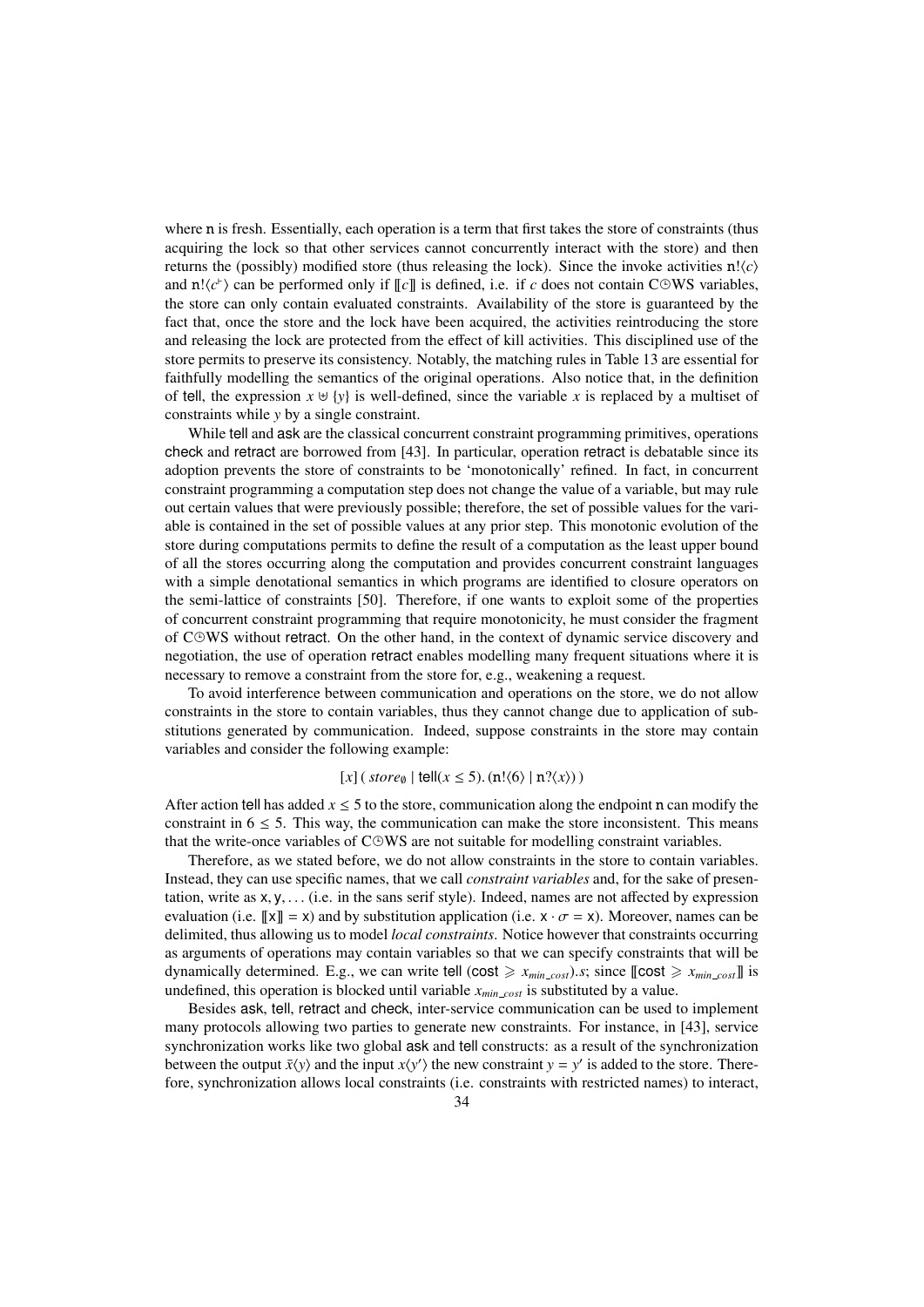where $\mathrm{n}$ is fresh. Essentially, each operation is a term that first takes the store of constraints (thus acquiring the lock so that other services cannot concurrently interact with the store) and then returns the (possibly) modified store (thus releasing the lock). Since the invoke activities $\mathrm{n}!\langle c\rangle$ and $\mathrm{n}!\langle c^{\vdash}\rangle$ can be performed only if $[\![c]\!]$ is defined, i.e. if $c$ does not contain C⊙WS variables, the store can only contain evaluated constraints. Availability of the store is guaranteed by the fact that, once the store and the lock have been acquired, the activities reintroducing the store and releasing the lock are protected from the effect of kill activities. This disciplined use of the store permits to preserve its consistency. Notably, the matching rules in Table 13 are essential for faithfully modelling the semantics of the original operations. Also notice that, in the definition of tell, the expression $x \uplus \{y\}$ is well-defined, since the variable $x$ is replaced by a multiset of constraints while $y$ by a single constraint.

While tell and ask are the classical concurrent constraint programming primitives, operations check and retract are borrowed from [43]. In particular, operation retract is debatable since its adoption prevents the store of constraints to be 'monotonically' refined. In fact, in concurrent constraint programming a computation step does not change the value of a variable, but may rule out certain values that were previously possible; therefore, the set of possible values for the variable is contained in the set of possible values at any prior step. This monotonic evolution of the store during computations permits to define the result of a computation as the least upper bound of all the stores occurring along the computation and provides concurrent constraint languages with a simple denotational semantics in which programs are identified to closure operators on the semi-lattice of constraints [50]. Therefore, if one wants to exploit some of the properties of concurrent constraint programming that require monotonicity, he must consider the fragment of C⊙WS without retract. On the other hand, in the context of dynamic service discovery and negotiation, the use of operation retract enables modelling many frequent situations where it is necessary to remove a constraint from the store for, e.g., weakening a request.

To avoid interference between communication and operations on the store, we do not allow constraints in the store to contain variables, thus they cannot change due to application of substitutions generated by communication. Indeed, suppose constraints in the store may contain variables and consider the following example:

$$[x]\,(\, store_{\emptyset} \mid \mathsf{tell}(x \leq 5).\,(\mathrm{n}!\langle 6\rangle \mid \mathrm{n}?\langle x\rangle)\,)$$

After action tell has added $x \leq 5$ to the store, communication along the endpoint $\mathrm{n}$ can modify the constraint in $6 \leq 5$. This way, the communication can make the store inconsistent. This means that the write-once variables of C⊙WS are not suitable for modelling constraint variables.

Therefore, as we stated before, we do not allow constraints in the store to contain variables. Instead, they can use specific names, that we call *constraint variables* and, for the sake of presentation, write as $\mathsf{x}, \mathsf{y}, \ldots$ (i.e. in the sans serif style). Indeed, names are not affected by expression evaluation (i.e. $[\![\mathsf{x}]\!] = \mathsf{x}$) and by substitution application (i.e. $\mathsf{x} \cdot \sigma = \mathsf{x}$). Moreover, names can be delimited, thus allowing us to model *local constraints*. Notice however that constraints occurring as arguments of operations may contain variables so that we can specify constraints that will be dynamically determined. E.g., we can write $\mathsf{tell}\,(\mathsf{cost} \geqslant x_{min\_cost}).s$; since $[\![\mathsf{cost} \geqslant x_{min\_cost}]\!]$ is undefined, this operation is blocked until variable $x_{min\_cost}$ is substituted by a value.

Besides ask, tell, retract and check, inter-service communication can be used to implement many protocols allowing two parties to generate new constraints. For instance, in [43], service synchronization works like two global ask and tell constructs: as a result of the synchronization between the output $\bar{x}\langle y\rangle$ and the input $x\langle y'\rangle$ the new constraint $y = y'$ is added to the store. Therefore, synchronization allows local constraints (i.e. constraints with restricted names) to interact,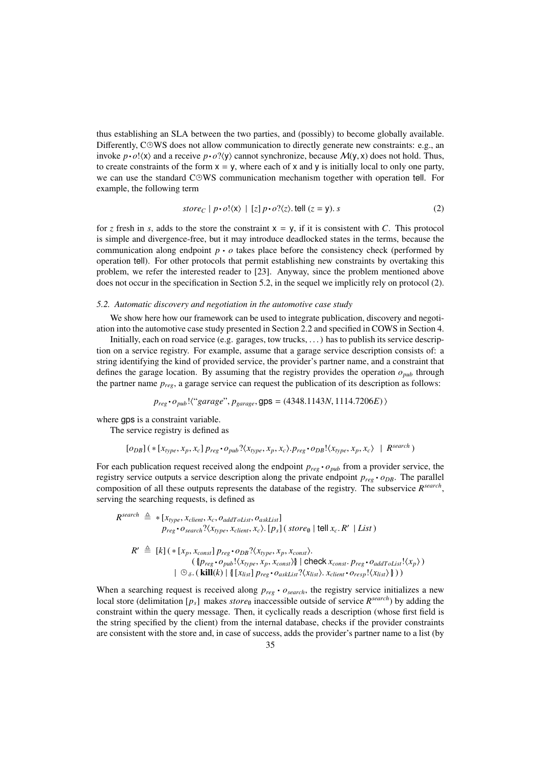thus establishing an SLA between the two parties, and (possibly) to become globally available. Differently, C⊙WS does not allow communication to directly generate new constraints: e.g., an invoke $p \cdot o!\langle \mathsf{x} \rangle$ and a receive $p \cdot o?\langle \mathsf{y} \rangle$ cannot synchronize, because $\mathcal{M}(\mathsf{y}, \mathsf{x})$ does not hold. Thus, to create constraints of the form $\mathsf{x} = \mathsf{y}$, where each of $\mathsf{x}$ and $\mathsf{y}$ is initially local to only one party, we can use the standard C⊙WS communication mechanism together with operation tell. For example, the following term

$$store_C \mid p \cdot o!\langle \mathsf{x} \rangle \mid [z]\, p \cdot o?\langle z \rangle.\, \mathsf{tell}\ (z = \mathsf{y}).\, s \tag{2}$$

for $z$ fresh in $s$, adds to the store the constraint $\mathsf{x} = \mathsf{y}$, if it is consistent with $C$. This protocol is simple and divergence-free, but it may introduce deadlocked states in the terms, because the communication along endpoint $p \cdot o$ takes place before the consistency check (performed by operation tell). For other protocols that permit establishing new constraints by overtaking this problem, we refer the interested reader to [23]. Anyway, since the problem mentioned above does not occur in the specification in Section 5.2, in the sequel we implicitly rely on protocol (2).

### *5.2. Automatic discovery and negotiation in the automotive case study*

We show here how our framework can be used to integrate publication, discovery and negotiation into the automotive case study presented in Section 2.2 and specified in COWS in Section 4.

Initially, each on road service (e.g. garages, tow trucks, . . . ) has to publish its service description on a service registry. For example, assume that a garage service description consists of: a string identifying the kind of provided service, the provider's partner name, and a constraint that defines the garage location. By assuming that the registry provides the operation $o_{pub}$ through the partner name $p_{reg}$, a garage service can request the publication of its description as follows:

$$p_{reg} \cdot o_{pub}!\langle \text{"}garage\text{"}, p_{garage}, \mathsf{gps} = (4348.1143N, 1114.7206E) \rangle$$

where gps is a constraint variable.

The service registry is defined as

$$[o_{DB}]\,(\,*\,[x_{type}, x_p, x_c]\, p_{reg} \cdot o_{pub}?\langle x_{type}, x_p, x_c \rangle . p_{reg} \cdot o_{DB}!\langle x_{type}, x_p, x_c \rangle \;\mid\; R^{search}\,)$$

For each publication request received along the endpoint $p_{reg} \cdot o_{pub}$ from a provider service, the registry service outputs a service description along the private endpoint $p_{reg} \cdot o_{DB}$. The parallel composition of all these outputs represents the database of the registry. The subservice $R^{search}$, serving the searching requests, is defined as

$$
\begin{aligned}
R^{search} \;\triangleq\; & *\,[x_{type}, x_{client}, x_c, o_{addToList}, o_{askList}] \\
& p_{reg} \cdot o_{search}?\langle x_{type}, x_{client}, x_c \rangle .\, [p_s]\,(\, store_{\emptyset} \mid \mathsf{tell}\; x_c . R' \;\mid List\,) \\[6pt]
R' \;\triangleq\; & [k]\,(\,*\,[x_p, x_{const}]\, p_{reg} \cdot o_{DB}?\langle x_{type}, x_p, x_{const} \rangle . \\
& \quad (\, \{\!|\, p_{reg} \cdot o_{pub}!\langle x_{type}, x_p, x_{const} \rangle \,|\!\} \mid \mathsf{check}\; x_{const} .\, p_{reg} \cdot o_{addToList}!\langle x_p \rangle\,) \\
& \mid\; \circleddash_{\delta} .\,(\,\mathbf{kill}(k) \mid \{\!|\, [x_{list}]\, p_{reg} \cdot o_{askList}?\langle x_{list} \rangle .\, x_{client} \cdot o_{resp}!\langle x_{list} \rangle \,|\!\}\,)\,)
\end{aligned}
$$

When a searching request is received along $p_{reg} \cdot o_{search}$, the registry service initializes a new local store (delimitation $[p_s]$ makes $store_{\emptyset}$ inaccessible outside of service $R^{search}$) by adding the constraint within the query message. Then, it cyclically reads a description (whose first field is the string specified by the client) from the internal database, checks if the provider constraints are consistent with the store and, in case of success, adds the provider's partner name to a list (by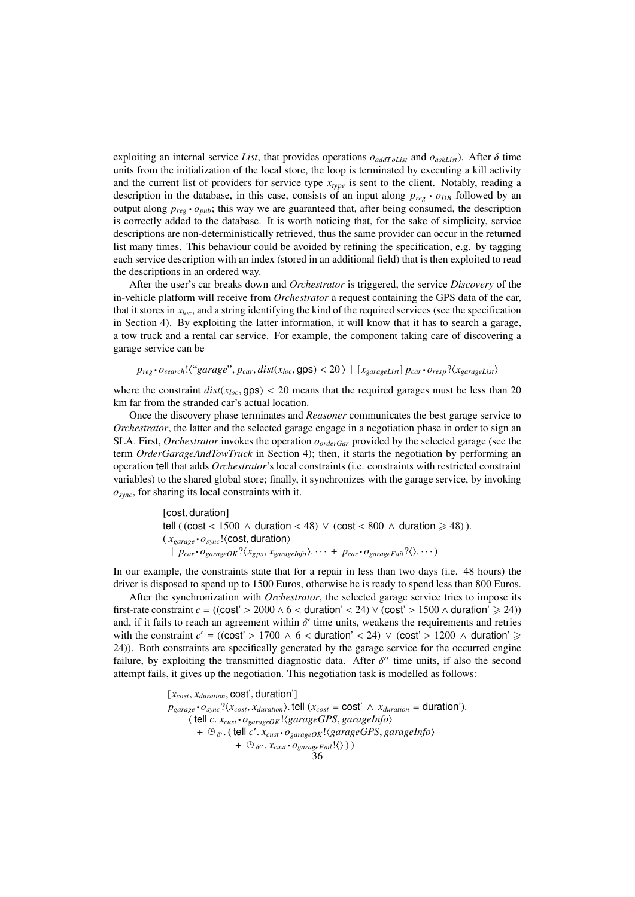exploiting an internal service *List*, that provides operations $o_{addToList}$ and $o_{askList}$). After $\delta$ time units from the initialization of the local store, the loop is terminated by executing a kill activity and the current list of providers for service type $x_{type}$ is sent to the client. Notably, reading a description in the database, in this case, consists of an input along $p_{reg} \bullet o_{DB}$ followed by an output along $p_{reg} \bullet o_{pub}$; this way we are guaranteed that, after being consumed, the description is correctly added to the database. It is worth noticing that, for the sake of simplicity, service descriptions are non-deterministically retrieved, thus the same provider can occur in the returned list many times. This behaviour could be avoided by refining the specification, e.g. by tagging each service description with an index (stored in an additional field) that is then exploited to read the descriptions in an ordered way.

After the user's car breaks down and *Orchestrator* is triggered, the service *Discovery* of the in-vehicle platform will receive from *Orchestrator* a request containing the GPS data of the car, that it stores in $x_{loc}$, and a string identifying the kind of the required services (see the specification in Section 4). By exploiting the latter information, it will know that it has to search a garage, a tow truck and a rental car service. For example, the component taking care of discovering a garage service can be

$$p_{reg} \bullet o_{search}!\langle \text{“}garage\text{”}, p_{car}, dist(x_{loc}, \mathsf{gps}) < 20 \,\rangle \;|\; [x_{garageList}]\, p_{car} \bullet o_{resp}?\langle x_{garageList} \rangle$$

where the constraint $dist(x_{loc}, \mathsf{gps}) < 20$ means that the required garages must be less than 20 km far from the stranded car's actual location.

Once the discovery phase terminates and *Reasoner* communicates the best garage service to *Orchestrator*, the latter and the selected garage engage in a negotiation phase in order to sign an SLA. First, *Orchestrator* invokes the operation $o_{orderGar}$ provided by the selected garage (see the term *OrderGarageAndTowTruck* in Section 4); then, it starts the negotiation by performing an operation tell that adds *Orchestrator*'s local constraints (i.e. constraints with restricted constraint variables) to the shared global store; finally, it synchronizes with the garage service, by invoking $o_{sync}$, for sharing its local constraints with it.

$$\begin{array}{l}
[\mathsf{cost}, \mathsf{duration}] \\
\mathsf{tell}\,(\,(\mathsf{cost} < 1500 \,\wedge\, \mathsf{duration} < 48) \,\vee\, (\mathsf{cost} < 800 \,\wedge\, \mathsf{duration} \geqslant 48)\,). \\
(\, x_{garage} \bullet o_{sync}!\langle \mathsf{cost}, \mathsf{duration} \rangle \\
\;\;|\;\; p_{car} \bullet o_{garageOK}?\langle x_{gps}, x_{garageInfo} \rangle. \cdots \,+\, p_{car} \bullet o_{garageFail}?\langle\rangle. \cdots\,)
\end{array}$$

In our example, the constraints state that for a repair in less than two days (i.e. 48 hours) the driver is disposed to spend up to 1500 Euros, otherwise he is ready to spend less than 800 Euros.

After the synchronization with *Orchestrator*, the selected garage service tries to impose its first-rate constraint $c = ((\mathsf{cost'} > 2000 \wedge 6 < \mathsf{duration'} < 24) \vee (\mathsf{cost'} > 1500 \wedge \mathsf{duration'} \geqslant 24))$ and, if it fails to reach an agreement within $\delta'$ time units, weakens the requirements and retries with the constraint $c' = ((\mathsf{cost'} > 1700 \,\wedge\, 6 < \mathsf{duration'} < 24) \,\vee\, (\mathsf{cost'} > 1200 \,\wedge\, \mathsf{duration'} \geqslant 24))$. Both constraints are specifically generated by the garage service for the occurred engine failure, by exploiting the transmitted diagnostic data. After $\delta''$ time units, if also the second attempt fails, it gives up the negotiation. This negotiation task is modelled as follows:

$$\begin{array}{l}
[x_{cost}, x_{duration}, \mathsf{cost'}, \mathsf{duration'}] \\
p_{garage} \bullet o_{sync}?\langle x_{cost}, x_{duration} \rangle.\, \mathsf{tell}\,(x_{cost} = \mathsf{cost'} \,\wedge\, x_{duration} = \mathsf{duration'}). \\
\quad (\,\mathsf{tell}\; c.\; x_{cust} \bullet o_{garageOK}!\langle garageGPS, garageInfo \rangle \\
\quad\;\; + \circledcirc_{\delta'}.\, (\,\mathsf{tell}\; c'.\; x_{cust} \bullet o_{garageOK}!\langle garageGPS, garageInfo \rangle \\
\qquad\qquad + \circledcirc_{\delta''}.\; x_{cust} \bullet o_{garageFail}!\langle\rangle\,)\,)
\end{array}$$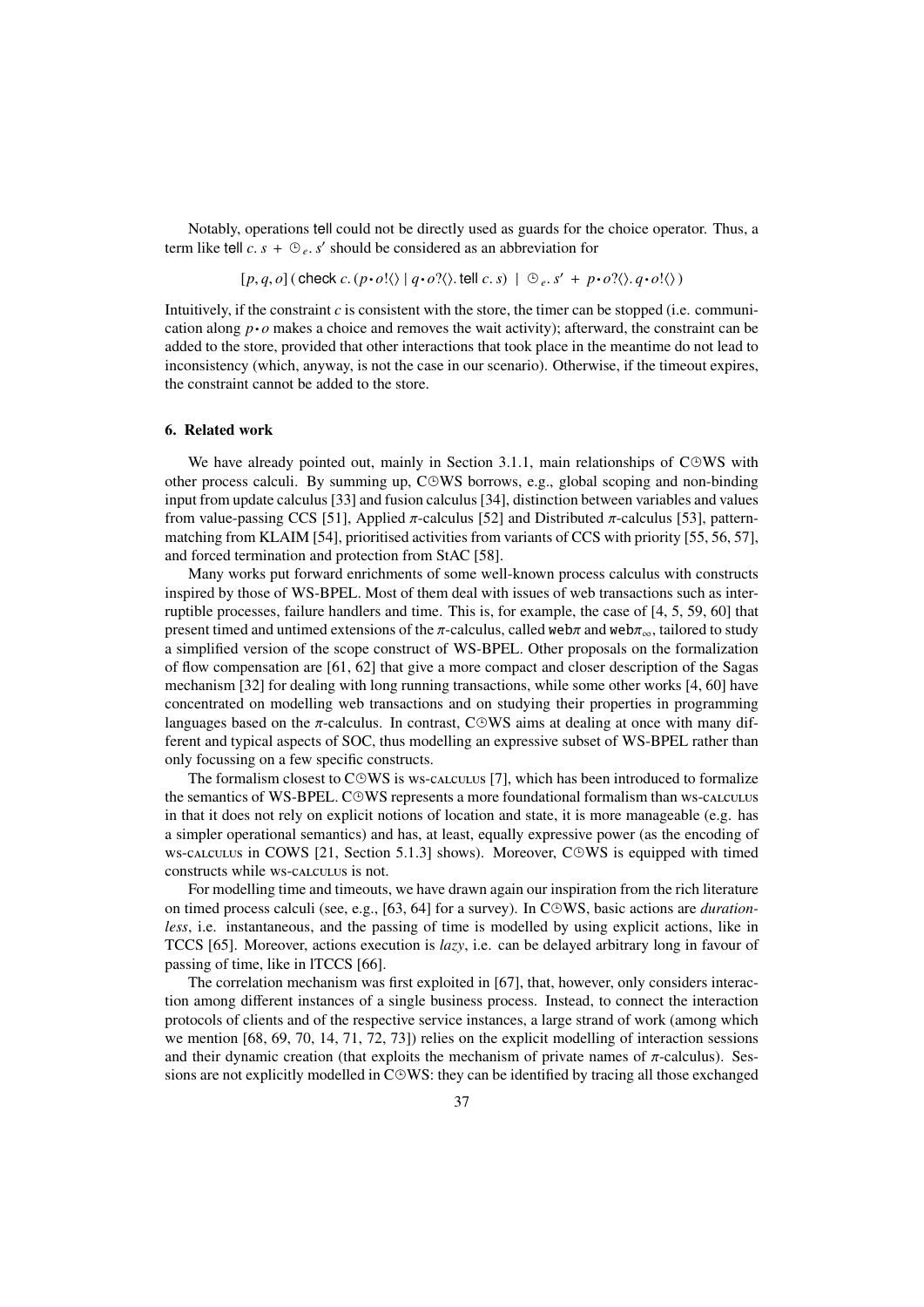Notably, operations tell could not be directly used as guards for the choice operator. Thus, a term like $\textsf{tell}\ c.\, s\ +\ \circleddash_e.\, s'$ should be considered as an abbreviation for

$$[p, q, o]\,(\,\textsf{check}\ c.\,(p \bullet o!\langle\rangle \mid q \bullet o?\langle\rangle.\,\textsf{tell}\ c.\, s)\ \mid\ \circleddash_e.\, s'\ +\ p \bullet o?\langle\rangle.\, q \bullet o!\langle\rangle\,)$$

Intuitively, if the constraint $c$ is consistent with the store, the timer can be stopped (i.e. communication along $p \bullet o$ makes a choice and removes the wait activity); afterward, the constraint can be added to the store, provided that other interactions that took place in the meantime do not lead to inconsistency (which, anyway, is not the case in our scenario). Otherwise, if the timeout expires, the constraint cannot be added to the store.

## 6. Related work

We have already pointed out, mainly in Section 3.1.1, main relationships of C⊕WS with other process calculi. By summing up, C⊕WS borrows, e.g., global scoping and non-binding input from update calculus [33] and fusion calculus [34], distinction between variables and values from value-passing CCS [51], Applied $\pi$-calculus [52] and Distributed $\pi$-calculus [53], pattern-matching from KLAIM [54], prioritised activities from variants of CCS with priority [55, 56, 57], and forced termination and protection from StAC [58].

Many works put forward enrichments of some well-known process calculus with constructs inspired by those of WS-BPEL. Most of them deal with issues of web transactions such as interruptible processes, failure handlers and time. This is, for example, the case of [4, 5, 59, 60] that present timed and untimed extensions of the $\pi$-calculus, called web$\pi$ and web$\pi_\infty$, tailored to study a simplified version of the scope construct of WS-BPEL. Other proposals on the formalization of flow compensation are [61, 62] that give a more compact and closer description of the Sagas mechanism [32] for dealing with long running transactions, while some other works [4, 60] have concentrated on modelling web transactions and on studying their properties in programming languages based on the $\pi$-calculus. In contrast, C⊕WS aims at dealing at once with many different and typical aspects of SOC, thus modelling an expressive subset of WS-BPEL rather than only focussing on a few specific constructs.

The formalism closest to C⊕WS is ws-calculus [7], which has been introduced to formalize the semantics of WS-BPEL. C⊕WS represents a more foundational formalism than ws-calculus in that it does not rely on explicit notions of location and state, it is more manageable (e.g. has a simpler operational semantics) and has, at least, equally expressive power (as the encoding of ws-calculus in COWS [21, Section 5.1.3] shows). Moreover, C⊕WS is equipped with timed constructs while ws-calculus is not.

For modelling time and timeouts, we have drawn again our inspiration from the rich literature on timed process calculi (see, e.g., [63, 64] for a survey). In C⊕WS, basic actions are *durationless*, i.e. instantaneous, and the passing of time is modelled by using explicit actions, like in TCCS [65]. Moreover, actions execution is *lazy*, i.e. can be delayed arbitrary long in favour of passing of time, like in lTCCS [66].

The correlation mechanism was first exploited in [67], that, however, only considers interaction among different instances of a single business process. Instead, to connect the interaction protocols of clients and of the respective service instances, a large strand of work (among which we mention [68, 69, 70, 14, 71, 72, 73]) relies on the explicit modelling of interaction sessions and their dynamic creation (that exploits the mechanism of private names of $\pi$-calculus). Sessions are not explicitly modelled in C⊕WS: they can be identified by tracing all those exchanged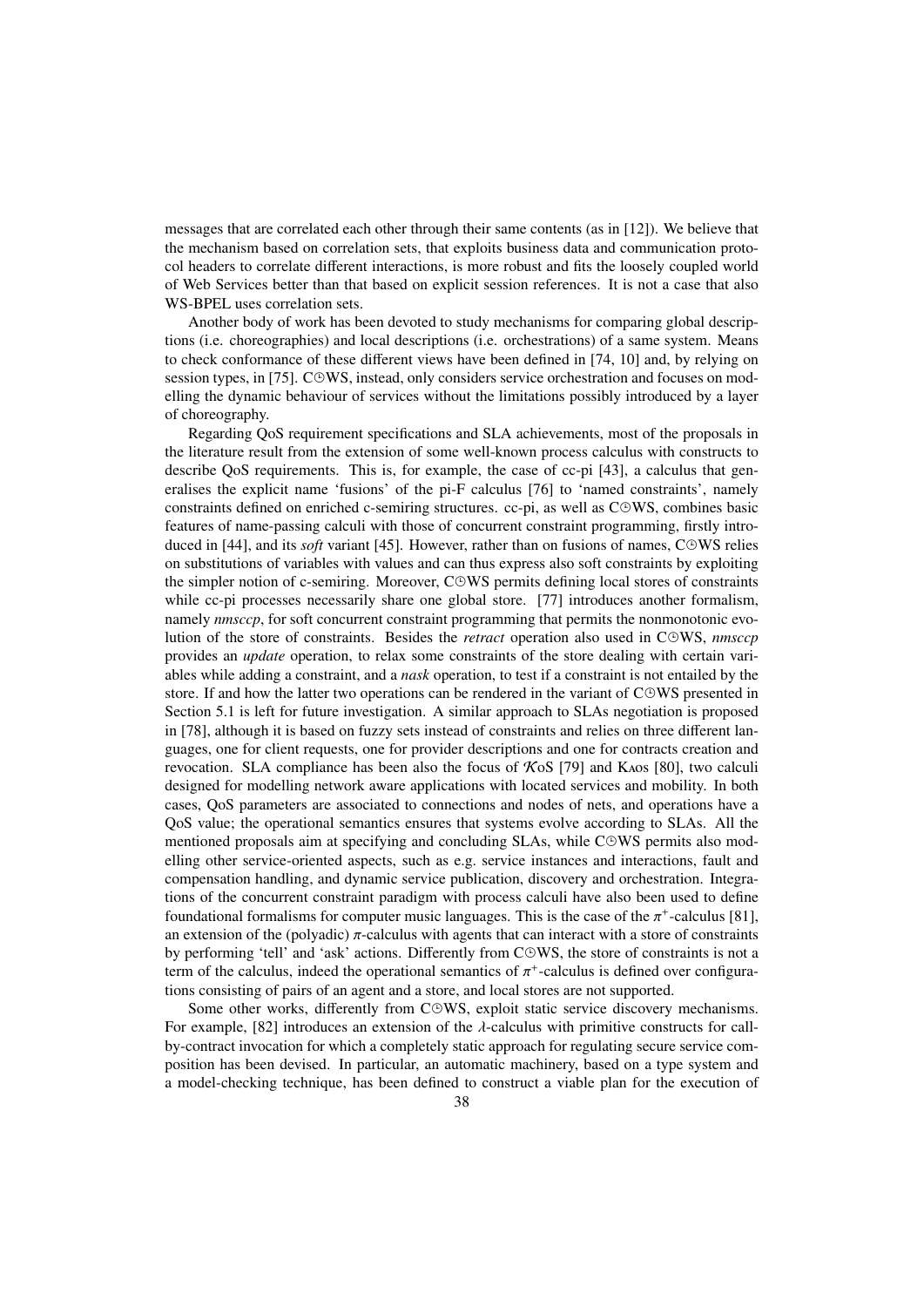messages that are correlated each other through their same contents (as in [12]). We believe that the mechanism based on correlation sets, that exploits business data and communication protocol headers to correlate different interactions, is more robust and fits the loosely coupled world of Web Services better than that based on explicit session references. It is not a case that also WS-BPEL uses correlation sets.

Another body of work has been devoted to study mechanisms for comparing global descriptions (i.e. choreographies) and local descriptions (i.e. orchestrations) of a same system. Means to check conformance of these different views have been defined in [74, 10] and, by relying on session types, in [75]. C⌚WS, instead, only considers service orchestration and focuses on modelling the dynamic behaviour of services without the limitations possibly introduced by a layer of choreography.

Regarding QoS requirement specifications and SLA achievements, most of the proposals in the literature result from the extension of some well-known process calculus with constructs to describe QoS requirements. This is, for example, the case of cc-pi [43], a calculus that generalises the explicit name 'fusions' of the pi-F calculus [76] to 'named constraints', namely constraints defined on enriched c-semiring structures. cc-pi, as well as C⌚WS, combines basic features of name-passing calculi with those of concurrent constraint programming, firstly introduced in [44], and its *soft* variant [45]. However, rather than on fusions of names, C⌚WS relies on substitutions of variables with values and can thus express also soft constraints by exploiting the simpler notion of c-semiring. Moreover, C⌚WS permits defining local stores of constraints while cc-pi processes necessarily share one global store. [77] introduces another formalism, namely *nmsccp*, for soft concurrent constraint programming that permits the nonmonotonic evolution of the store of constraints. Besides the *retract* operation also used in C⌚WS, *nmsccp* provides an *update* operation, to relax some constraints of the store dealing with certain variables while adding a constraint, and a *nask* operation, to test if a constraint is not entailed by the store. If and how the latter two operations can be rendered in the variant of C⌚WS presented in Section 5.1 is left for future investigation. A similar approach to SLAs negotiation is proposed in [78], although it is based on fuzzy sets instead of constraints and relies on three different languages, one for client requests, one for provider descriptions and one for contracts creation and revocation. SLA compliance has been also the focus of $\mathcal{K}$oS [79] and KAOS [80], two calculi designed for modelling network aware applications with located services and mobility. In both cases, QoS parameters are associated to connections and nodes of nets, and operations have a QoS value; the operational semantics ensures that systems evolve according to SLAs. All the mentioned proposals aim at specifying and concluding SLAs, while C⌚WS permits also modelling other service-oriented aspects, such as e.g. service instances and interactions, fault and compensation handling, and dynamic service publication, discovery and orchestration. Integrations of the concurrent constraint paradigm with process calculi have also been used to define foundational formalisms for computer music languages. This is the case of the $\pi^+$-calculus [81], an extension of the (polyadic) $\pi$-calculus with agents that can interact with a store of constraints by performing 'tell' and 'ask' actions. Differently from C⌚WS, the store of constraints is not a term of the calculus, indeed the operational semantics of $\pi^+$-calculus is defined over configurations consisting of pairs of an agent and a store, and local stores are not supported.

Some other works, differently from C⌚WS, exploit static service discovery mechanisms. For example, [82] introduces an extension of the $\lambda$-calculus with primitive constructs for call-by-contract invocation for which a completely static approach for regulating secure service composition has been devised. In particular, an automatic machinery, based on a type system and a model-checking technique, has been defined to construct a viable plan for the execution of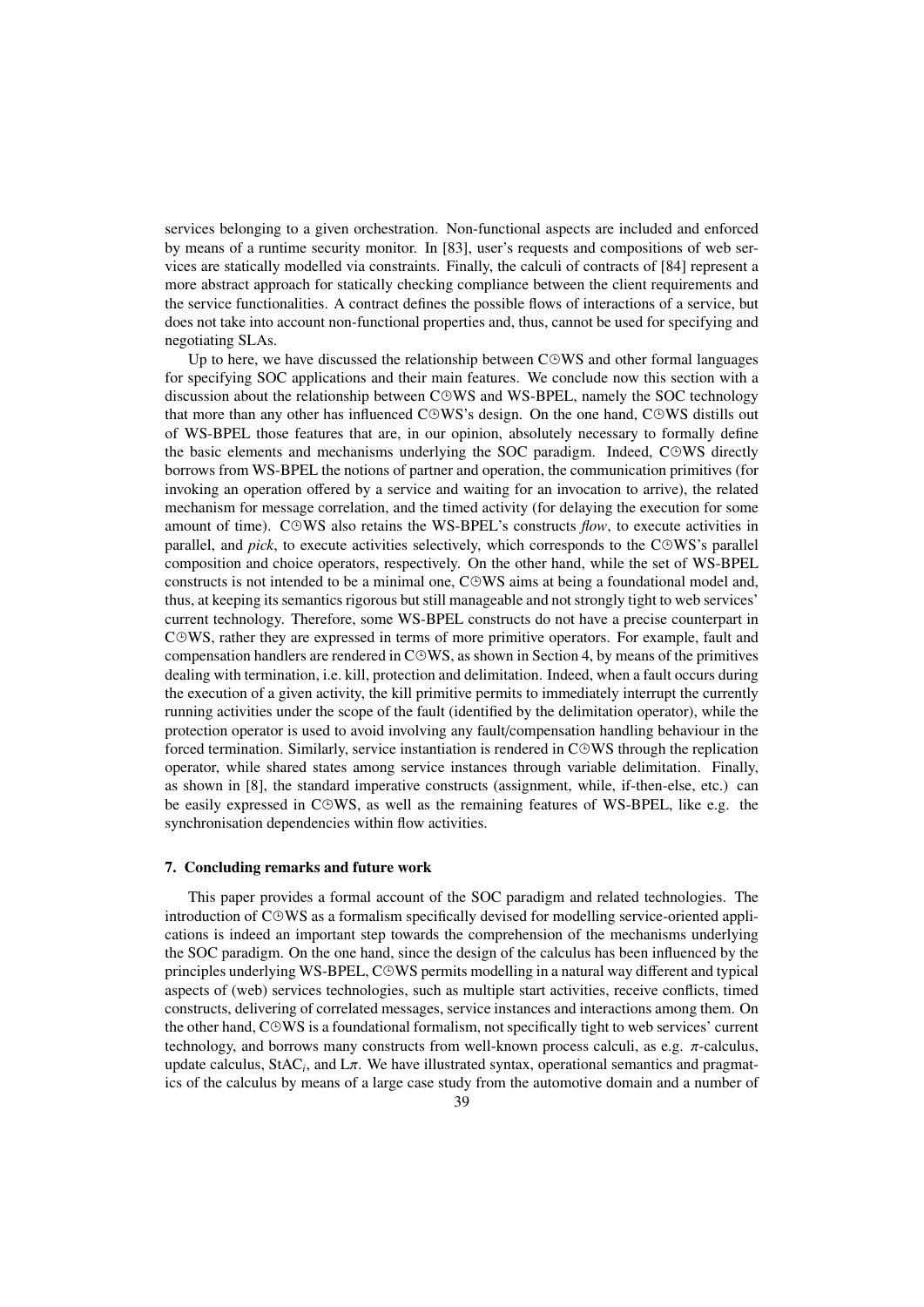services belonging to a given orchestration. Non-functional aspects are included and enforced by means of a runtime security monitor. In [83], user's requests and compositions of web services are statically modelled via constraints. Finally, the calculi of contracts of [84] represent a more abstract approach for statically checking compliance between the client requirements and the service functionalities. A contract defines the possible flows of interactions of a service, but does not take into account non-functional properties and, thus, cannot be used for specifying and negotiating SLAs.

Up to here, we have discussed the relationship between C⊙WS and other formal languages for specifying SOC applications and their main features. We conclude now this section with a discussion about the relationship between C⊙WS and WS-BPEL, namely the SOC technology that more than any other has influenced C⊙WS's design. On the one hand, C⊙WS distills out of WS-BPEL those features that are, in our opinion, absolutely necessary to formally define the basic elements and mechanisms underlying the SOC paradigm. Indeed, C⊙WS directly borrows from WS-BPEL the notions of partner and operation, the communication primitives (for invoking an operation offered by a service and waiting for an invocation to arrive), the related mechanism for message correlation, and the timed activity (for delaying the execution for some amount of time). C⊙WS also retains the WS-BPEL's constructs *flow*, to execute activities in parallel, and *pick*, to execute activities selectively, which corresponds to the C⊙WS's parallel composition and choice operators, respectively. On the other hand, while the set of WS-BPEL constructs is not intended to be a minimal one, C⊙WS aims at being a foundational model and, thus, at keeping its semantics rigorous but still manageable and not strongly tight to web services' current technology. Therefore, some WS-BPEL constructs do not have a precise counterpart in C⊙WS, rather they are expressed in terms of more primitive operators. For example, fault and compensation handlers are rendered in C⊙WS, as shown in Section 4, by means of the primitives dealing with termination, i.e. kill, protection and delimitation. Indeed, when a fault occurs during the execution of a given activity, the kill primitive permits to immediately interrupt the currently running activities under the scope of the fault (identified by the delimitation operator), while the protection operator is used to avoid involving any fault/compensation handling behaviour in the forced termination. Similarly, service instantiation is rendered in C⊙WS through the replication operator, while shared states among service instances through variable delimitation. Finally, as shown in [8], the standard imperative constructs (assignment, while, if-then-else, etc.) can be easily expressed in C⊙WS, as well as the remaining features of WS-BPEL, like e.g. the synchronisation dependencies within flow activities.

## 7. Concluding remarks and future work

This paper provides a formal account of the SOC paradigm and related technologies. The introduction of C⊙WS as a formalism specifically devised for modelling service-oriented applications is indeed an important step towards the comprehension of the mechanisms underlying the SOC paradigm. On the one hand, since the design of the calculus has been influenced by the principles underlying WS-BPEL, C⊙WS permits modelling in a natural way different and typical aspects of (web) services technologies, such as multiple start activities, receive conflicts, timed constructs, delivering of correlated messages, service instances and interactions among them. On the other hand, C⊙WS is a foundational formalism, not specifically tight to web services' current technology, and borrows many constructs from well-known process calculi, as e.g. $\pi$-calculus, update calculus, StAC$_i$, and L$\pi$. We have illustrated syntax, operational semantics and pragmatics of the calculus by means of a large case study from the automotive domain and a number of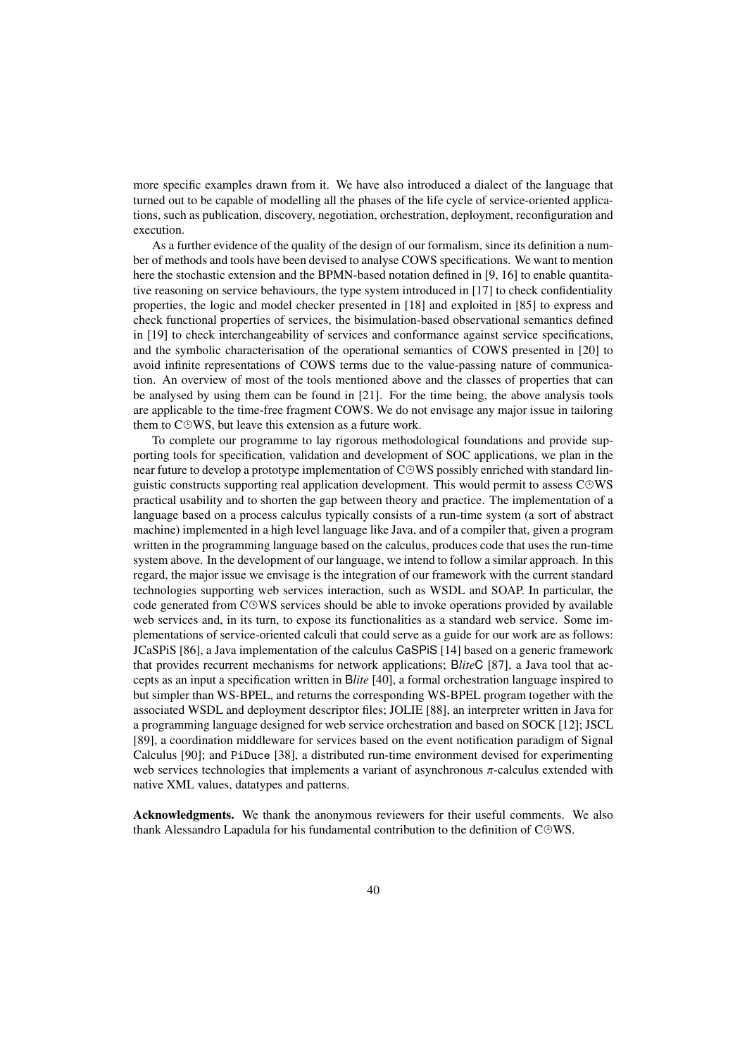more specific examples drawn from it. We have also introduced a dialect of the language that turned out to be capable of modelling all the phases of the life cycle of service-oriented applications, such as publication, discovery, negotiation, orchestration, deployment, reconfiguration and execution.

As a further evidence of the quality of the design of our formalism, since its definition a number of methods and tools have been devised to analyse COWS specifications. We want to mention here the stochastic extension and the BPMN-based notation defined in [9, 16] to enable quantitative reasoning on service behaviours, the type system introduced in [17] to check confidentiality properties, the logic and model checker presented in [18] and exploited in [85] to express and check functional properties of services, the bisimulation-based observational semantics defined in [19] to check interchangeability of services and conformance against service specifications, and the symbolic characterisation of the operational semantics of COWS presented in [20] to avoid infinite representations of COWS terms due to the value-passing nature of communication. An overview of most of the tools mentioned above and the classes of properties that can be analysed by using them can be found in [21]. For the time being, the above analysis tools are applicable to the time-free fragment COWS. We do not envisage any major issue in tailoring them to C⏲WS, but leave this extension as a future work.

To complete our programme to lay rigorous methodological foundations and provide supporting tools for specification, validation and development of SOC applications, we plan in the near future to develop a prototype implementation of C⏲WS possibly enriched with standard linguistic constructs supporting real application development. This would permit to assess C⏲WS practical usability and to shorten the gap between theory and practice. The implementation of a language based on a process calculus typically consists of a run-time system (a sort of abstract machine) implemented in a high level language like Java, and of a compiler that, given a program written in the programming language based on the calculus, produces code that uses the run-time system above. In the development of our language, we intend to follow a similar approach. In this regard, the major issue we envisage is the integration of our framework with the current standard technologies supporting web services interaction, such as WSDL and SOAP. In particular, the code generated from C⏲WS services should be able to invoke operations provided by available web services and, in its turn, to expose its functionalities as a standard web service. Some implementations of service-oriented calculi that could serve as a guide for our work are as follows: JCaSPiS [86], a Java implementation of the calculus CaSPiS [14] based on a generic framework that provides recurrent mechanisms for network applications; B*lite*C [87], a Java tool that accepts as an input a specification written in B*lite* [40], a formal orchestration language inspired to but simpler than WS-BPEL, and returns the corresponding WS-BPEL program together with the associated WSDL and deployment descriptor files; JOLIE [88], an interpreter written in Java for a programming language designed for web service orchestration and based on SOCK [12]; JSCL [89], a coordination middleware for services based on the event notification paradigm of Signal Calculus [90]; and `PiDuce` [38], a distributed run-time environment devised for experimenting web services technologies that implements a variant of asynchronous $\pi$-calculus extended with native XML values, datatypes and patterns.

**Acknowledgments.** We thank the anonymous reviewers for their useful comments. We also thank Alessandro Lapadula for his fundamental contribution to the definition of C⏲WS.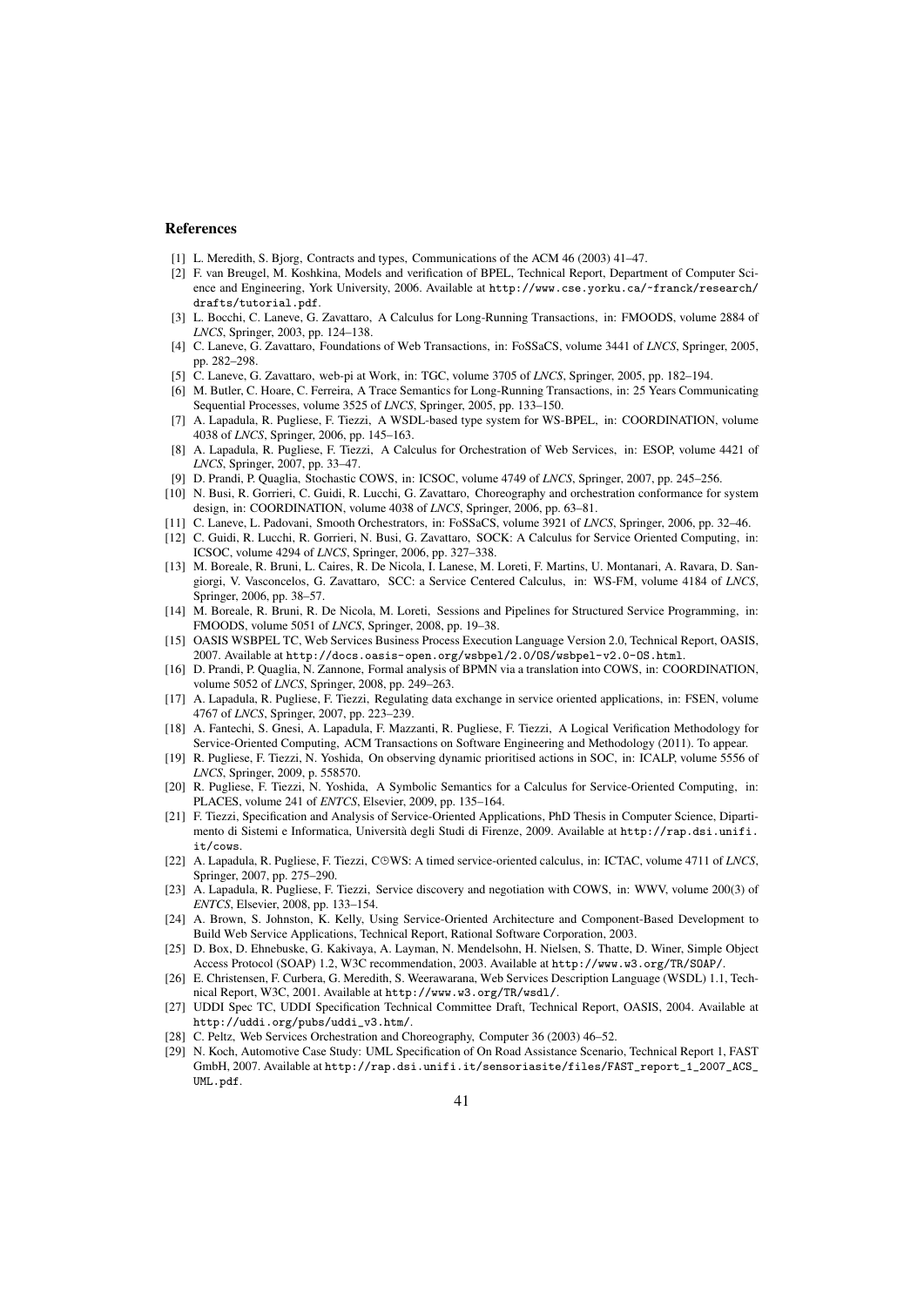## References

[1] L. Meredith, S. Bjorg, Contracts and types, Communications of the ACM 46 (2003) 41–47.

[2] F. van Breugel, M. Koshkina, Models and verification of BPEL, Technical Report, Department of Computer Science and Engineering, York University, 2006. Available at http://www.cse.yorku.ca/~franck/research/drafts/tutorial.pdf.

[3] L. Bocchi, C. Laneve, G. Zavattaro, A Calculus for Long-Running Transactions, in: FMOODS, volume 2884 of *LNCS*, Springer, 2003, pp. 124–138.

[4] C. Laneve, G. Zavattaro, Foundations of Web Transactions, in: FoSSaCS, volume 3441 of *LNCS*, Springer, 2005, pp. 282–298.

[5] C. Laneve, G. Zavattaro, web-pi at Work, in: TGC, volume 3705 of *LNCS*, Springer, 2005, pp. 182–194.

[6] M. Butler, C. Hoare, C. Ferreira, A Trace Semantics for Long-Running Transactions, in: 25 Years Communicating Sequential Processes, volume 3525 of *LNCS*, Springer, 2005, pp. 133–150.

[7] A. Lapadula, R. Pugliese, F. Tiezzi, A WSDL-based type system for WS-BPEL, in: COORDINATION, volume 4038 of *LNCS*, Springer, 2006, pp. 145–163.

[8] A. Lapadula, R. Pugliese, F. Tiezzi, A Calculus for Orchestration of Web Services, in: ESOP, volume 4421 of *LNCS*, Springer, 2007, pp. 33–47.

[9] D. Prandi, P. Quaglia, Stochastic COWS, in: ICSOC, volume 4749 of *LNCS*, Springer, 2007, pp. 245–256.

[10] N. Busi, R. Gorrieri, C. Guidi, R. Lucchi, G. Zavattaro, Choreography and orchestration conformance for system design, in: COORDINATION, volume 4038 of *LNCS*, Springer, 2006, pp. 63–81.

[11] C. Laneve, L. Padovani, Smooth Orchestrators, in: FoSSaCS, volume 3921 of *LNCS*, Springer, 2006, pp. 32–46.

[12] C. Guidi, R. Lucchi, R. Gorrieri, N. Busi, G. Zavattaro, SOCK: A Calculus for Service Oriented Computing, in: ICSOC, volume 4294 of *LNCS*, Springer, 2006, pp. 327–338.

[13] M. Boreale, R. Bruni, L. Caires, R. De Nicola, I. Lanese, M. Loreti, F. Martins, U. Montanari, A. Ravara, D. Sangiorgi, V. Vasconcelos, G. Zavattaro, SCC: a Service Centered Calculus, in: WS-FM, volume 4184 of *LNCS*, Springer, 2006, pp. 38–57.

[14] M. Boreale, R. Bruni, R. De Nicola, M. Loreti, Sessions and Pipelines for Structured Service Programming, in: FMOODS, volume 5051 of *LNCS*, Springer, 2008, pp. 19–38.

[15] OASIS WSBPEL TC, Web Services Business Process Execution Language Version 2.0, Technical Report, OASIS, 2007. Available at http://docs.oasis-open.org/wsbpel/2.0/OS/wsbpel-v2.0-OS.html.

[16] D. Prandi, P. Quaglia, N. Zannone, Formal analysis of BPMN via a translation into COWS, in: COORDINATION, volume 5052 of *LNCS*, Springer, 2008, pp. 249–263.

[17] A. Lapadula, R. Pugliese, F. Tiezzi, Regulating data exchange in service oriented applications, in: FSEN, volume 4767 of *LNCS*, Springer, 2007, pp. 223–239.

[18] A. Fantechi, S. Gnesi, A. Lapadula, F. Mazzanti, R. Pugliese, F. Tiezzi, A Logical Verification Methodology for Service-Oriented Computing, ACM Transactions on Software Engineering and Methodology (2011). To appear.

[19] R. Pugliese, F. Tiezzi, N. Yoshida, On observing dynamic prioritised actions in SOC, in: ICALP, volume 5556 of *LNCS*, Springer, 2009, p. 558570.

[20] R. Pugliese, F. Tiezzi, N. Yoshida, A Symbolic Semantics for a Calculus for Service-Oriented Computing, in: PLACES, volume 241 of *ENTCS*, Elsevier, 2009, pp. 135–164.

[21] F. Tiezzi, Specification and Analysis of Service-Oriented Applications, PhD Thesis in Computer Science, Dipartimento di Sistemi e Informatica, Università degli Studi di Firenze, 2009. Available at http://rap.dsi.unifi.it/cows.

[22] A. Lapadula, R. Pugliese, F. Tiezzi, C⊙WS: A timed service-oriented calculus, in: ICTAC, volume 4711 of *LNCS*, Springer, 2007, pp. 275–290.

[23] A. Lapadula, R. Pugliese, F. Tiezzi, Service discovery and negotiation with COWS, in: WWV, volume 200(3) of *ENTCS*, Elsevier, 2008, pp. 133–154.

[24] A. Brown, S. Johnston, K. Kelly, Using Service-Oriented Architecture and Component-Based Development to Build Web Service Applications, Technical Report, Rational Software Corporation, 2003.

[25] D. Box, D. Ehnebuske, G. Kakivaya, A. Layman, N. Mendelsohn, H. Nielsen, S. Thatte, D. Winer, Simple Object Access Protocol (SOAP) 1.2, W3C recommendation, 2003. Available at http://www.w3.org/TR/SOAP/.

[26] E. Christensen, F. Curbera, G. Meredith, S. Weerawarana, Web Services Description Language (WSDL) 1.1, Technical Report, W3C, 2001. Available at http://www.w3.org/TR/wsdl/.

[27] UDDI Spec TC, UDDI Specification Technical Committee Draft, Technical Report, OASIS, 2004. Available at http://uddi.org/pubs/uddi_v3.htm/.

[28] C. Peltz, Web Services Orchestration and Choreography, Computer 36 (2003) 46–52.

[29] N. Koch, Automotive Case Study: UML Specification of On Road Assistance Scenario, Technical Report 1, FAST GmbH, 2007. Available at http://rap.dsi.unifi.it/sensoriasite/files/FAST_report_1_2007_ACS_UML.pdf.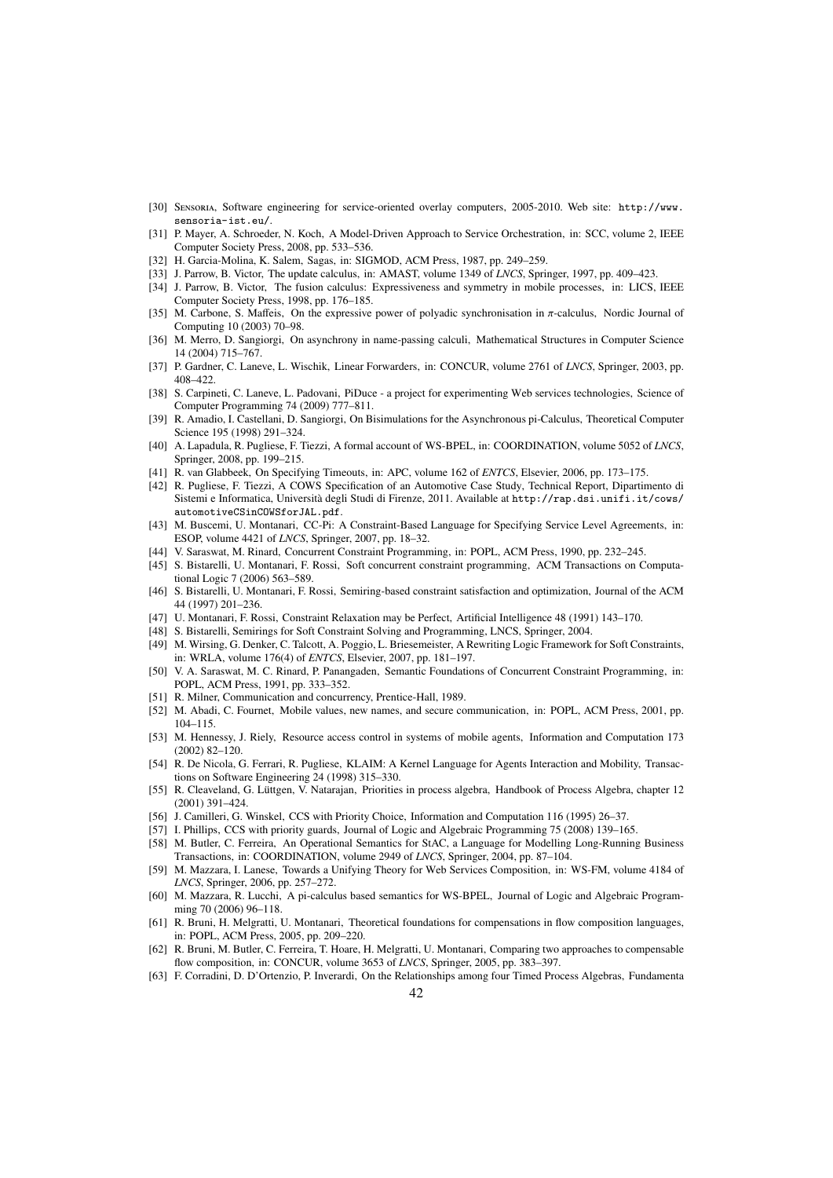[30] Sensoria, Software engineering for service-oriented overlay computers, 2005-2010. Web site: http://www.sensoria-ist.eu/.

[31] P. Mayer, A. Schroeder, N. Koch, A Model-Driven Approach to Service Orchestration, in: SCC, volume 2, IEEE Computer Society Press, 2008, pp. 533–536.

[32] H. Garcia-Molina, K. Salem, Sagas, in: SIGMOD, ACM Press, 1987, pp. 249–259.

[33] J. Parrow, B. Victor, The update calculus, in: AMAST, volume 1349 of *LNCS*, Springer, 1997, pp. 409–423.

[34] J. Parrow, B. Victor, The fusion calculus: Expressiveness and symmetry in mobile processes, in: LICS, IEEE Computer Society Press, 1998, pp. 176–185.

[35] M. Carbone, S. Maffeis, On the expressive power of polyadic synchronisation in $\pi$-calculus, Nordic Journal of Computing 10 (2003) 70–98.

[36] M. Merro, D. Sangiorgi, On asynchrony in name-passing calculi, Mathematical Structures in Computer Science 14 (2004) 715–767.

[37] P. Gardner, C. Laneve, L. Wischik, Linear Forwarders, in: CONCUR, volume 2761 of *LNCS*, Springer, 2003, pp. 408–422.

[38] S. Carpineti, C. Laneve, L. Padovani, PiDuce - a project for experimenting Web services technologies, Science of Computer Programming 74 (2009) 777–811.

[39] R. Amadio, I. Castellani, D. Sangiorgi, On Bisimulations for the Asynchronous pi-Calculus, Theoretical Computer Science 195 (1998) 291–324.

[40] A. Lapadula, R. Pugliese, F. Tiezzi, A formal account of WS-BPEL, in: COORDINATION, volume 5052 of *LNCS*, Springer, 2008, pp. 199–215.

[41] R. van Glabbeek, On Specifying Timeouts, in: APC, volume 162 of *ENTCS*, Elsevier, 2006, pp. 173–175.

[42] R. Pugliese, F. Tiezzi, A COWS Specification of an Automotive Case Study, Technical Report, Dipartimento di Sistemi e Informatica, Università degli Studi di Firenze, 2011. Available at http://rap.dsi.unifi.it/cows/automotiveCSinCOWSforJAL.pdf.

[43] M. Buscemi, U. Montanari, CC-Pi: A Constraint-Based Language for Specifying Service Level Agreements, in: ESOP, volume 4421 of *LNCS*, Springer, 2007, pp. 18–32.

[44] V. Saraswat, M. Rinard, Concurrent Constraint Programming, in: POPL, ACM Press, 1990, pp. 232–245.

[45] S. Bistarelli, U. Montanari, F. Rossi, Soft concurrent constraint programming, ACM Transactions on Computational Logic 7 (2006) 563–589.

[46] S. Bistarelli, U. Montanari, F. Rossi, Semiring-based constraint satisfaction and optimization, Journal of the ACM 44 (1997) 201–236.

[47] U. Montanari, F. Rossi, Constraint Relaxation may be Perfect, Artificial Intelligence 48 (1991) 143–170.

[48] S. Bistarelli, Semirings for Soft Constraint Solving and Programming, LNCS, Springer, 2004.

[49] M. Wirsing, G. Denker, C. Talcott, A. Poggio, L. Briesemeister, A Rewriting Logic Framework for Soft Constraints, in: WRLA, volume 176(4) of *ENTCS*, Elsevier, 2007, pp. 181–197.

[50] V. A. Saraswat, M. C. Rinard, P. Panangaden, Semantic Foundations of Concurrent Constraint Programming, in: POPL, ACM Press, 1991, pp. 333–352.

[51] R. Milner, Communication and concurrency, Prentice-Hall, 1989.

[52] M. Abadi, C. Fournet, Mobile values, new names, and secure communication, in: POPL, ACM Press, 2001, pp. 104–115.

[53] M. Hennessy, J. Riely, Resource access control in systems of mobile agents, Information and Computation 173 (2002) 82–120.

[54] R. De Nicola, G. Ferrari, R. Pugliese, KLAIM: A Kernel Language for Agents Interaction and Mobility, Transactions on Software Engineering 24 (1998) 315–330.

[55] R. Cleaveland, G. Lüttgen, V. Natarajan, Priorities in process algebra, Handbook of Process Algebra, chapter 12 (2001) 391–424.

[56] J. Camilleri, G. Winskel, CCS with Priority Choice, Information and Computation 116 (1995) 26–37.

[57] I. Phillips, CCS with priority guards, Journal of Logic and Algebraic Programming 75 (2008) 139–165.

[58] M. Butler, C. Ferreira, An Operational Semantics for StAC, a Language for Modelling Long-Running Business Transactions, in: COORDINATION, volume 2949 of *LNCS*, Springer, 2004, pp. 87–104.

[59] M. Mazzara, I. Lanese, Towards a Unifying Theory for Web Services Composition, in: WS-FM, volume 4184 of *LNCS*, Springer, 2006, pp. 257–272.

[60] M. Mazzara, R. Lucchi, A pi-calculus based semantics for WS-BPEL, Journal of Logic and Algebraic Programming 70 (2006) 96–118.

[61] R. Bruni, H. Melgratti, U. Montanari, Theoretical foundations for compensations in flow composition languages, in: POPL, ACM Press, 2005, pp. 209–220.

[62] R. Bruni, M. Butler, C. Ferreira, T. Hoare, H. Melgratti, U. Montanari, Comparing two approaches to compensable flow composition, in: CONCUR, volume 3653 of *LNCS*, Springer, 2005, pp. 383–397.

[63] F. Corradini, D. D'Ortenzio, P. Inverardi, On the Relationships among four Timed Process Algebras, Fundamenta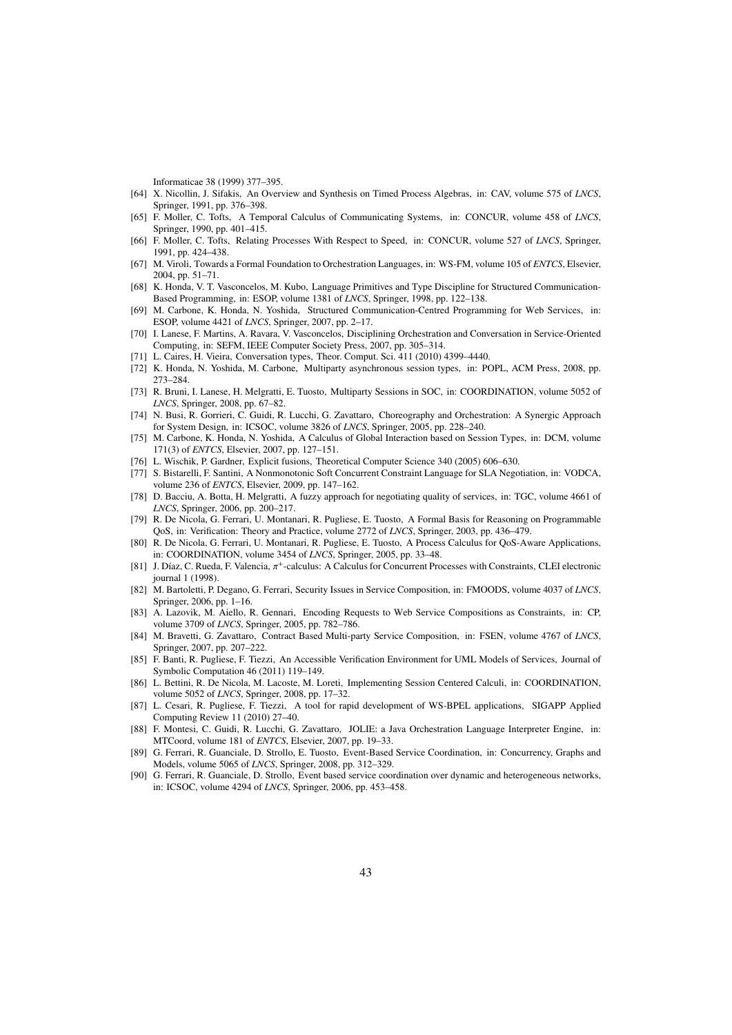Informaticae 38 (1999) 377–395.

[64] X. Nicollin, J. Sifakis, An Overview and Synthesis on Timed Process Algebras, in: CAV, volume 575 of *LNCS*, Springer, 1991, pp. 376–398.

[65] F. Moller, C. Tofts, A Temporal Calculus of Communicating Systems, in: CONCUR, volume 458 of *LNCS*, Springer, 1990, pp. 401–415.

[66] F. Moller, C. Tofts, Relating Processes With Respect to Speed, in: CONCUR, volume 527 of *LNCS*, Springer, 1991, pp. 424–438.

[67] M. Viroli, Towards a Formal Foundation to Orchestration Languages, in: WS-FM, volume 105 of *ENTCS*, Elsevier, 2004, pp. 51–71.

[68] K. Honda, V. T. Vasconcelos, M. Kubo, Language Primitives and Type Discipline for Structured Communication-Based Programming, in: ESOP, volume 1381 of *LNCS*, Springer, 1998, pp. 122–138.

[69] M. Carbone, K. Honda, N. Yoshida, Structured Communication-Centred Programming for Web Services, in: ESOP, volume 4421 of *LNCS*, Springer, 2007, pp. 2–17.

[70] I. Lanese, F. Martins, A. Ravara, V. Vasconcelos, Disciplining Orchestration and Conversation in Service-Oriented Computing, in: SEFM, IEEE Computer Society Press, 2007, pp. 305–314.

[71] L. Caires, H. Vieira, Conversation types, Theor. Comput. Sci. 411 (2010) 4399–4440.

[72] K. Honda, N. Yoshida, M. Carbone, Multiparty asynchronous session types, in: POPL, ACM Press, 2008, pp. 273–284.

[73] R. Bruni, I. Lanese, H. Melgratti, E. Tuosto, Multiparty Sessions in SOC, in: COORDINATION, volume 5052 of *LNCS*, Springer, 2008, pp. 67–82.

[74] N. Busi, R. Gorrieri, C. Guidi, R. Lucchi, G. Zavattaro, Choreography and Orchestration: A Synergic Approach for System Design, in: ICSOC, volume 3826 of *LNCS*, Springer, 2005, pp. 228–240.

[75] M. Carbone, K. Honda, N. Yoshida, A Calculus of Global Interaction based on Session Types, in: DCM, volume 171(3) of *ENTCS*, Elsevier, 2007, pp. 127–151.

[76] L. Wischik, P. Gardner, Explicit fusions, Theoretical Computer Science 340 (2005) 606–630.

[77] S. Bistarelli, F. Santini, A Nonmonotonic Soft Concurrent Constraint Language for SLA Negotiation, in: VODCA, volume 236 of *ENTCS*, Elsevier, 2009, pp. 147–162.

[78] D. Bacciu, A. Botta, H. Melgratti, A fuzzy approach for negotiating quality of services, in: TGC, volume 4661 of *LNCS*, Springer, 2006, pp. 200–217.

[79] R. De Nicola, G. Ferrari, U. Montanari, R. Pugliese, E. Tuosto, A Formal Basis for Reasoning on Programmable QoS, in: Verification: Theory and Practice, volume 2772 of *LNCS*, Springer, 2003, pp. 436–479.

[80] R. De Nicola, G. Ferrari, U. Montanari, R. Pugliese, E. Tuosto, A Process Calculus for QoS-Aware Applications, in: COORDINATION, volume 3454 of *LNCS*, Springer, 2005, pp. 33–48.

[81] J. Díaz, C. Rueda, F. Valencia, $\pi^{+}$-calculus: A Calculus for Concurrent Processes with Constraints, CLEI electronic journal 1 (1998).

[82] M. Bartoletti, P. Degano, G. Ferrari, Security Issues in Service Composition, in: FMOODS, volume 4037 of *LNCS*, Springer, 2006, pp. 1–16.

[83] A. Lazovik, M. Aiello, R. Gennari, Encoding Requests to Web Service Compositions as Constraints, in: CP, volume 3709 of *LNCS*, Springer, 2005, pp. 782–786.

[84] M. Bravetti, G. Zavattaro, Contract Based Multi-party Service Composition, in: FSEN, volume 4767 of *LNCS*, Springer, 2007, pp. 207–222.

[85] F. Banti, R. Pugliese, F. Tiezzi, An Accessible Verification Environment for UML Models of Services, Journal of Symbolic Computation 46 (2011) 119–149.

[86] L. Bettini, R. De Nicola, M. Lacoste, M. Loreti, Implementing Session Centered Calculi, in: COORDINATION, volume 5052 of *LNCS*, Springer, 2008, pp. 17–32.

[87] L. Cesari, R. Pugliese, F. Tiezzi, A tool for rapid development of WS-BPEL applications, SIGAPP Applied Computing Review 11 (2010) 27–40.

[88] F. Montesi, C. Guidi, R. Lucchi, G. Zavattaro, JOLIE: a Java Orchestration Language Interpreter Engine, in: MTCoord, volume 181 of *ENTCS*, Elsevier, 2007, pp. 19–33.

[89] G. Ferrari, R. Guanciale, D. Strollo, E. Tuosto, Event-Based Service Coordination, in: Concurrency, Graphs and Models, volume 5065 of *LNCS*, Springer, 2008, pp. 312–329.

[90] G. Ferrari, R. Guanciale, D. Strollo, Event based service coordination over dynamic and heterogeneous networks, in: ICSOC, volume 4294 of *LNCS*, Springer, 2006, pp. 453–458.